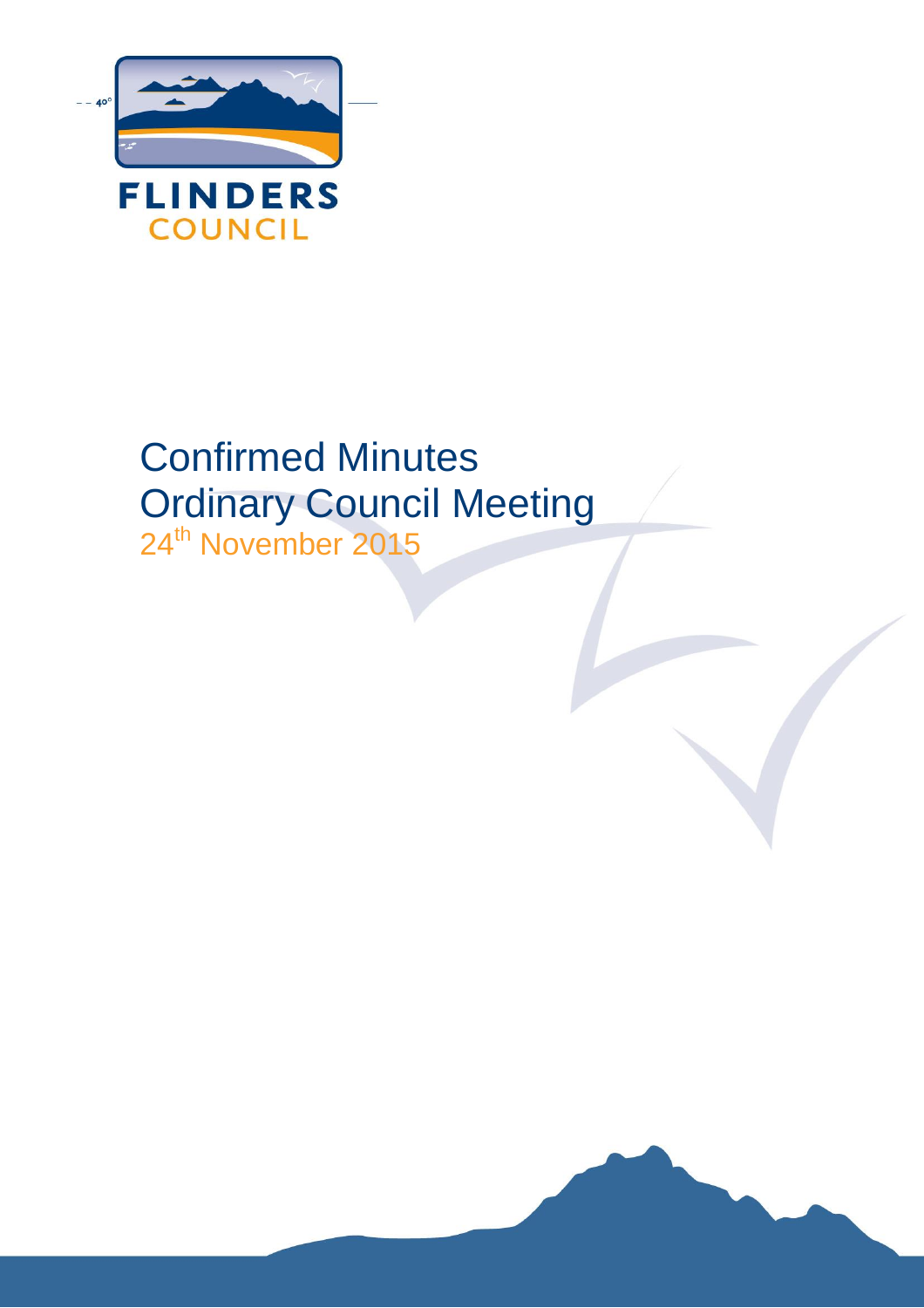FLINDERS COUNCIL

# Confirmed Minutes
# Ordinary Council Meeting

24th November 2015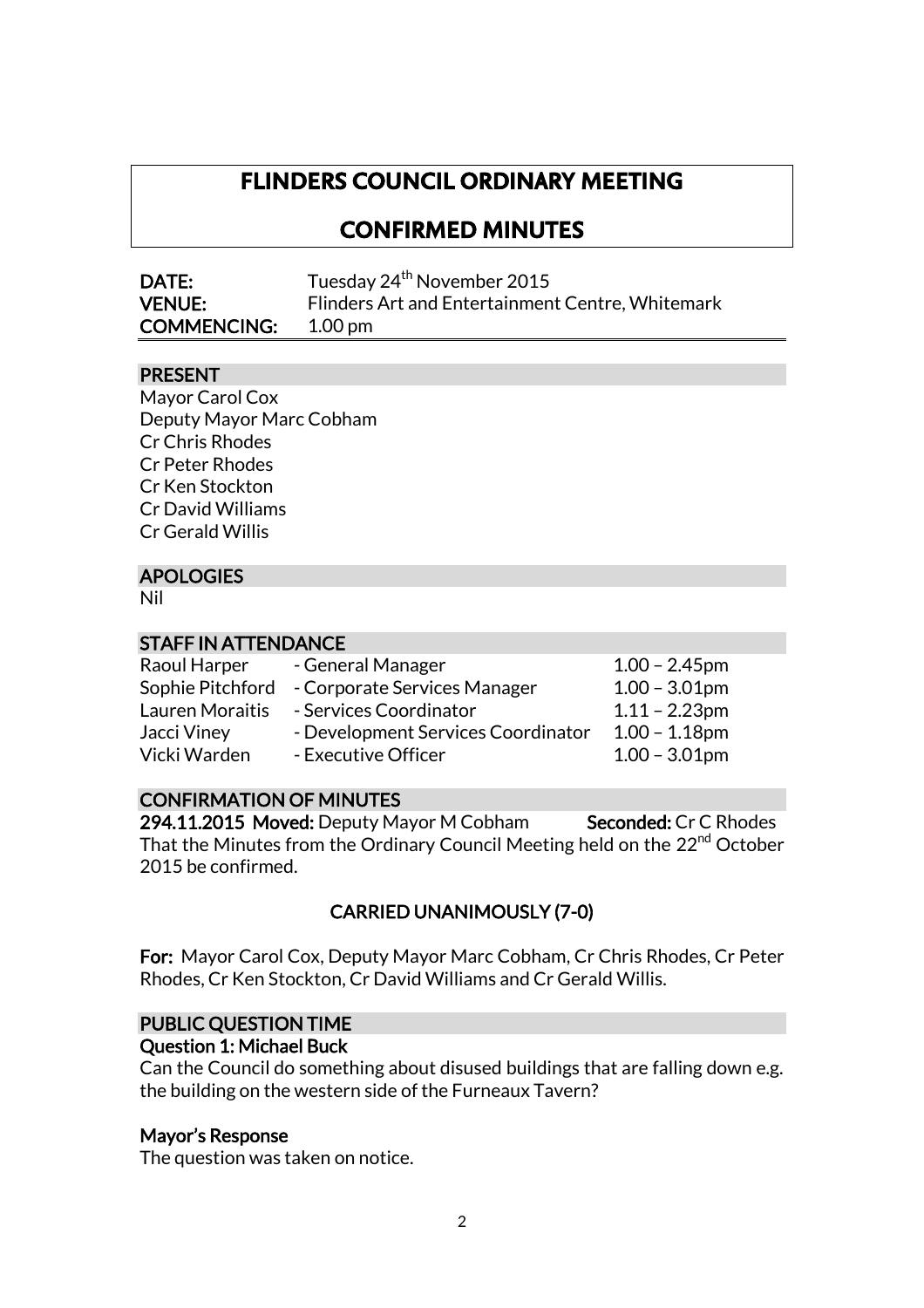# FLINDERS COUNCIL ORDINARY MEETING

## CONFIRMED MINUTES

**DATE:** Tuesday 24th November 2015
**VENUE:** Flinders Art and Entertainment Centre, Whitemark
**COMMENCING:** 1.00 pm

### PRESENT

Mayor Carol Cox
Deputy Mayor Marc Cobham
Cr Chris Rhodes
Cr Peter Rhodes
Cr Ken Stockton
Cr David Williams
Cr Gerald Willis

### APOLOGIES

Nil

### STAFF IN ATTENDANCE

| | | |
|---|---|---|
| Raoul Harper | - General Manager | 1.00 – 2.45pm |
| Sophie Pitchford | - Corporate Services Manager | 1.00 – 3.01pm |
| Lauren Moraitis | - Services Coordinator | 1.11 – 2.23pm |
| Jacci Viney | - Development Services Coordinator | 1.00 – 1.18pm |
| Vicki Warden | - Executive Officer | 1.00 – 3.01pm |

### CONFIRMATION OF MINUTES

**294.11.2015 Moved:** Deputy Mayor M Cobham **Seconded:** Cr C Rhodes

That the Minutes from the Ordinary Council Meeting held on the 22nd October 2015 be confirmed.

**CARRIED UNANIMOUSLY (7-0)**

**For:** Mayor Carol Cox, Deputy Mayor Marc Cobham, Cr Chris Rhodes, Cr Peter Rhodes, Cr Ken Stockton, Cr David Williams and Cr Gerald Willis.

### PUBLIC QUESTION TIME

**Question 1: Michael Buck**

Can the Council do something about disused buildings that are falling down e.g. the building on the western side of the Furneaux Tavern?

**Mayor's Response**

The question was taken on notice.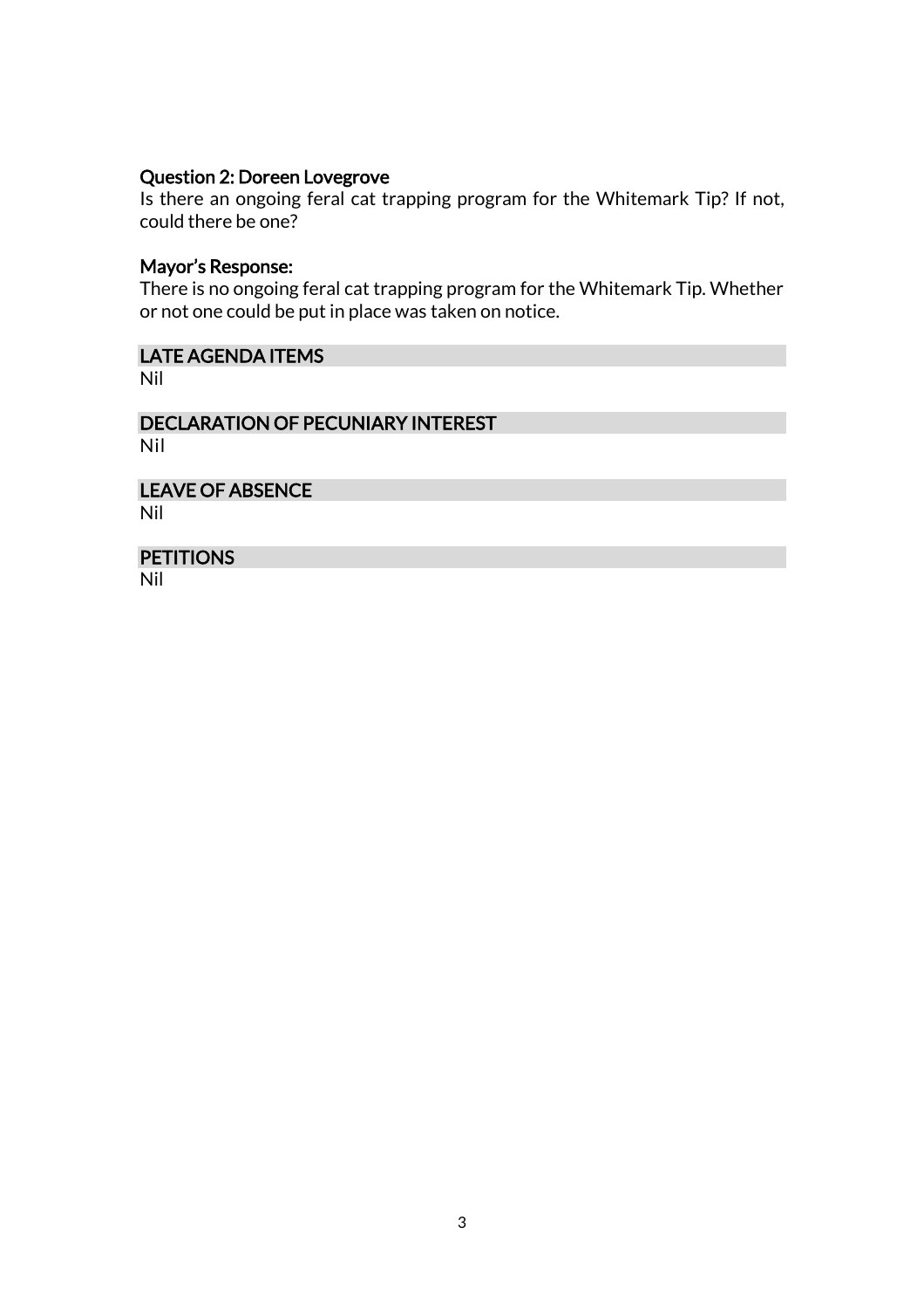**Question 2: Doreen Lovegrove**

Is there an ongoing feral cat trapping program for the Whitemark Tip? If not, could there be one?

**Mayor's Response:**

There is no ongoing feral cat trapping program for the Whitemark Tip. Whether or not one could be put in place was taken on notice.

## LATE AGENDA ITEMS

Nil

## DECLARATION OF PECUNIARY INTEREST

Nil

## LEAVE OF ABSENCE

Nil

## PETITIONS

Nil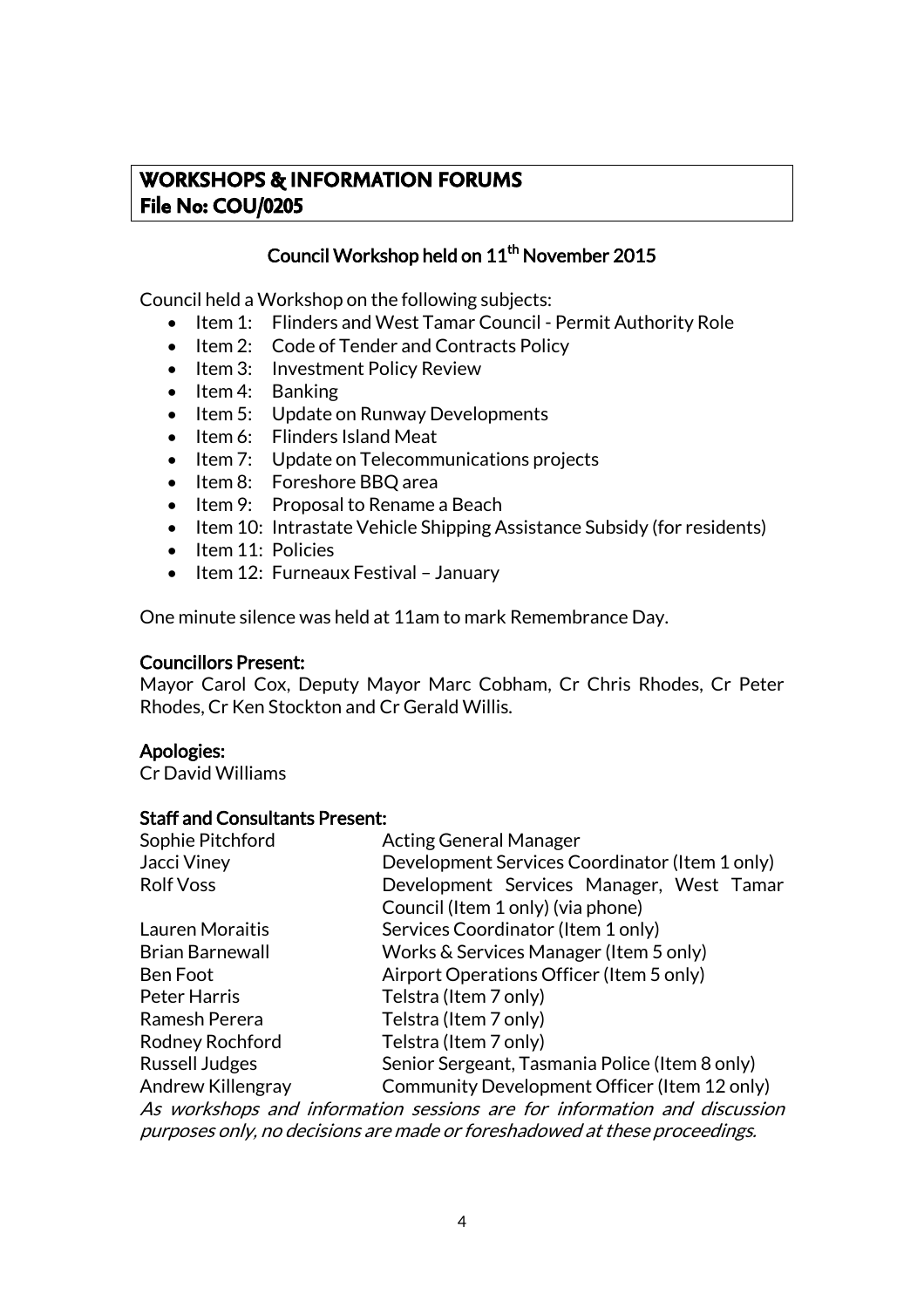# WORKSHOPS & INFORMATION FORUMS
# File No: COU/0205

## Council Workshop held on 11th November 2015

Council held a Workshop on the following subjects:

- Item 1: Flinders and West Tamar Council - Permit Authority Role
- Item 2: Code of Tender and Contracts Policy
- Item 3: Investment Policy Review
- Item 4: Banking
- Item 5: Update on Runway Developments
- Item 6: Flinders Island Meat
- Item 7: Update on Telecommunications projects
- Item 8: Foreshore BBQ area
- Item 9: Proposal to Rename a Beach
- Item 10: Intrastate Vehicle Shipping Assistance Subsidy (for residents)
- Item 11: Policies
- Item 12: Furneaux Festival – January

One minute silence was held at 11am to mark Remembrance Day.

**Councillors Present:**
Mayor Carol Cox, Deputy Mayor Marc Cobham, Cr Chris Rhodes, Cr Peter Rhodes, Cr Ken Stockton and Cr Gerald Willis.

**Apologies:**
Cr David Williams

**Staff and Consultants Present:**

| | |
|---|---|
| Sophie Pitchford | Acting General Manager |
| Jacci Viney | Development Services Coordinator (Item 1 only) |
| Rolf Voss | Development Services Manager, West Tamar Council (Item 1 only) (via phone) |
| Lauren Moraitis | Services Coordinator (Item 1 only) |
| Brian Barnewall | Works & Services Manager (Item 5 only) |
| Ben Foot | Airport Operations Officer (Item 5 only) |
| Peter Harris | Telstra (Item 7 only) |
| Ramesh Perera | Telstra (Item 7 only) |
| Rodney Rochford | Telstra (Item 7 only) |
| Russell Judges | Senior Sergeant, Tasmania Police (Item 8 only) |
| Andrew Killengray | Community Development Officer (Item 12 only) |

*As workshops and information sessions are for information and discussion purposes only, no decisions are made or foreshadowed at these proceedings.*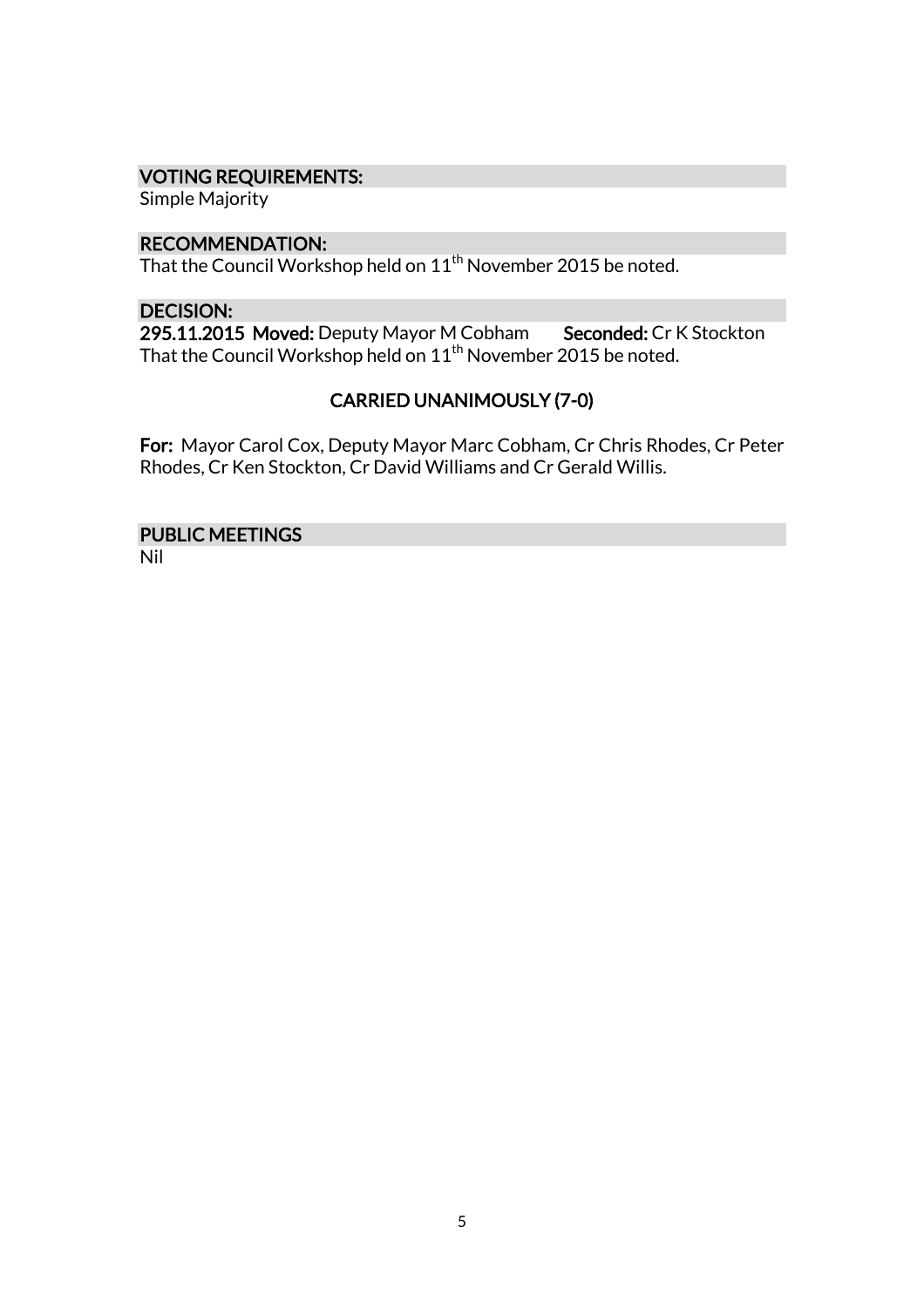## VOTING REQUIREMENTS:

Simple Majority

## RECOMMENDATION:

That the Council Workshop held on 11th November 2015 be noted.

## DECISION:

**295.11.2015 Moved:** Deputy Mayor M Cobham **Seconded:** Cr K Stockton

That the Council Workshop held on 11th November 2015 be noted.

**CARRIED UNANIMOUSLY (7-0)**

**For:** Mayor Carol Cox, Deputy Mayor Marc Cobham, Cr Chris Rhodes, Cr Peter Rhodes, Cr Ken Stockton, Cr David Williams and Cr Gerald Willis.

## PUBLIC MEETINGS

Nil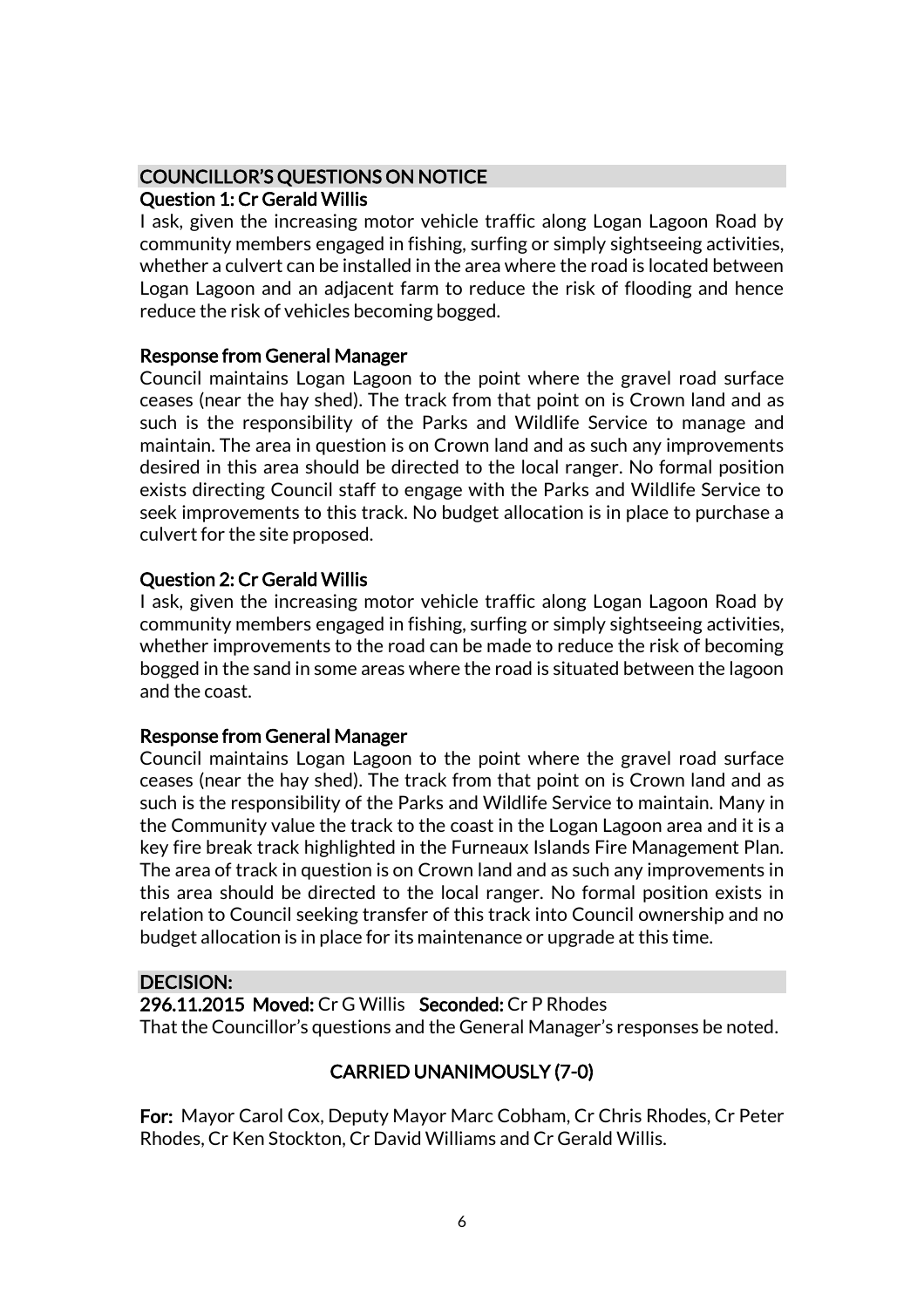## COUNCILLOR'S QUESTIONS ON NOTICE

### Question 1: Cr Gerald Willis

I ask, given the increasing motor vehicle traffic along Logan Lagoon Road by community members engaged in fishing, surfing or simply sightseeing activities, whether a culvert can be installed in the area where the road is located between Logan Lagoon and an adjacent farm to reduce the risk of flooding and hence reduce the risk of vehicles becoming bogged.

### Response from General Manager

Council maintains Logan Lagoon to the point where the gravel road surface ceases (near the hay shed). The track from that point on is Crown land and as such is the responsibility of the Parks and Wildlife Service to manage and maintain. The area in question is on Crown land and as such any improvements desired in this area should be directed to the local ranger. No formal position exists directing Council staff to engage with the Parks and Wildlife Service to seek improvements to this track. No budget allocation is in place to purchase a culvert for the site proposed.

### Question 2: Cr Gerald Willis

I ask, given the increasing motor vehicle traffic along Logan Lagoon Road by community members engaged in fishing, surfing or simply sightseeing activities, whether improvements to the road can be made to reduce the risk of becoming bogged in the sand in some areas where the road is situated between the lagoon and the coast.

### Response from General Manager

Council maintains Logan Lagoon to the point where the gravel road surface ceases (near the hay shed). The track from that point on is Crown land and as such is the responsibility of the Parks and Wildlife Service to maintain. Many in the Community value the track to the coast in the Logan Lagoon area and it is a key fire break track highlighted in the Furneaux Islands Fire Management Plan. The area of track in question is on Crown land and as such any improvements in this area should be directed to the local ranger. No formal position exists in relation to Council seeking transfer of this track into Council ownership and no budget allocation is in place for its maintenance or upgrade at this time.

## DECISION:

**296.11.2015 Moved:** Cr G Willis **Seconded:** Cr P Rhodes
That the Councillor's questions and the General Manager's responses be noted.

**CARRIED UNANIMOUSLY (7-0)**

**For:** Mayor Carol Cox, Deputy Mayor Marc Cobham, Cr Chris Rhodes, Cr Peter Rhodes, Cr Ken Stockton, Cr David Williams and Cr Gerald Willis.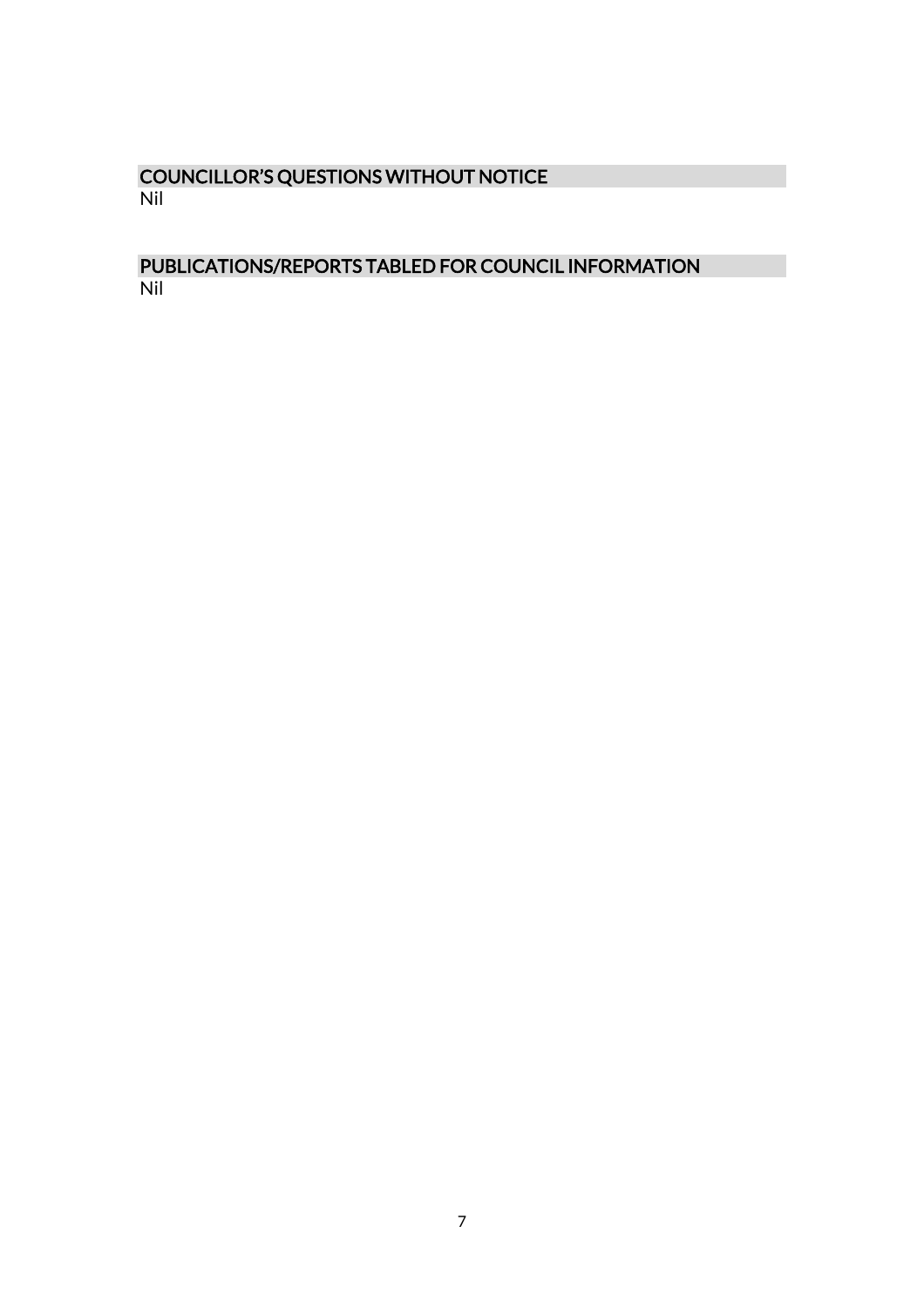## COUNCILLOR'S QUESTIONS WITHOUT NOTICE

Nil

## PUBLICATIONS/REPORTS TABLED FOR COUNCIL INFORMATION

Nil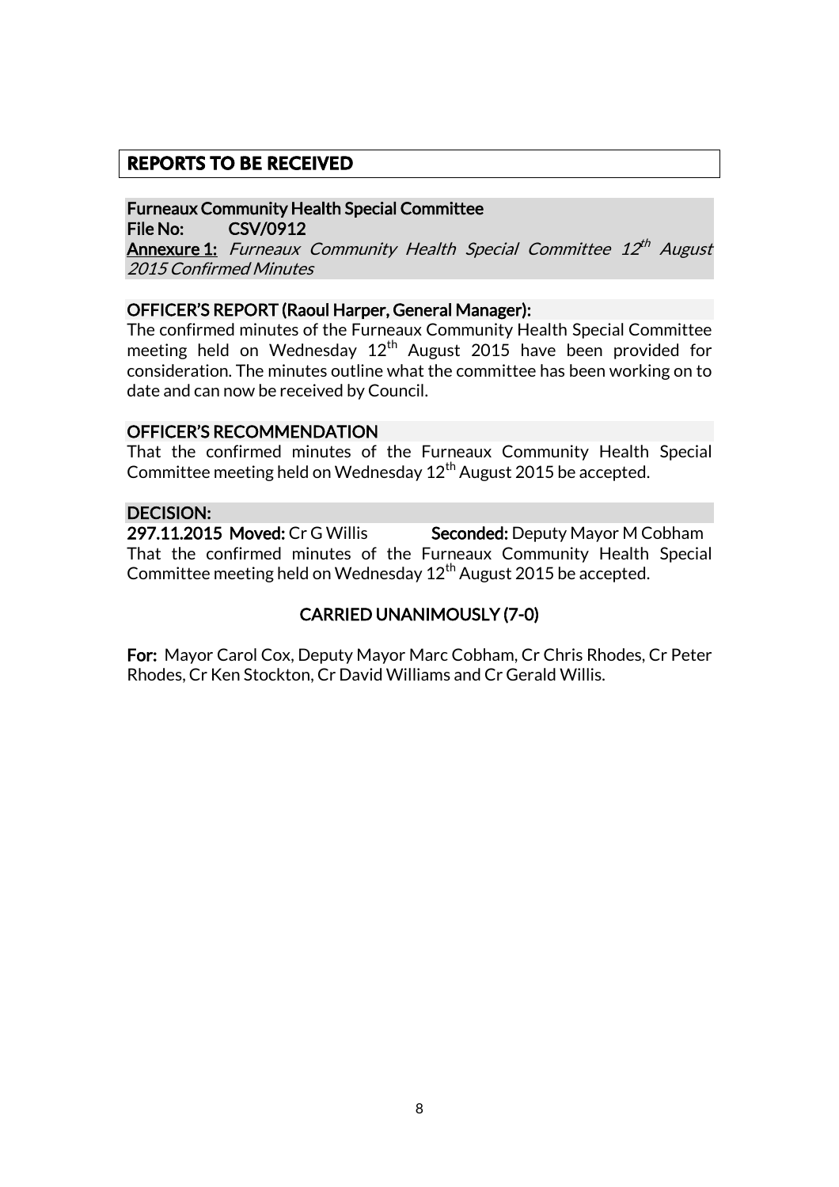## REPORTS TO BE RECEIVED

**Furneaux Community Health Special Committee**
**File No: CSV/0912**
**Annexure 1:** *Furneaux Community Health Special Committee 12th August 2015 Confirmed Minutes*

**OFFICER'S REPORT (Raoul Harper, General Manager):**

The confirmed minutes of the Furneaux Community Health Special Committee meeting held on Wednesday 12th August 2015 have been provided for consideration. The minutes outline what the committee has been working on to date and can now be received by Council.

**OFFICER'S RECOMMENDATION**

That the confirmed minutes of the Furneaux Community Health Special Committee meeting held on Wednesday 12th August 2015 be accepted.

**DECISION:**

**297.11.2015 Moved:** Cr G Willis **Seconded:** Deputy Mayor M Cobham

That the confirmed minutes of the Furneaux Community Health Special Committee meeting held on Wednesday 12th August 2015 be accepted.

**CARRIED UNANIMOUSLY (7-0)**

**For:** Mayor Carol Cox, Deputy Mayor Marc Cobham, Cr Chris Rhodes, Cr Peter Rhodes, Cr Ken Stockton, Cr David Williams and Cr Gerald Willis.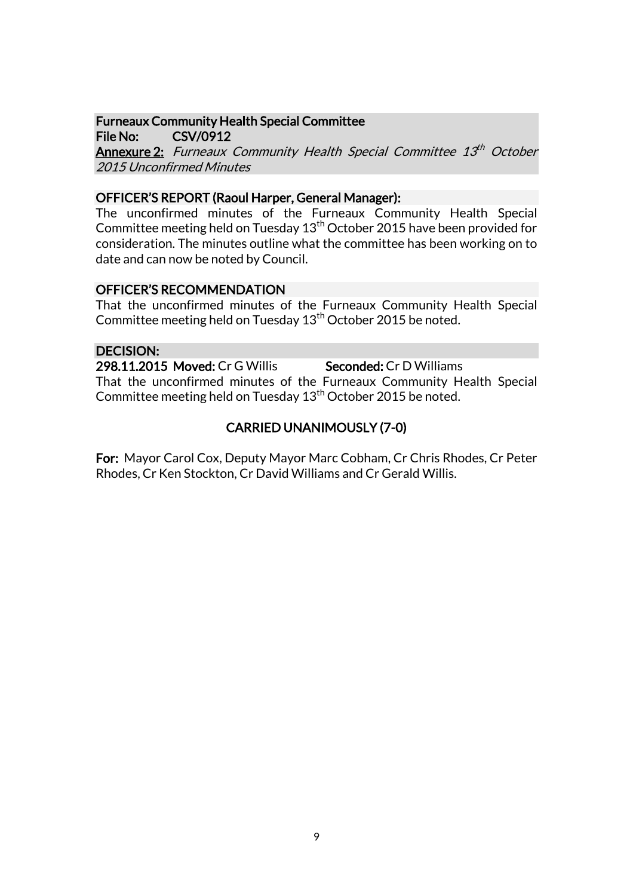**Furneaux Community Health Special Committee**
**File No: CSV/0912**
**Annexure 2:** *Furneaux Community Health Special Committee 13th October 2015 Unconfirmed Minutes*

**OFFICER'S REPORT (Raoul Harper, General Manager):**

The unconfirmed minutes of the Furneaux Community Health Special Committee meeting held on Tuesday 13th October 2015 have been provided for consideration. The minutes outline what the committee has been working on to date and can now be noted by Council.

**OFFICER'S RECOMMENDATION**

That the unconfirmed minutes of the Furneaux Community Health Special Committee meeting held on Tuesday 13th October 2015 be noted.

**DECISION:**

**298.11.2015 Moved:** Cr G Willis **Seconded:** Cr D Williams

That the unconfirmed minutes of the Furneaux Community Health Special Committee meeting held on Tuesday 13th October 2015 be noted.

**CARRIED UNANIMOUSLY (7-0)**

**For:** Mayor Carol Cox, Deputy Mayor Marc Cobham, Cr Chris Rhodes, Cr Peter Rhodes, Cr Ken Stockton, Cr David Williams and Cr Gerald Willis.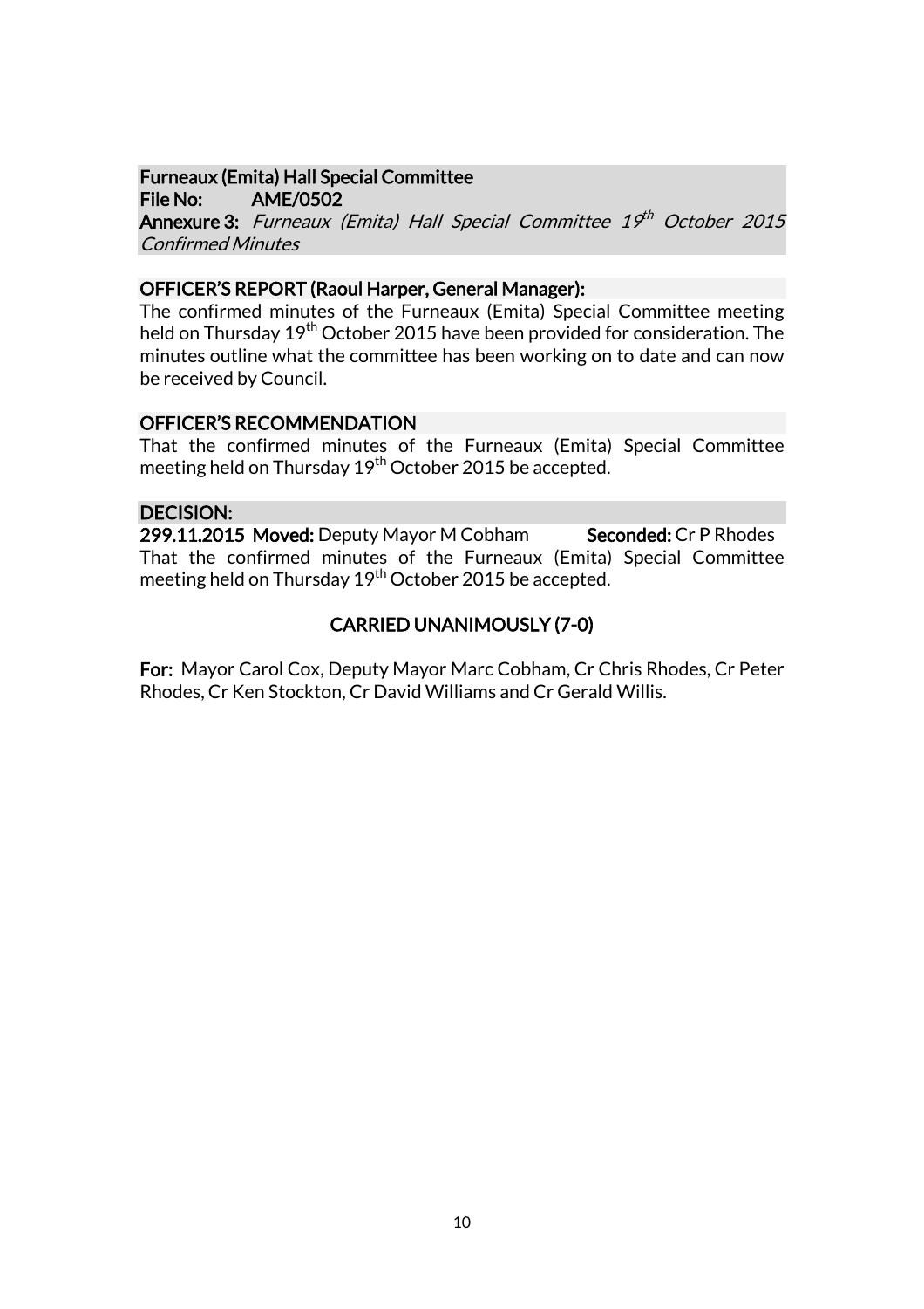## Furneaux (Emita) Hall Special Committee

**File No:** AME/0502

**Annexure 3:** *Furneaux (Emita) Hall Special Committee 19th October 2015 Confirmed Minutes*

### OFFICER'S REPORT (Raoul Harper, General Manager):

The confirmed minutes of the Furneaux (Emita) Special Committee meeting held on Thursday 19th October 2015 have been provided for consideration. The minutes outline what the committee has been working on to date and can now be received by Council.

### OFFICER'S RECOMMENDATION

That the confirmed minutes of the Furneaux (Emita) Special Committee meeting held on Thursday 19th October 2015 be accepted.

### DECISION:

**299.11.2015 Moved:** Deputy Mayor M Cobham **Seconded:** Cr P Rhodes

That the confirmed minutes of the Furneaux (Emita) Special Committee meeting held on Thursday 19th October 2015 be accepted.

**CARRIED UNANIMOUSLY (7-0)**

**For:** Mayor Carol Cox, Deputy Mayor Marc Cobham, Cr Chris Rhodes, Cr Peter Rhodes, Cr Ken Stockton, Cr David Williams and Cr Gerald Willis.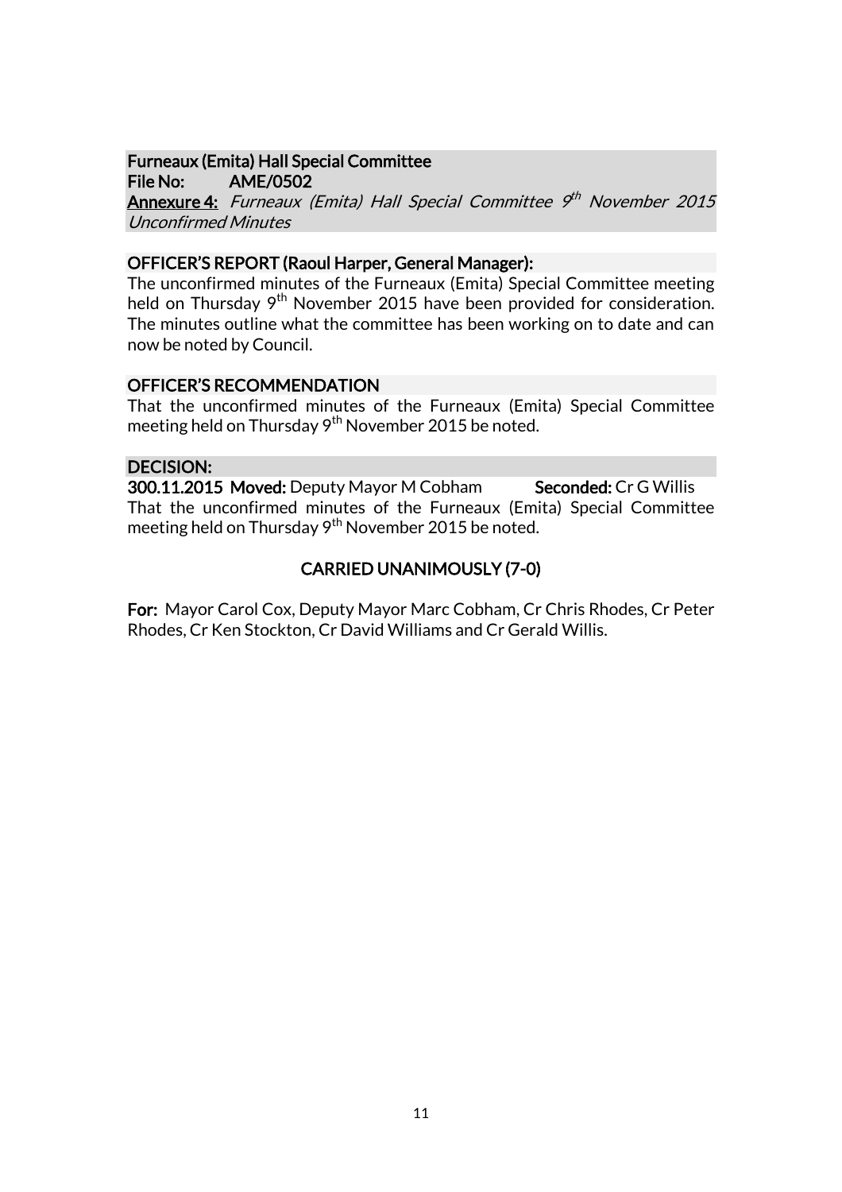**Furneaux (Emita) Hall Special Committee**
**File No: AME/0502**
**Annexure 4:** *Furneaux (Emita) Hall Special Committee 9th November 2015 Unconfirmed Minutes*

**OFFICER'S REPORT (Raoul Harper, General Manager):**
The unconfirmed minutes of the Furneaux (Emita) Special Committee meeting held on Thursday 9th November 2015 have been provided for consideration. The minutes outline what the committee has been working on to date and can now be noted by Council.

**OFFICER'S RECOMMENDATION**
That the unconfirmed minutes of the Furneaux (Emita) Special Committee meeting held on Thursday 9th November 2015 be noted.

**DECISION:**
**300.11.2015 Moved:** Deputy Mayor M Cobham **Seconded:** Cr G Willis
That the unconfirmed minutes of the Furneaux (Emita) Special Committee meeting held on Thursday 9th November 2015 be noted.

**CARRIED UNANIMOUSLY (7-0)**

**For:** Mayor Carol Cox, Deputy Mayor Marc Cobham, Cr Chris Rhodes, Cr Peter Rhodes, Cr Ken Stockton, Cr David Williams and Cr Gerald Willis.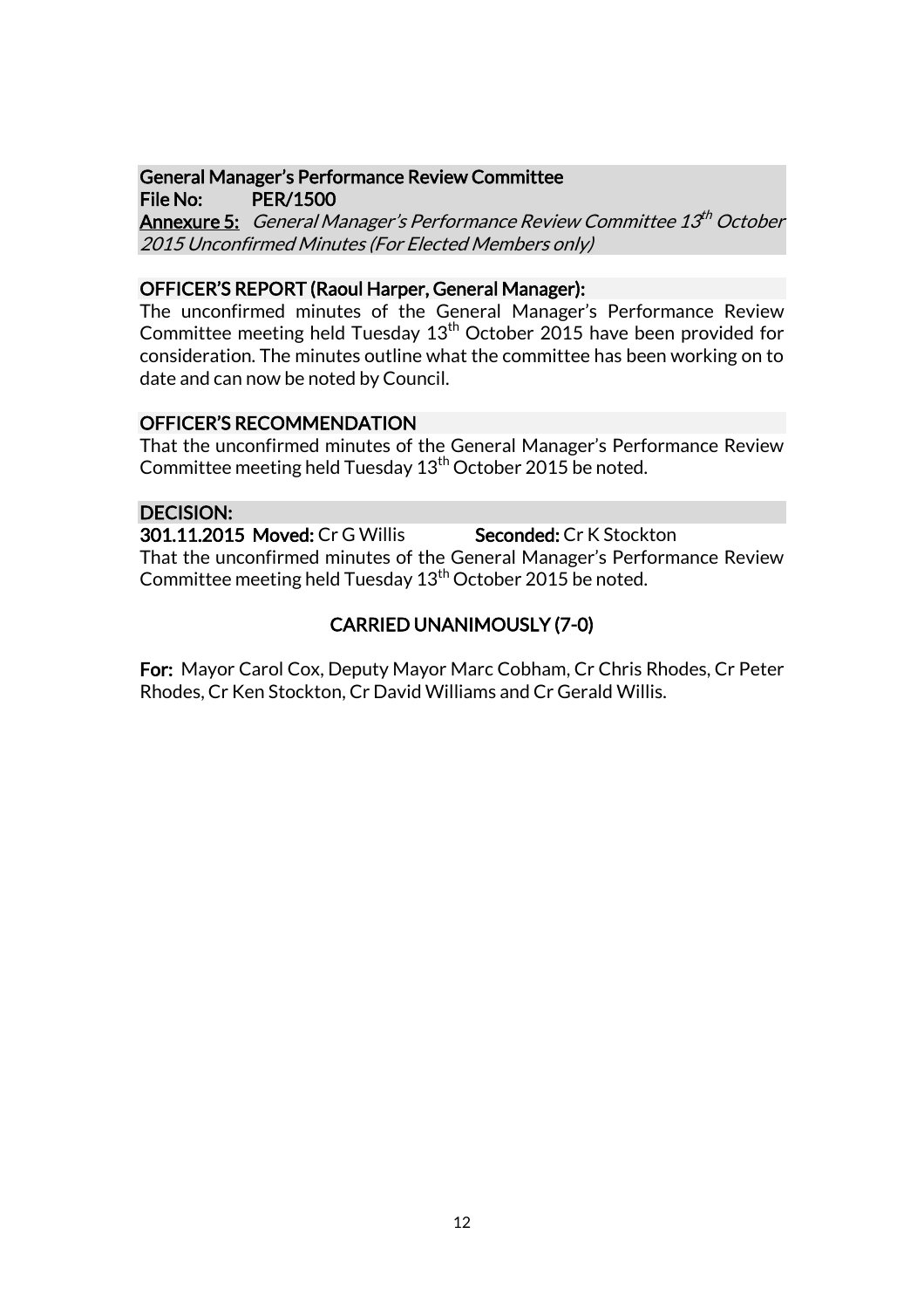**General Manager's Performance Review Committee**
**File No:** PER/1500
**Annexure 5:** *General Manager's Performance Review Committee 13th October 2015 Unconfirmed Minutes (For Elected Members only)*

**OFFICER'S REPORT (Raoul Harper, General Manager):**

The unconfirmed minutes of the General Manager's Performance Review Committee meeting held Tuesday 13th October 2015 have been provided for consideration. The minutes outline what the committee has been working on to date and can now be noted by Council.

**OFFICER'S RECOMMENDATION**

That the unconfirmed minutes of the General Manager's Performance Review Committee meeting held Tuesday 13th October 2015 be noted.

**DECISION:**

**301.11.2015 Moved:** Cr G Willis **Seconded:** Cr K Stockton

That the unconfirmed minutes of the General Manager's Performance Review Committee meeting held Tuesday 13th October 2015 be noted.

**CARRIED UNANIMOUSLY (7-0)**

**For:** Mayor Carol Cox, Deputy Mayor Marc Cobham, Cr Chris Rhodes, Cr Peter Rhodes, Cr Ken Stockton, Cr David Williams and Cr Gerald Willis.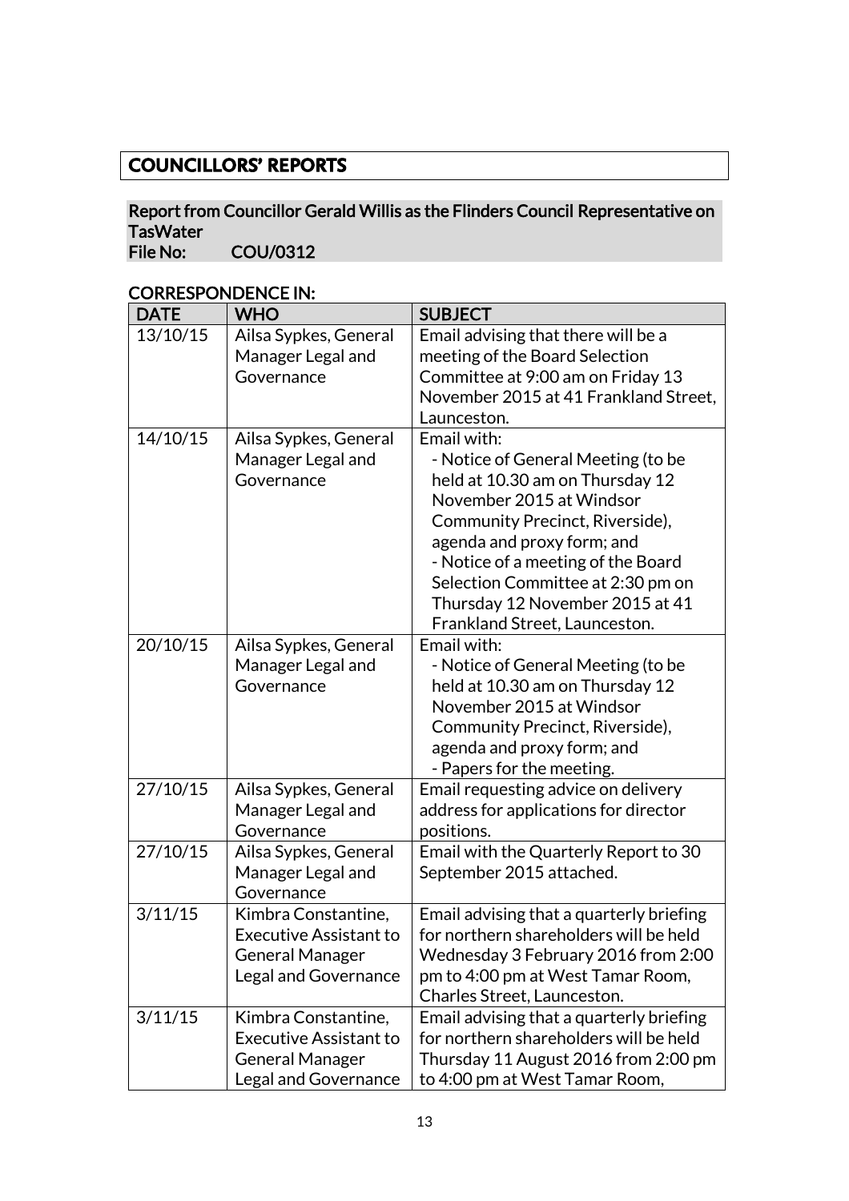# COUNCILLORS' REPORTS

## Report from Councillor Gerald Willis as the Flinders Council Representative on TasWater

**File No: COU/0312**

### CORRESPONDENCE IN:

| DATE | WHO | SUBJECT |
|---|---|---|
| 13/10/15 | Ailsa Sypkes, General Manager Legal and Governance | Email advising that there will be a meeting of the Board Selection Committee at 9:00 am on Friday 13 November 2015 at 41 Frankland Street, Launceston. |
| 14/10/15 | Ailsa Sypkes, General Manager Legal and Governance | Email with: - Notice of General Meeting (to be held at 10.30 am on Thursday 12 November 2015 at Windsor Community Precinct, Riverside), agenda and proxy form; and - Notice of a meeting of the Board Selection Committee at 2:30 pm on Thursday 12 November 2015 at 41 Frankland Street, Launceston. |
| 20/10/15 | Ailsa Sypkes, General Manager Legal and Governance | Email with: - Notice of General Meeting (to be held at 10.30 am on Thursday 12 November 2015 at Windsor Community Precinct, Riverside), agenda and proxy form; and - Papers for the meeting. |
| 27/10/15 | Ailsa Sypkes, General Manager Legal and Governance | Email requesting advice on delivery address for applications for director positions. |
| 27/10/15 | Ailsa Sypkes, General Manager Legal and Governance | Email with the Quarterly Report to 30 September 2015 attached. |
| 3/11/15 | Kimbra Constantine, Executive Assistant to General Manager Legal and Governance | Email advising that a quarterly briefing for northern shareholders will be held Wednesday 3 February 2016 from 2:00 pm to 4:00 pm at West Tamar Room, Charles Street, Launceston. |
| 3/11/15 | Kimbra Constantine, Executive Assistant to General Manager Legal and Governance | Email advising that a quarterly briefing for northern shareholders will be held Thursday 11 August 2016 from 2:00 pm to 4:00 pm at West Tamar Room, |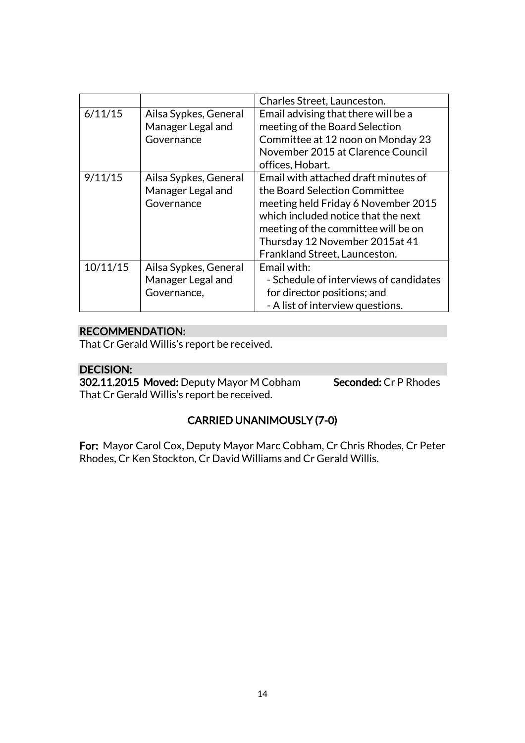| | | |
|---|---|---|
| | | Charles Street, Launceston. |
| 6/11/15 | Ailsa Sypkes, General Manager Legal and Governance | Email advising that there will be a meeting of the Board Selection Committee at 12 noon on Monday 23 November 2015 at Clarence Council offices, Hobart. |
| 9/11/15 | Ailsa Sypkes, General Manager Legal and Governance | Email with attached draft minutes of the Board Selection Committee meeting held Friday 6 November 2015 which included notice that the next meeting of the committee will be on Thursday 12 November 2015at 41 Frankland Street, Launceston. |
| 10/11/15 | Ailsa Sypkes, General Manager Legal and Governance, | Email with:<br>- Schedule of interviews of candidates for director positions; and<br>- A list of interview questions. |

**RECOMMENDATION:**

That Cr Gerald Willis's report be received.

**DECISION:**

**302.11.2015 Moved:** Deputy Mayor M Cobham **Seconded:** Cr P Rhodes

That Cr Gerald Willis's report be received.

**CARRIED UNANIMOUSLY (7-0)**

**For:** Mayor Carol Cox, Deputy Mayor Marc Cobham, Cr Chris Rhodes, Cr Peter Rhodes, Cr Ken Stockton, Cr David Williams and Cr Gerald Willis.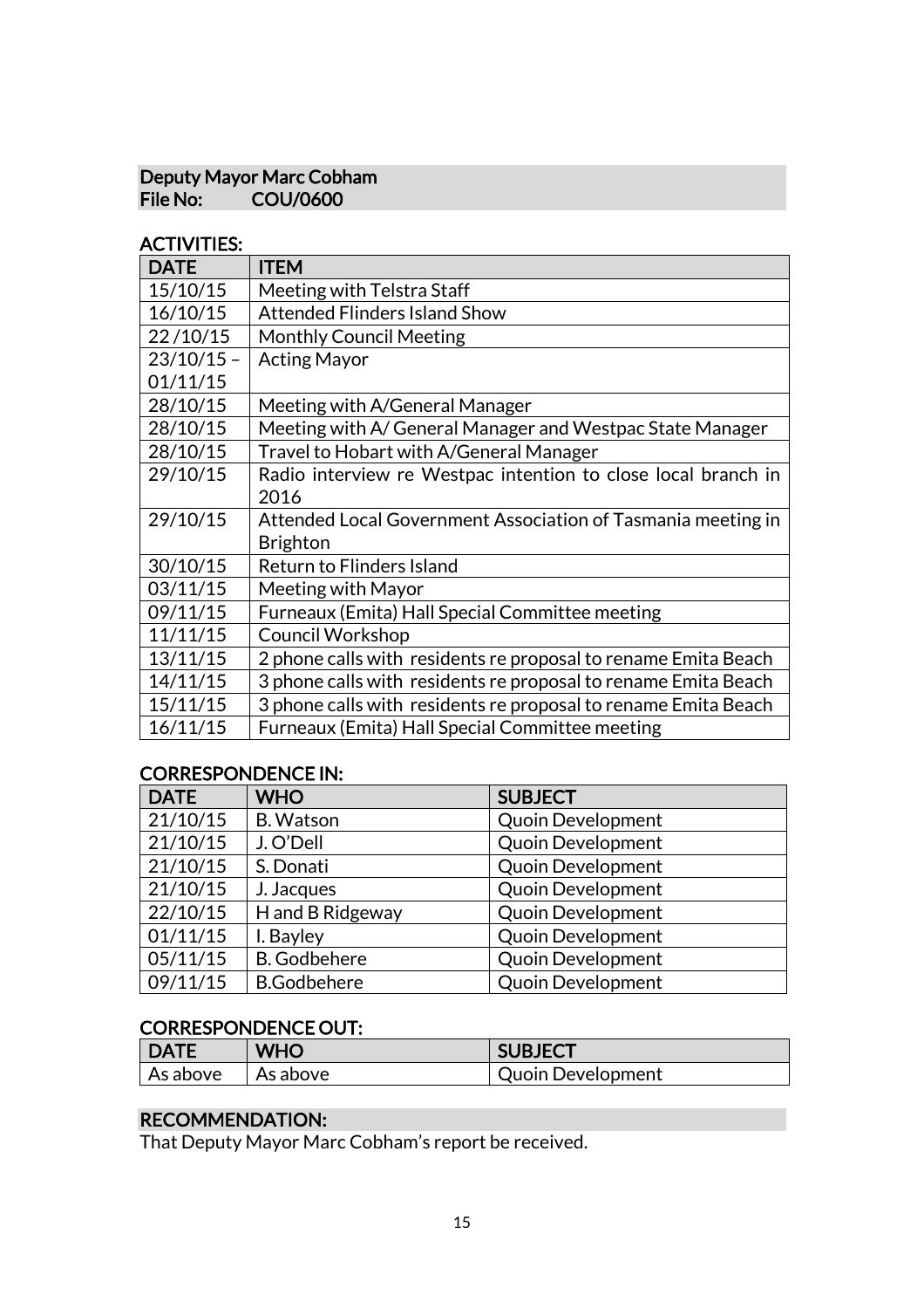**Deputy Mayor Marc Cobham**
**File No: COU/0600**

**ACTIVITIES:**

| DATE | ITEM |
|---|---|
| 15/10/15 | Meeting with Telstra Staff |
| 16/10/15 | Attended Flinders Island Show |
| 22 /10/15 | Monthly Council Meeting |
| 23/10/15 – 01/11/15 | Acting Mayor |
| 28/10/15 | Meeting with A/General Manager |
| 28/10/15 | Meeting with A/ General Manager and Westpac State Manager |
| 28/10/15 | Travel to Hobart with A/General Manager |
| 29/10/15 | Radio interview re Westpac intention to close local branch in 2016 |
| 29/10/15 | Attended Local Government Association of Tasmania meeting in Brighton |
| 30/10/15 | Return to Flinders Island |
| 03/11/15 | Meeting with Mayor |
| 09/11/15 | Furneaux (Emita) Hall Special Committee meeting |
| 11/11/15 | Council Workshop |
| 13/11/15 | 2 phone calls with residents re proposal to rename Emita Beach |
| 14/11/15 | 3 phone calls with residents re proposal to rename Emita Beach |
| 15/11/15 | 3 phone calls with residents re proposal to rename Emita Beach |
| 16/11/15 | Furneaux (Emita) Hall Special Committee meeting |

**CORRESPONDENCE IN:**

| DATE | WHO | SUBJECT |
|---|---|---|
| 21/10/15 | B. Watson | Quoin Development |
| 21/10/15 | J. O'Dell | Quoin Development |
| 21/10/15 | S. Donati | Quoin Development |
| 21/10/15 | J. Jacques | Quoin Development |
| 22/10/15 | H and B Ridgeway | Quoin Development |
| 01/11/15 | I. Bayley | Quoin Development |
| 05/11/15 | B. Godbehere | Quoin Development |
| 09/11/15 | B.Godbehere | Quoin Development |

**CORRESPONDENCE OUT:**

| DATE | WHO | SUBJECT |
|---|---|---|
| As above | As above | Quoin Development |

**RECOMMENDATION:**

That Deputy Mayor Marc Cobham's report be received.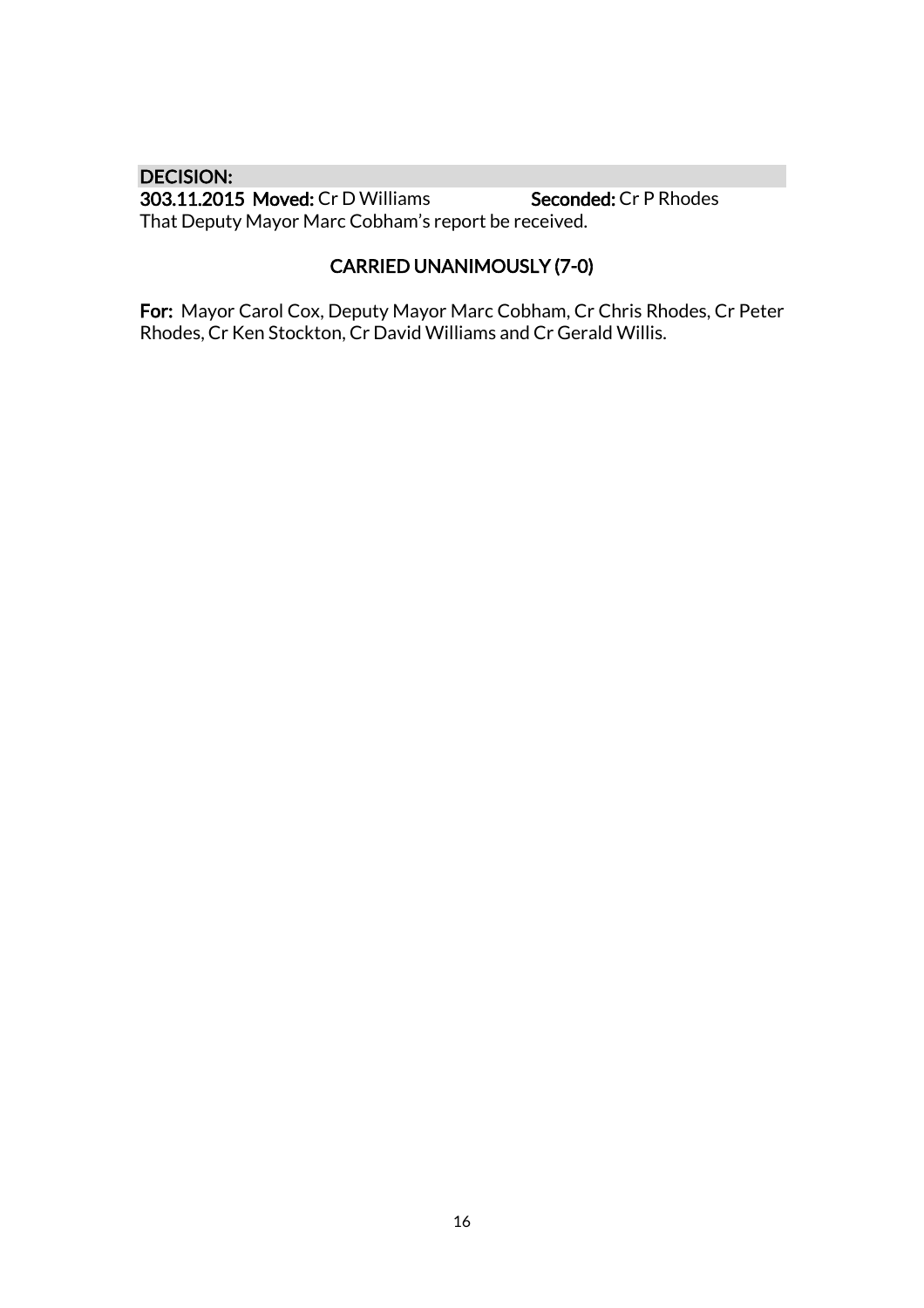**DECISION:**

**303.11.2015 Moved:** Cr D Williams **Seconded:** Cr P Rhodes

That Deputy Mayor Marc Cobham's report be received.

**CARRIED UNANIMOUSLY (7-0)**

**For:** Mayor Carol Cox, Deputy Mayor Marc Cobham, Cr Chris Rhodes, Cr Peter Rhodes, Cr Ken Stockton, Cr David Williams and Cr Gerald Willis.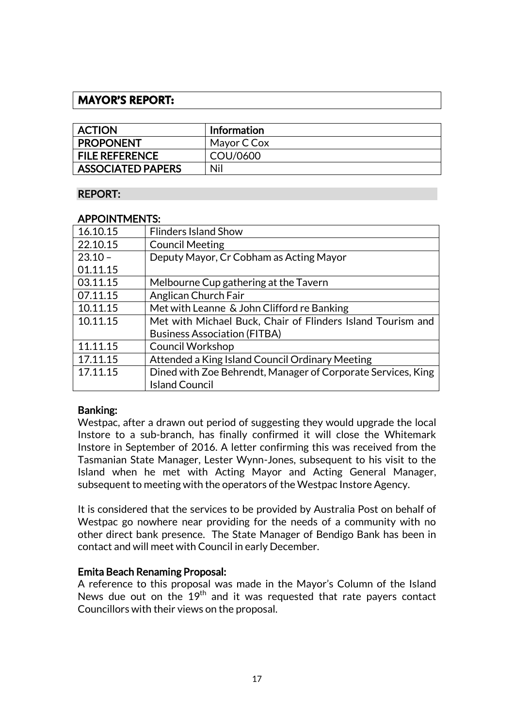## MAYOR'S REPORT:

| ACTION | Information |
|---|---|
| PROPONENT | Mayor C Cox |
| FILE REFERENCE | COU/0600 |
| ASSOCIATED PAPERS | Nil |

### REPORT:

### APPOINTMENTS:

| | |
|---|---|
| 16.10.15 | Flinders Island Show |
| 22.10.15 | Council Meeting |
| 23.10 – 01.11.15 | Deputy Mayor, Cr Cobham as Acting Mayor |
| 03.11.15 | Melbourne Cup gathering at the Tavern |
| 07.11.15 | Anglican Church Fair |
| 10.11.15 | Met with Leanne & John Clifford re Banking |
| 10.11.15 | Met with Michael Buck, Chair of Flinders Island Tourism and Business Association (FITBA) |
| 11.11.15 | Council Workshop |
| 17.11.15 | Attended a King Island Council Ordinary Meeting |
| 17.11.15 | Dined with Zoe Behrendt, Manager of Corporate Services, King Island Council |

### Banking:

Westpac, after a drawn out period of suggesting they would upgrade the local Instore to a sub-branch, has finally confirmed it will close the Whitemark Instore in September of 2016. A letter confirming this was received from the Tasmanian State Manager, Lester Wynn-Jones, subsequent to his visit to the Island when he met with Acting Mayor and Acting General Manager, subsequent to meeting with the operators of the Westpac Instore Agency.

It is considered that the services to be provided by Australia Post on behalf of Westpac go nowhere near providing for the needs of a community with no other direct bank presence. The State Manager of Bendigo Bank has been in contact and will meet with Council in early December.

### Emita Beach Renaming Proposal:

A reference to this proposal was made in the Mayor's Column of the Island News due out on the 19th and it was requested that rate payers contact Councillors with their views on the proposal.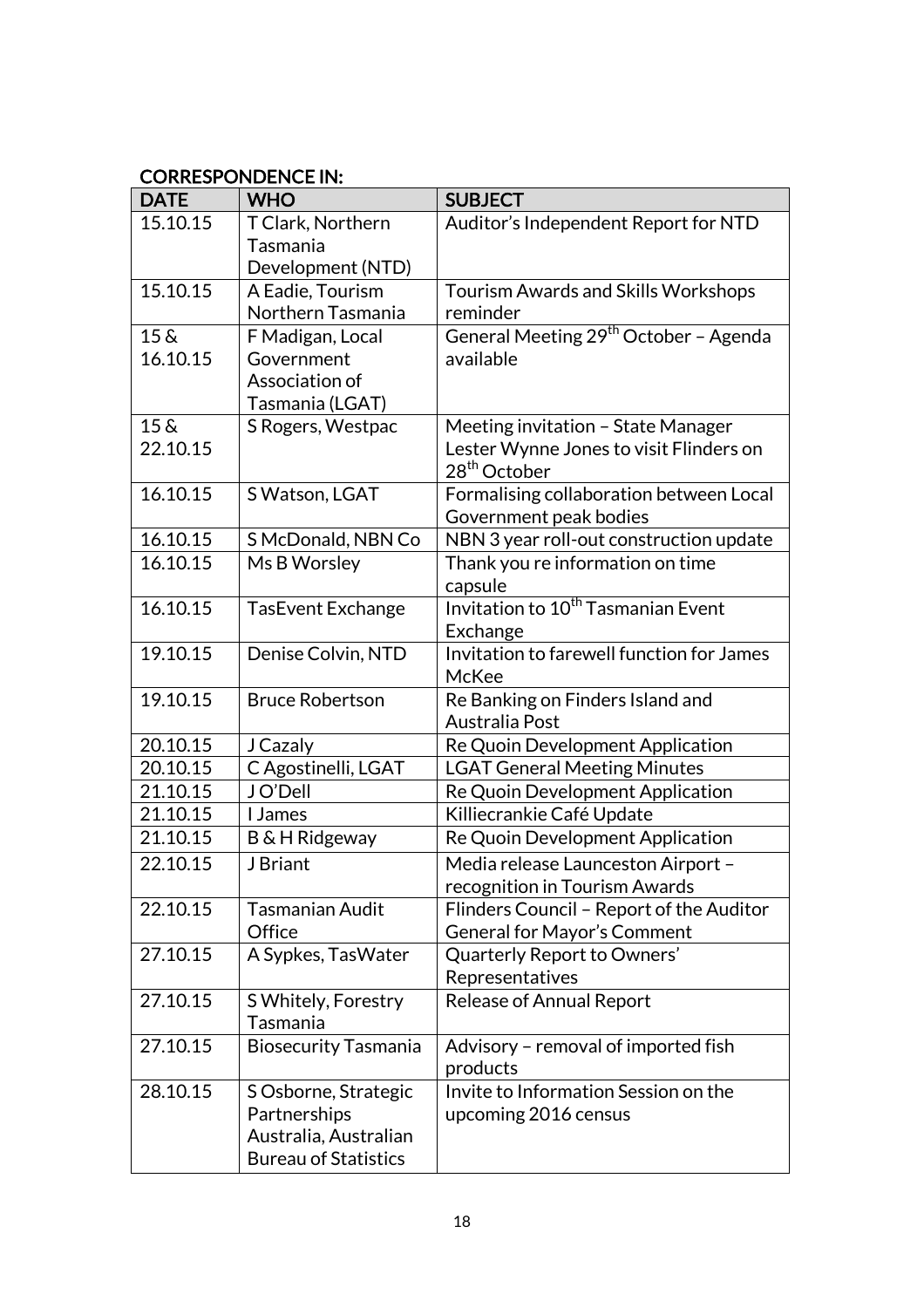**CORRESPONDENCE IN:**

| DATE | WHO | SUBJECT |
|---|---|---|
| 15.10.15 | T Clark, Northern Tasmania Development (NTD) | Auditor's Independent Report for NTD |
| 15.10.15 | A Eadie, Tourism Northern Tasmania | Tourism Awards and Skills Workshops reminder |
| 15 & 16.10.15 | F Madigan, Local Government Association of Tasmania (LGAT) | General Meeting 29th October – Agenda available |
| 15 & 22.10.15 | S Rogers, Westpac | Meeting invitation – State Manager Lester Wynne Jones to visit Flinders on 28th October |
| 16.10.15 | S Watson, LGAT | Formalising collaboration between Local Government peak bodies |
| 16.10.15 | S McDonald, NBN Co | NBN 3 year roll-out construction update |
| 16.10.15 | Ms B Worsley | Thank you re information on time capsule |
| 16.10.15 | TasEvent Exchange | Invitation to 10th Tasmanian Event Exchange |
| 19.10.15 | Denise Colvin, NTD | Invitation to farewell function for James McKee |
| 19.10.15 | Bruce Robertson | Re Banking on Finders Island and Australia Post |
| 20.10.15 | J Cazaly | Re Quoin Development Application |
| 20.10.15 | C Agostinelli, LGAT | LGAT General Meeting Minutes |
| 21.10.15 | J O'Dell | Re Quoin Development Application |
| 21.10.15 | I James | Killiecrankie Café Update |
| 21.10.15 | B & H Ridgeway | Re Quoin Development Application |
| 22.10.15 | J Briant | Media release Launceston Airport – recognition in Tourism Awards |
| 22.10.15 | Tasmanian Audit Office | Flinders Council – Report of the Auditor General for Mayor's Comment |
| 27.10.15 | A Sypkes, TasWater | Quarterly Report to Owners' Representatives |
| 27.10.15 | S Whitely, Forestry Tasmania | Release of Annual Report |
| 27.10.15 | Biosecurity Tasmania | Advisory – removal of imported fish products |
| 28.10.15 | S Osborne, Strategic Partnerships Australia, Australian Bureau of Statistics | Invite to Information Session on the upcoming 2016 census |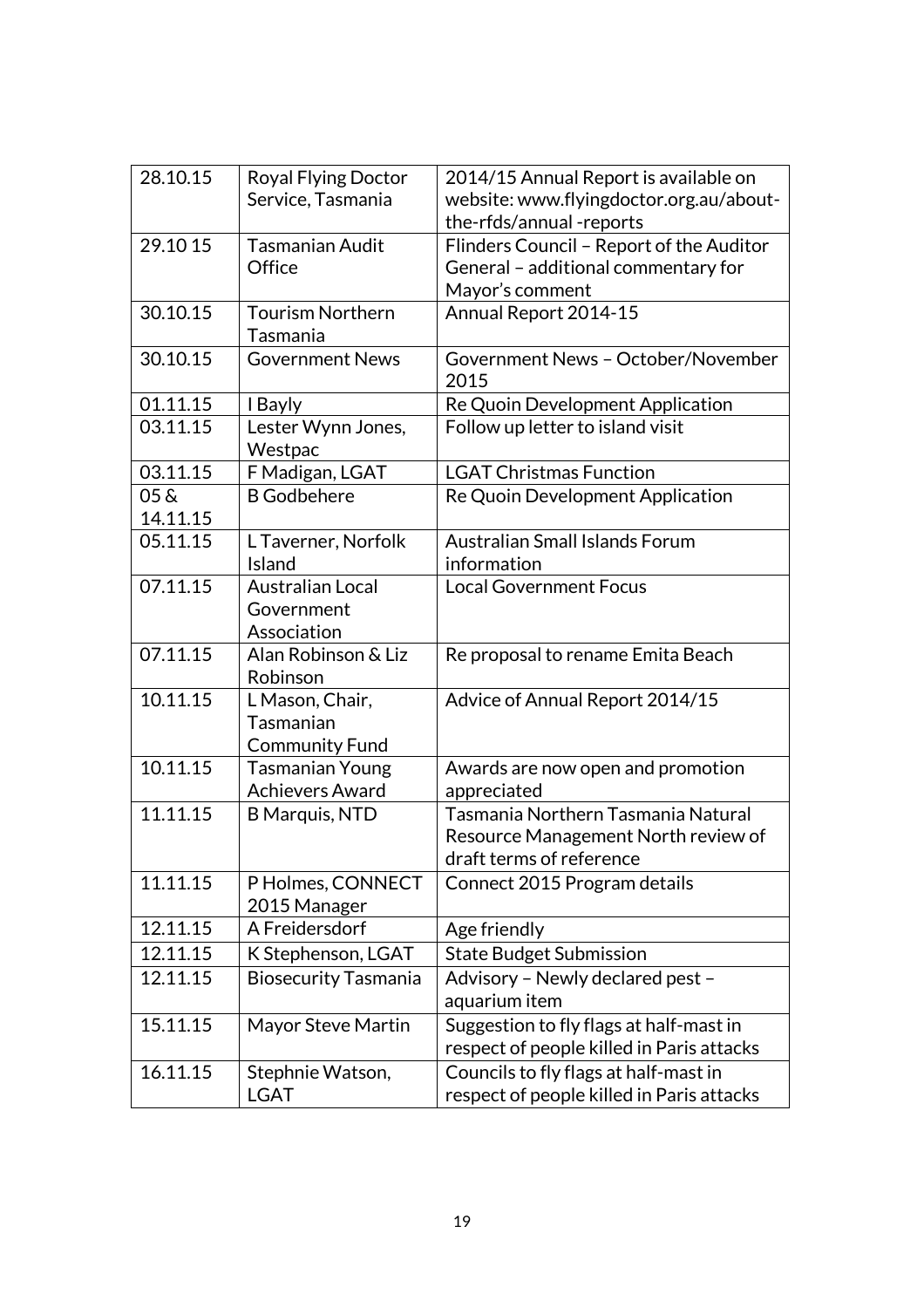| 28.10.15 | Royal Flying Doctor Service, Tasmania | 2014/15 Annual Report is available on website: www.flyingdoctor.org.au/about-the-rfds/annual -reports |
|---|---|---|
| 29.10 15 | Tasmanian Audit Office | Flinders Council – Report of the Auditor General – additional commentary for Mayor's comment |
| 30.10.15 | Tourism Northern Tasmania | Annual Report 2014-15 |
| 30.10.15 | Government News | Government News – October/November 2015 |
| 01.11.15 | I Bayly | Re Quoin Development Application |
| 03.11.15 | Lester Wynn Jones, Westpac | Follow up letter to island visit |
| 03.11.15 | F Madigan, LGAT | LGAT Christmas Function |
| 05 & 14.11.15 | B Godbehere | Re Quoin Development Application |
| 05.11.15 | L Taverner, Norfolk Island | Australian Small Islands Forum information |
| 07.11.15 | Australian Local Government Association | Local Government Focus |
| 07.11.15 | Alan Robinson & Liz Robinson | Re proposal to rename Emita Beach |
| 10.11.15 | L Mason, Chair, Tasmanian Community Fund | Advice of Annual Report 2014/15 |
| 10.11.15 | Tasmanian Young Achievers Award | Awards are now open and promotion appreciated |
| 11.11.15 | B Marquis, NTD | Tasmania Northern Tasmania Natural Resource Management North review of draft terms of reference |
| 11.11.15 | P Holmes, CONNECT 2015 Manager | Connect 2015 Program details |
| 12.11.15 | A Freidersdorf | Age friendly |
| 12.11.15 | K Stephenson, LGAT | State Budget Submission |
| 12.11.15 | Biosecurity Tasmania | Advisory – Newly declared pest – aquarium item |
| 15.11.15 | Mayor Steve Martin | Suggestion to fly flags at half-mast in respect of people killed in Paris attacks |
| 16.11.15 | Stephnie Watson, LGAT | Councils to fly flags at half-mast in respect of people killed in Paris attacks |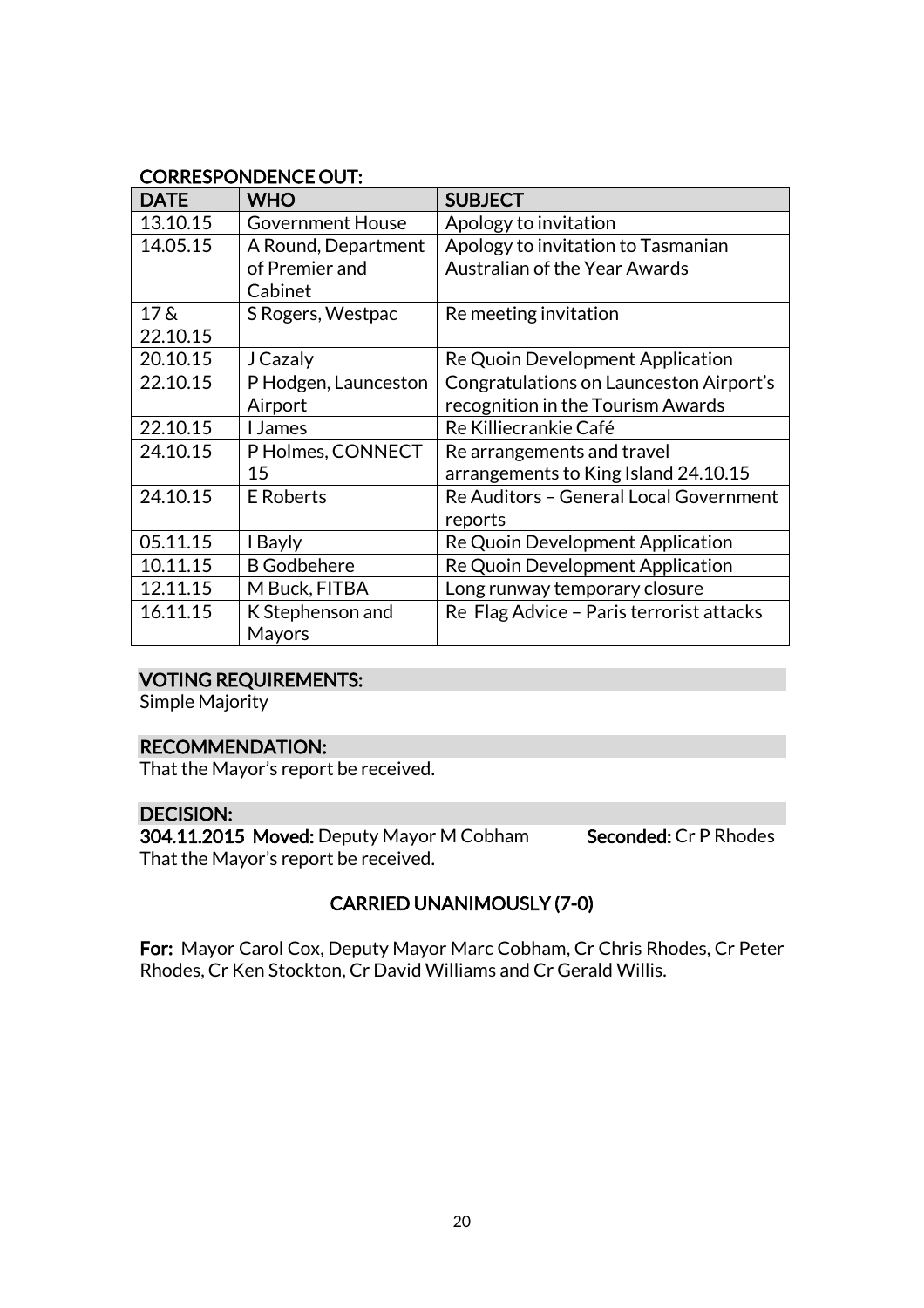**CORRESPONDENCE OUT:**

| DATE | WHO | SUBJECT |
|---|---|---|
| 13.10.15 | Government House | Apology to invitation |
| 14.05.15 | A Round, Department of Premier and Cabinet | Apology to invitation to Tasmanian Australian of the Year Awards |
| 17 & 22.10.15 | S Rogers, Westpac | Re meeting invitation |
| 20.10.15 | J Cazaly | Re Quoin Development Application |
| 22.10.15 | P Hodgen, Launceston Airport | Congratulations on Launceston Airport's recognition in the Tourism Awards |
| 22.10.15 | I James | Re Killiecrankie Café |
| 24.10.15 | P Holmes, CONNECT 15 | Re arrangements and travel arrangements to King Island 24.10.15 |
| 24.10.15 | E Roberts | Re Auditors – General Local Government reports |
| 05.11.15 | I Bayly | Re Quoin Development Application |
| 10.11.15 | B Godbehere | Re Quoin Development Application |
| 12.11.15 | M Buck, FITBA | Long runway temporary closure |
| 16.11.15 | K Stephenson and Mayors | Re Flag Advice – Paris terrorist attacks |

**VOTING REQUIREMENTS:**

Simple Majority

**RECOMMENDATION:**

That the Mayor's report be received.

**DECISION:**

**304.11.2015 Moved:** Deputy Mayor M Cobham **Seconded:** Cr P Rhodes

That the Mayor's report be received.

**CARRIED UNANIMOUSLY (7-0)**

**For:** Mayor Carol Cox, Deputy Mayor Marc Cobham, Cr Chris Rhodes, Cr Peter Rhodes, Cr Ken Stockton, Cr David Williams and Cr Gerald Willis.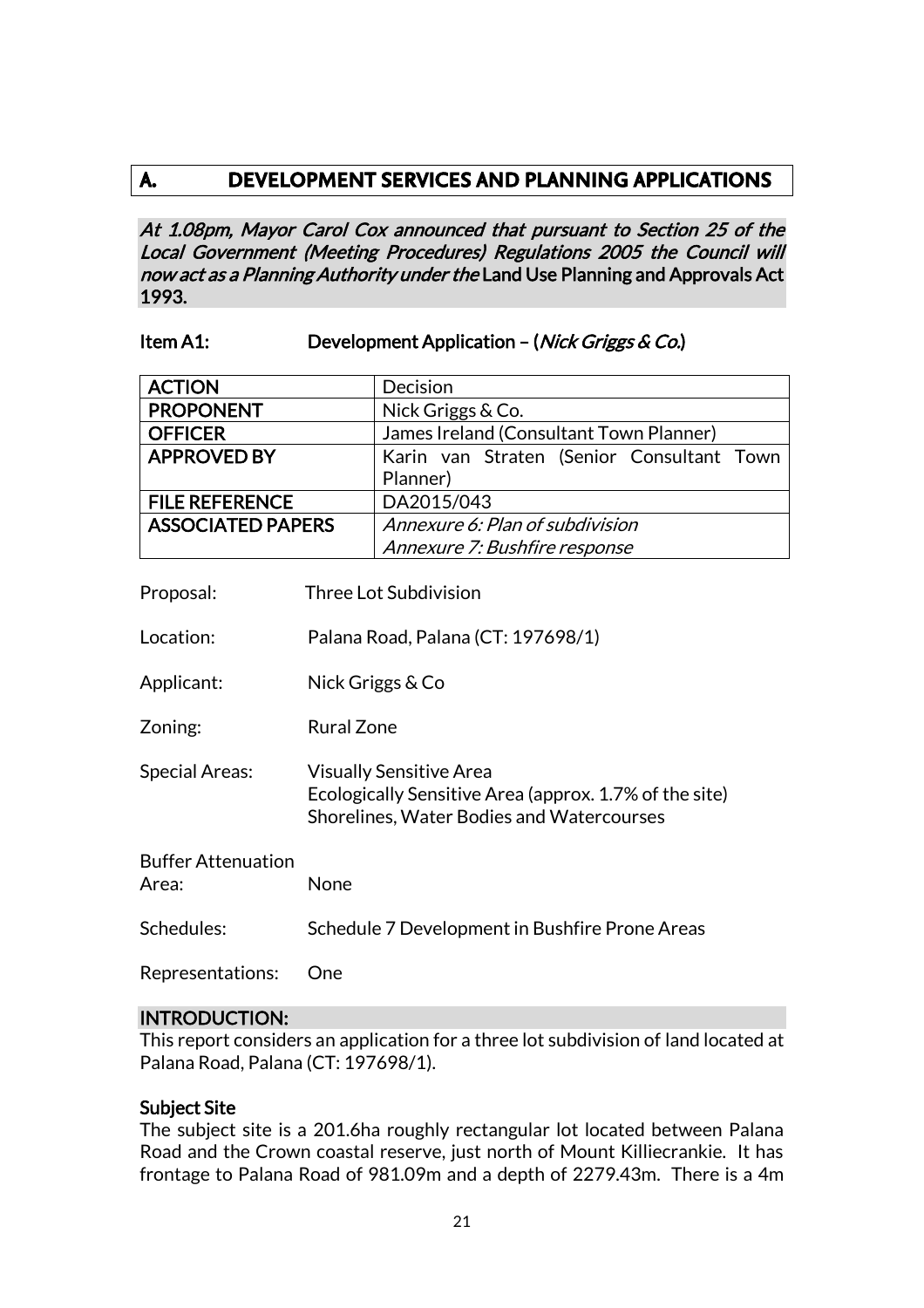## A. DEVELOPMENT SERVICES AND PLANNING APPLICATIONS

***At 1.08pm, Mayor Carol Cox announced that pursuant to Section 25 of the Local Government (Meeting Procedures) Regulations 2005 the Council will now act as a Planning Authority under the* Land Use Planning and Approvals Act 1993.**

### Item A1: Development Application – (*Nick Griggs & Co.*)

| ACTION | Decision |
|---|---|
| PROPONENT | Nick Griggs & Co. |
| OFFICER | James Ireland (Consultant Town Planner) |
| APPROVED BY | Karin van Straten (Senior Consultant Town Planner) |
| FILE REFERENCE | DA2015/043 |
| ASSOCIATED PAPERS | *Annexure 6: Plan of subdivision*<br>*Annexure 7: Bushfire response* |

Proposal: Three Lot Subdivision

Location: Palana Road, Palana (CT: 197698/1)

Applicant: Nick Griggs & Co

Zoning: Rural Zone

Special Areas: Visually Sensitive Area
Ecologically Sensitive Area (approx. 1.7% of the site)
Shorelines, Water Bodies and Watercourses

Buffer Attenuation Area: None

Schedules: Schedule 7 Development in Bushfire Prone Areas

Representations: One

#### INTRODUCTION:

This report considers an application for a three lot subdivision of land located at Palana Road, Palana (CT: 197698/1).

**Subject Site**

The subject site is a 201.6ha roughly rectangular lot located between Palana Road and the Crown coastal reserve, just north of Mount Killiecrankie. It has frontage to Palana Road of 981.09m and a depth of 2279.43m. There is a 4m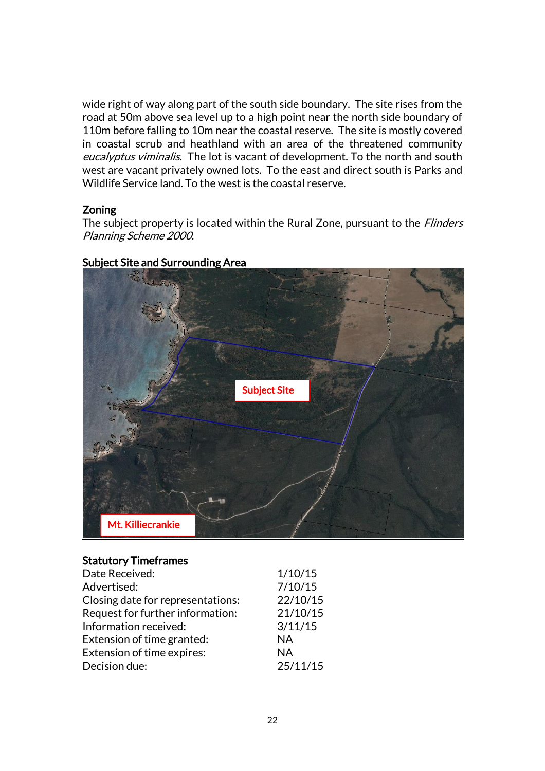wide right of way along part of the south side boundary. The site rises from the road at 50m above sea level up to a high point near the north side boundary of 110m before falling to 10m near the coastal reserve. The site is mostly covered in coastal scrub and heathland with an area of the threatened community *eucalyptus viminalis*. The lot is vacant of development. To the north and south west are vacant privately owned lots. To the east and direct south is Parks and Wildlife Service land. To the west is the coastal reserve.

**Zoning**

The subject property is located within the Rural Zone, pursuant to the *Flinders Planning Scheme 2000*.

**Subject Site and Surrounding Area**

Subject Site

Mt. Killiecrankie

**Statutory Timeframes**

| | |
|---|---|
| Date Received: | 1/10/15 |
| Advertised: | 7/10/15 |
| Closing date for representations: | 22/10/15 |
| Request for further information: | 21/10/15 |
| Information received: | 3/11/15 |
| Extension of time granted: | NA |
| Extension of time expires: | NA |
| Decision due: | 25/11/15 |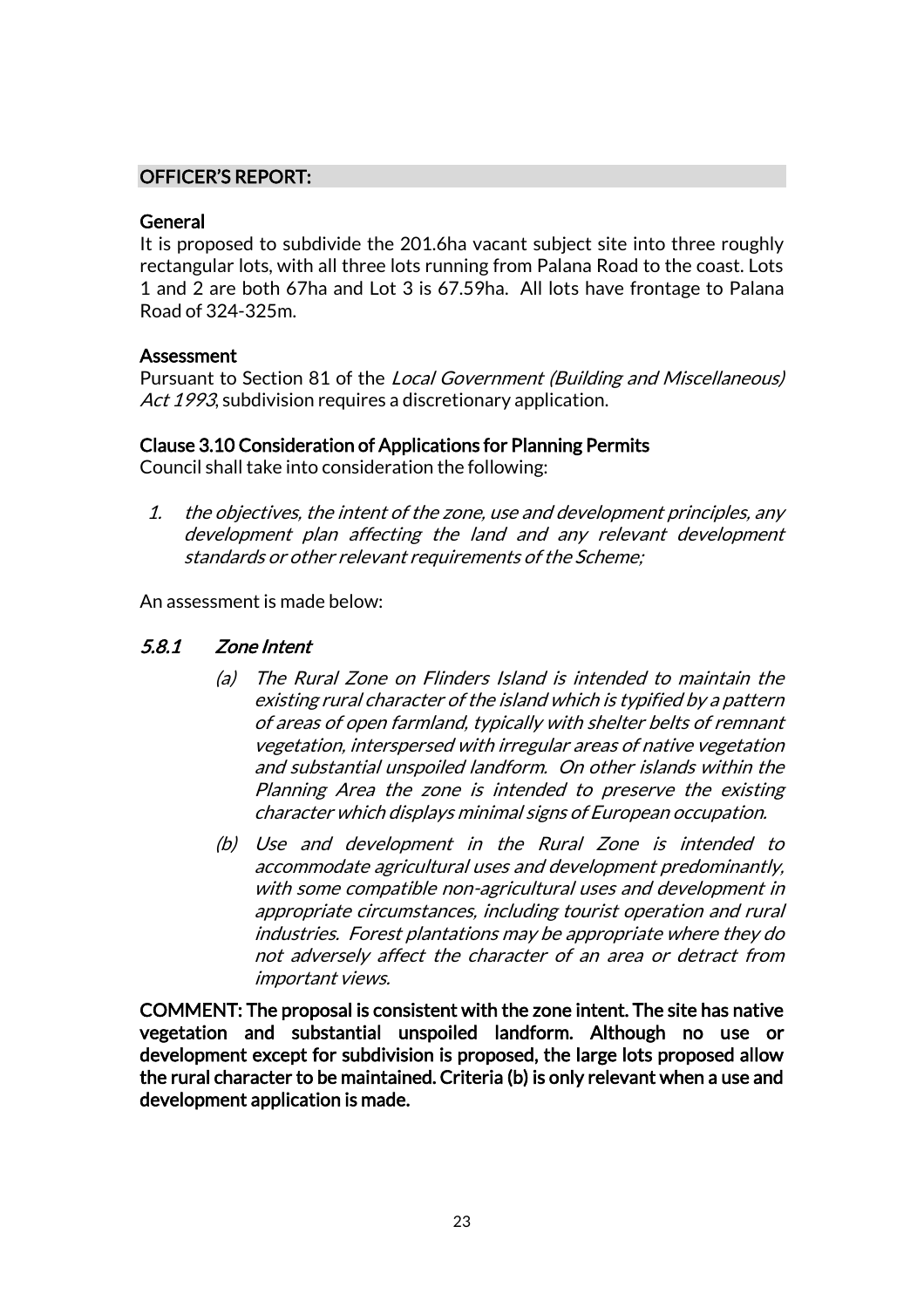## OFFICER'S REPORT:

### General

It is proposed to subdivide the 201.6ha vacant subject site into three roughly rectangular lots, with all three lots running from Palana Road to the coast. Lots 1 and 2 are both 67ha and Lot 3 is 67.59ha. All lots have frontage to Palana Road of 324-325m.

### Assessment

Pursuant to Section 81 of the *Local Government (Building and Miscellaneous) Act 1993*, subdivision requires a discretionary application.

### Clause 3.10 Consideration of Applications for Planning Permits

Council shall take into consideration the following:

1. *the objectives, the intent of the zone, use and development principles, any development plan affecting the land and any relevant development standards or other relevant requirements of the Scheme;*

An assessment is made below:

#### *5.8.1 Zone Intent*

*(a) The Rural Zone on Flinders Island is intended to maintain the existing rural character of the island which is typified by a pattern of areas of open farmland, typically with shelter belts of remnant vegetation, interspersed with irregular areas of native vegetation and substantial unspoiled landform. On other islands within the Planning Area the zone is intended to preserve the existing character which displays minimal signs of European occupation.*

*(b) Use and development in the Rural Zone is intended to accommodate agricultural uses and development predominantly, with some compatible non-agricultural uses and development in appropriate circumstances, including tourist operation and rural industries. Forest plantations may be appropriate where they do not adversely affect the character of an area or detract from important views.*

**COMMENT: The proposal is consistent with the zone intent. The site has native vegetation and substantial unspoiled landform. Although no use or development except for subdivision is proposed, the large lots proposed allow the rural character to be maintained. Criteria (b) is only relevant when a use and development application is made.**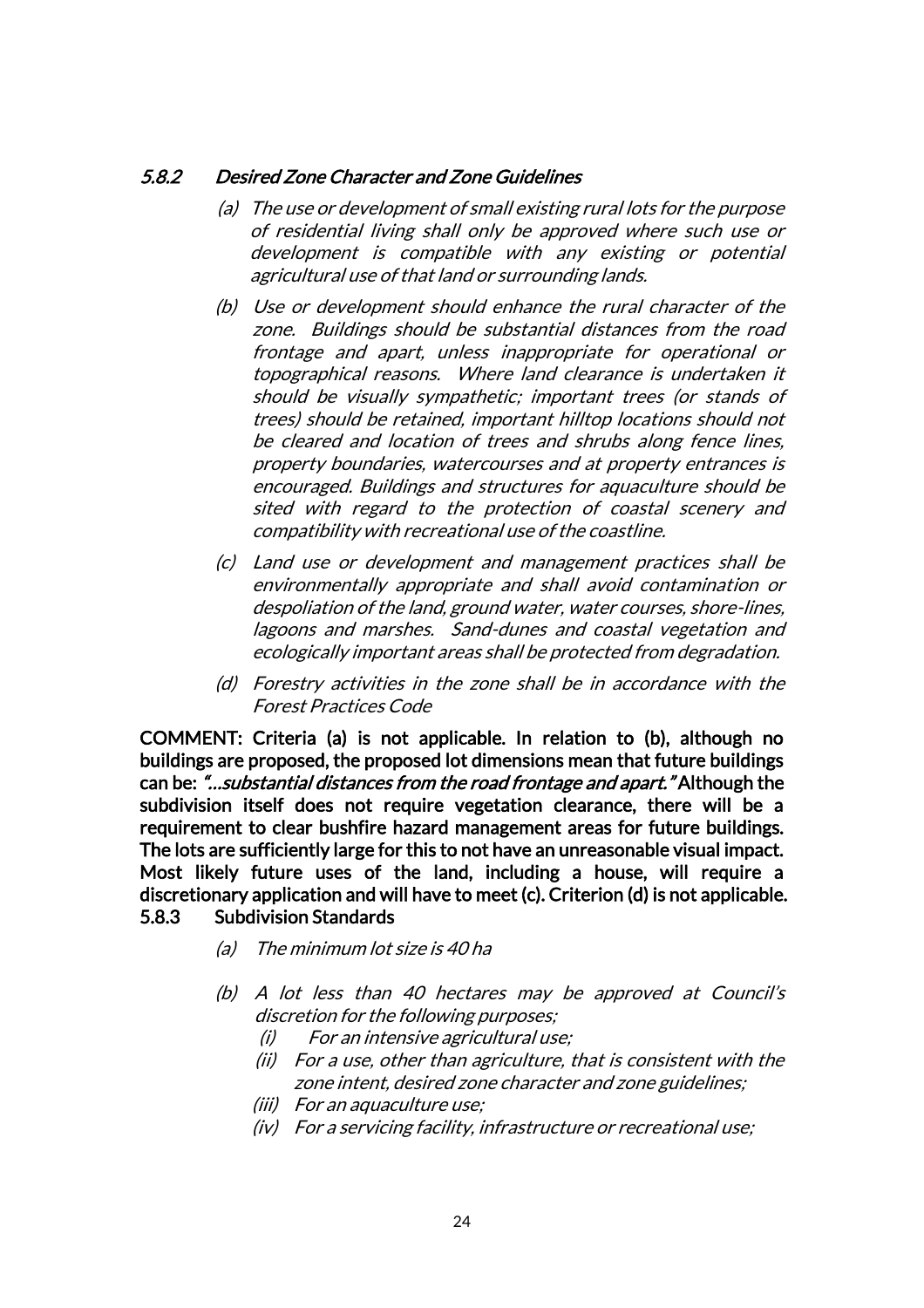### *5.8.2 Desired Zone Character and Zone Guidelines*

*(a) The use or development of small existing rural lots for the purpose of residential living shall only be approved where such use or development is compatible with any existing or potential agricultural use of that land or surrounding lands.*

*(b) Use or development should enhance the rural character of the zone. Buildings should be substantial distances from the road frontage and apart, unless inappropriate for operational or topographical reasons. Where land clearance is undertaken it should be visually sympathetic; important trees (or stands of trees) should be retained, important hilltop locations should not be cleared and location of trees and shrubs along fence lines, property boundaries, watercourses and at property entrances is encouraged. Buildings and structures for aquaculture should be sited with regard to the protection of coastal scenery and compatibility with recreational use of the coastline.*

*(c) Land use or development and management practices shall be environmentally appropriate and shall avoid contamination or despoliation of the land, ground water, water courses, shore-lines, lagoons and marshes. Sand-dunes and coastal vegetation and ecologically important areas shall be protected from degradation.*

*(d) Forestry activities in the zone shall be in accordance with the Forest Practices Code*

**COMMENT: Criteria (a) is not applicable. In relation to (b), although no buildings are proposed, the proposed lot dimensions mean that future buildings can be: *"…substantial distances from the road frontage and apart."* Although the subdivision itself does not require vegetation clearance, there will be a requirement to clear bushfire hazard management areas for future buildings. The lots are sufficiently large for this to not have an unreasonable visual impact. Most likely future uses of the land, including a house, will require a discretionary application and will have to meet (c). Criterion (d) is not applicable.**

### 5.8.3 Subdivision Standards

*(a) The minimum lot size is 40 ha*

*(b) A lot less than 40 hectares may be approved at Council's discretion for the following purposes;*

*(i) For an intensive agricultural use;*

*(ii) For a use, other than agriculture, that is consistent with the zone intent, desired zone character and zone guidelines;*

*(iii) For an aquaculture use;*

*(iv) For a servicing facility, infrastructure or recreational use;*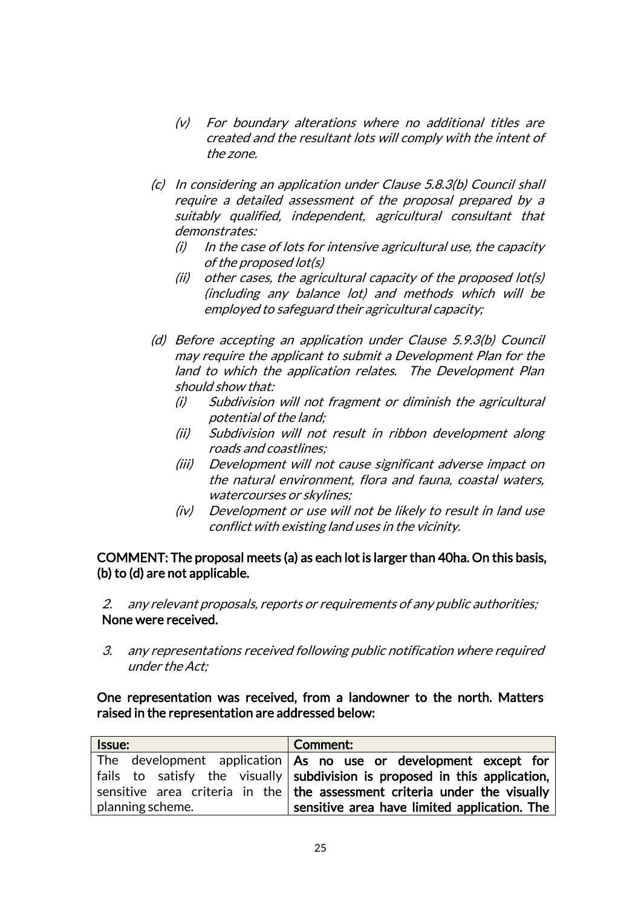*(v) For boundary alterations where no additional titles are created and the resultant lots will comply with the intent of the zone.*

*(c) In considering an application under Clause 5.8.3(b) Council shall require a detailed assessment of the proposal prepared by a suitably qualified, independent, agricultural consultant that demonstrates:*

*(i) In the case of lots for intensive agricultural use, the capacity of the proposed lot(s)*

*(ii) other cases, the agricultural capacity of the proposed lot(s) (including any balance lot) and methods which will be employed to safeguard their agricultural capacity;*

*(d) Before accepting an application under Clause 5.9.3(b) Council may require the applicant to submit a Development Plan for the land to which the application relates. The Development Plan should show that:*

*(i) Subdivision will not fragment or diminish the agricultural potential of the land;*

*(ii) Subdivision will not result in ribbon development along roads and coastlines;*

*(iii) Development will not cause significant adverse impact on the natural environment, flora and fauna, coastal waters, watercourses or skylines;*

*(iv) Development or use will not be likely to result in land use conflict with existing land uses in the vicinity.*

**COMMENT: The proposal meets (a) as each lot is larger than 40ha. On this basis, (b) to (d) are not applicable.**

*2. any relevant proposals, reports or requirements of any public authorities;*
**None were received.**

*3. any representations received following public notification where required under the Act;*

**One representation was received, from a landowner to the north. Matters raised in the representation are addressed below:**

| Issue: | Comment: |
|---|---|
| The development application fails to satisfy the visually sensitive area criteria in the planning scheme. | **As no use or development except for subdivision is proposed in this application, the assessment criteria under the visually sensitive area have limited application. The** |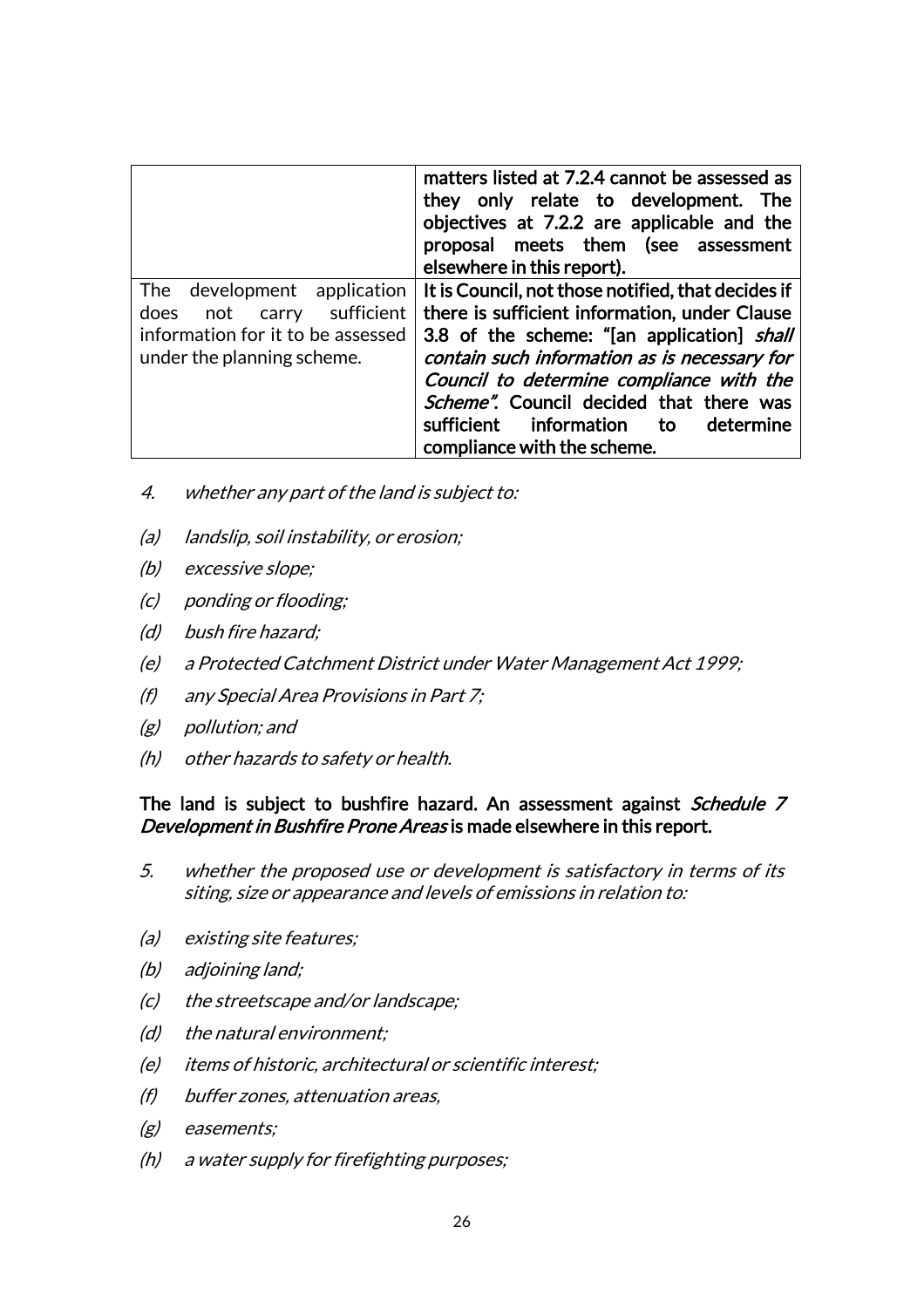| | |
|---|---|
| | **matters listed at 7.2.4 cannot be assessed as they only relate to development. The objectives at 7.2.2 are applicable and the proposal meets them (see assessment elsewhere in this report).** |
| The development application does not carry sufficient information for it to be assessed under the planning scheme. | **It is Council, not those notified, that decides if there is sufficient information, under Clause 3.8 of the scheme: "[an application]** ***shall contain such information as is necessary for Council to determine compliance with the Scheme".*** **Council decided that there was sufficient information to determine compliance with the scheme.** |

4. *whether any part of the land is subject to:*

(a) *landslip, soil instability, or erosion;*

(b) *excessive slope;*

(c) *ponding or flooding;*

(d) *bush fire hazard;*

(e) *a Protected Catchment District under Water Management Act 1999;*

(f) *any Special Area Provisions in Part 7;*

(g) *pollution; and*

(h) *other hazards to safety or health.*

**The land is subject to bushfire hazard. An assessment against** ***Schedule 7 Development in Bushfire Prone Areas*** **is made elsewhere in this report.**

5. *whether the proposed use or development is satisfactory in terms of its siting, size or appearance and levels of emissions in relation to:*

(a) *existing site features;*

(b) *adjoining land;*

(c) *the streetscape and/or landscape;*

(d) *the natural environment;*

(e) *items of historic, architectural or scientific interest;*

(f) *buffer zones, attenuation areas,*

(g) *easements;*

(h) *a water supply for firefighting purposes;*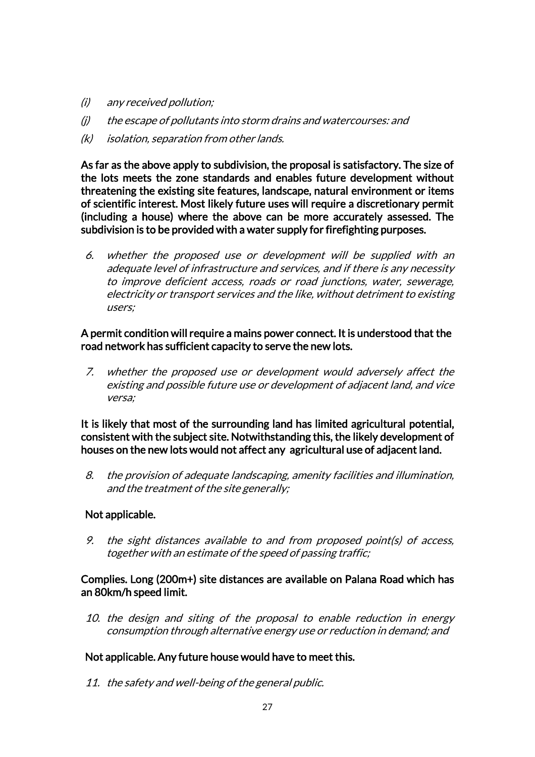*(i) any received pollution;*

*(j) the escape of pollutants into storm drains and watercourses: and*

*(k) isolation, separation from other lands.*

**As far as the above apply to subdivision, the proposal is satisfactory. The size of the lots meets the zone standards and enables future development without threatening the existing site features, landscape, natural environment or items of scientific interest. Most likely future uses will require a discretionary permit (including a house) where the above can be more accurately assessed. The subdivision is to be provided with a water supply for firefighting purposes.**

*6. whether the proposed use or development will be supplied with an adequate level of infrastructure and services, and if there is any necessity to improve deficient access, roads or road junctions, water, sewerage, electricity or transport services and the like, without detriment to existing users;*

**A permit condition will require a mains power connect. It is understood that the road network has sufficient capacity to serve the new lots.**

*7. whether the proposed use or development would adversely affect the existing and possible future use or development of adjacent land, and vice versa;*

**It is likely that most of the surrounding land has limited agricultural potential, consistent with the subject site. Notwithstanding this, the likely development of houses on the new lots would not affect any agricultural use of adjacent land.**

*8. the provision of adequate landscaping, amenity facilities and illumination, and the treatment of the site generally;*

**Not applicable.**

*9. the sight distances available to and from proposed point(s) of access, together with an estimate of the speed of passing traffic;*

**Complies. Long (200m+) site distances are available on Palana Road which has an 80km/h speed limit.**

*10. the design and siting of the proposal to enable reduction in energy consumption through alternative energy use or reduction in demand; and*

**Not applicable. Any future house would have to meet this.**

*11. the safety and well-being of the general public.*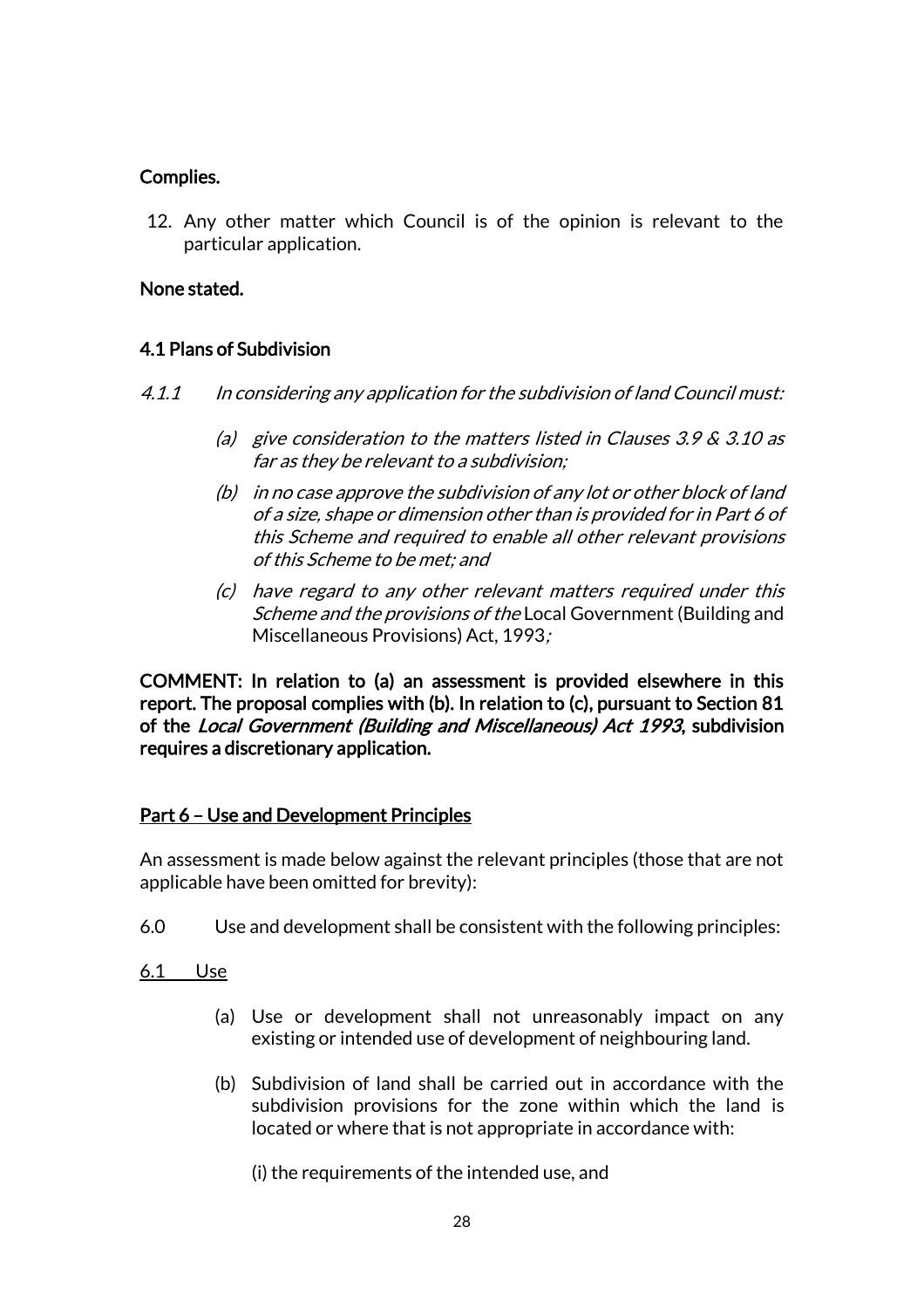**Complies.**

12. Any other matter which Council is of the opinion is relevant to the particular application.

**None stated.**

**4.1 Plans of Subdivision**

*4.1.1 In considering any application for the subdivision of land Council must:*

*(a) give consideration to the matters listed in Clauses 3.9 & 3.10 as far as they be relevant to a subdivision;*

*(b) in no case approve the subdivision of any lot or other block of land of a size, shape or dimension other than is provided for in Part 6 of this Scheme and required to enable all other relevant provisions of this Scheme to be met; and*

*(c) have regard to any other relevant matters required under this Scheme and the provisions of the* Local Government (Building and Miscellaneous Provisions) Act, 1993*;*

**COMMENT: In relation to (a) an assessment is provided elsewhere in this report. The proposal complies with (b). In relation to (c), pursuant to Section 81 of the *Local Government (Building and Miscellaneous) Act 1993*, subdivision requires a discretionary application.**

**<u>Part 6 – Use and Development Principles</u>**

An assessment is made below against the relevant principles (those that are not applicable have been omitted for brevity):

6.0 Use and development shall be consistent with the following principles:

<u>6.1 Use</u>

(a) Use or development shall not unreasonably impact on any existing or intended use of development of neighbouring land.

(b) Subdivision of land shall be carried out in accordance with the subdivision provisions for the zone within which the land is located or where that is not appropriate in accordance with:

(i) the requirements of the intended use, and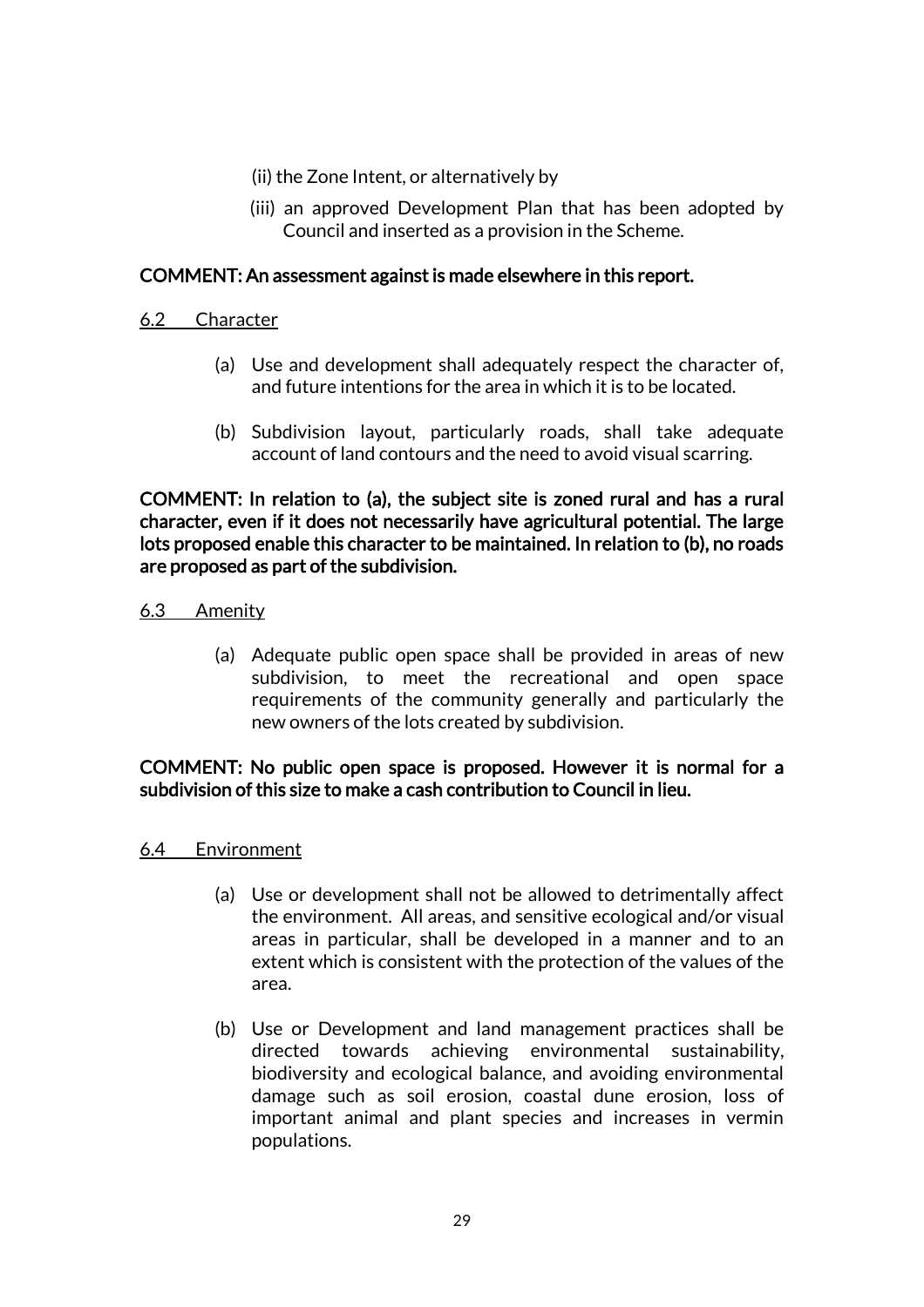(ii) the Zone Intent, or alternatively by

(iii) an approved Development Plan that has been adopted by Council and inserted as a provision in the Scheme.

**COMMENT: An assessment against is made elsewhere in this report.**

6.2 Character

(a) Use and development shall adequately respect the character of, and future intentions for the area in which it is to be located.

(b) Subdivision layout, particularly roads, shall take adequate account of land contours and the need to avoid visual scarring.

**COMMENT: In relation to (a), the subject site is zoned rural and has a rural character, even if it does not necessarily have agricultural potential. The large lots proposed enable this character to be maintained. In relation to (b), no roads are proposed as part of the subdivision.**

6.3 Amenity

(a) Adequate public open space shall be provided in areas of new subdivision, to meet the recreational and open space requirements of the community generally and particularly the new owners of the lots created by subdivision.

**COMMENT: No public open space is proposed. However it is normal for a subdivision of this size to make a cash contribution to Council in lieu.**

6.4 Environment

(a) Use or development shall not be allowed to detrimentally affect the environment. All areas, and sensitive ecological and/or visual areas in particular, shall be developed in a manner and to an extent which is consistent with the protection of the values of the area.

(b) Use or Development and land management practices shall be directed towards achieving environmental sustainability, biodiversity and ecological balance, and avoiding environmental damage such as soil erosion, coastal dune erosion, loss of important animal and plant species and increases in vermin populations.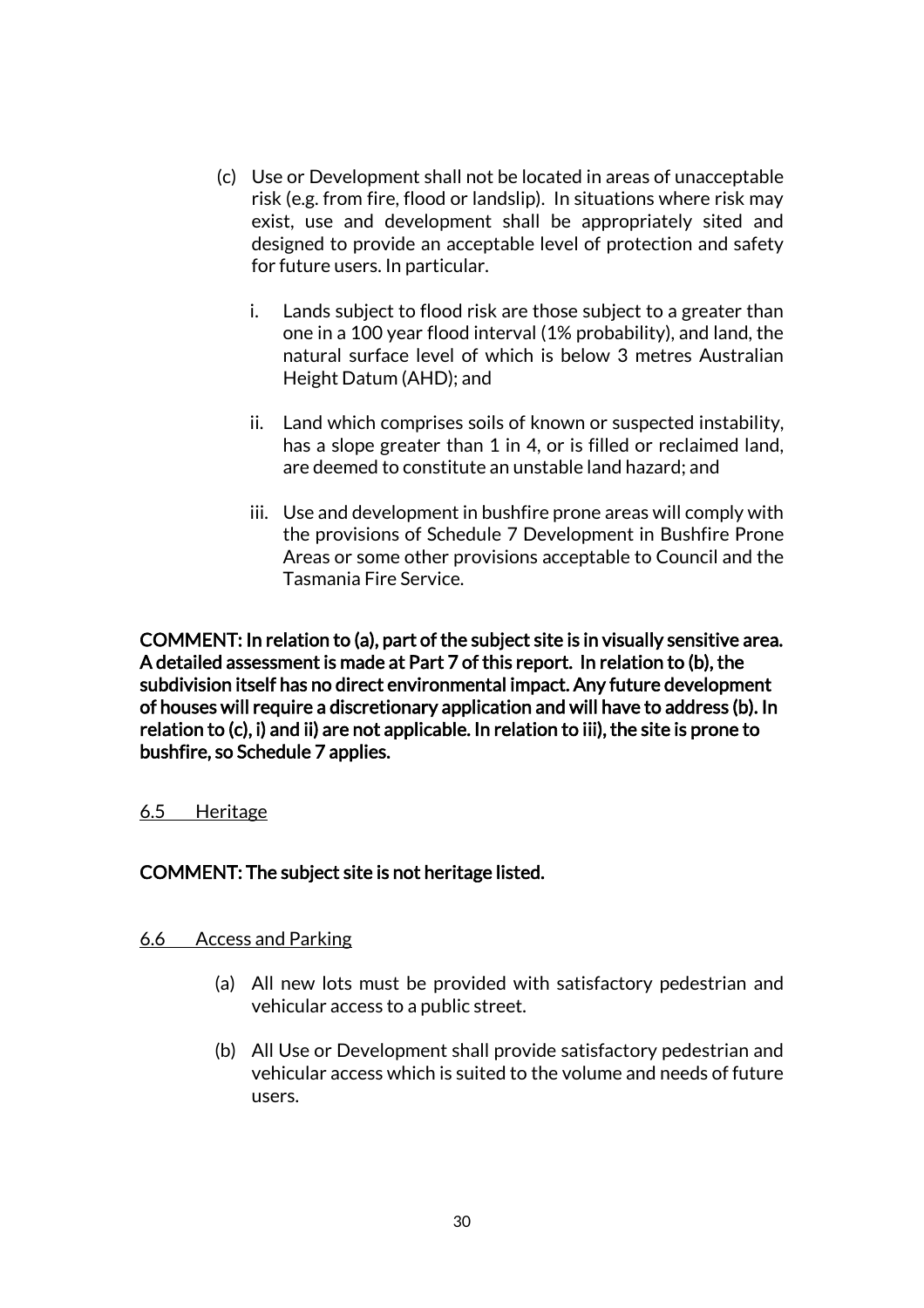(c) Use or Development shall not be located in areas of unacceptable risk (e.g. from fire, flood or landslip). In situations where risk may exist, use and development shall be appropriately sited and designed to provide an acceptable level of protection and safety for future users. In particular.

   i. Lands subject to flood risk are those subject to a greater than one in a 100 year flood interval (1% probability), and land, the natural surface level of which is below 3 metres Australian Height Datum (AHD); and

   ii. Land which comprises soils of known or suspected instability, has a slope greater than 1 in 4, or is filled or reclaimed land, are deemed to constitute an unstable land hazard; and

   iii. Use and development in bushfire prone areas will comply with the provisions of Schedule 7 Development in Bushfire Prone Areas or some other provisions acceptable to Council and the Tasmania Fire Service.

**COMMENT: In relation to (a), part of the subject site is in visually sensitive area. A detailed assessment is made at Part 7 of this report. In relation to (b), the subdivision itself has no direct environmental impact. Any future development of houses will require a discretionary application and will have to address (b). In relation to (c), i) and ii) are not applicable. In relation to iii), the site is prone to bushfire, so Schedule 7 applies.**

<u>6.5 Heritage</u>

**COMMENT: The subject site is not heritage listed.**

<u>6.6 Access and Parking</u>

(a) All new lots must be provided with satisfactory pedestrian and vehicular access to a public street.

(b) All Use or Development shall provide satisfactory pedestrian and vehicular access which is suited to the volume and needs of future users.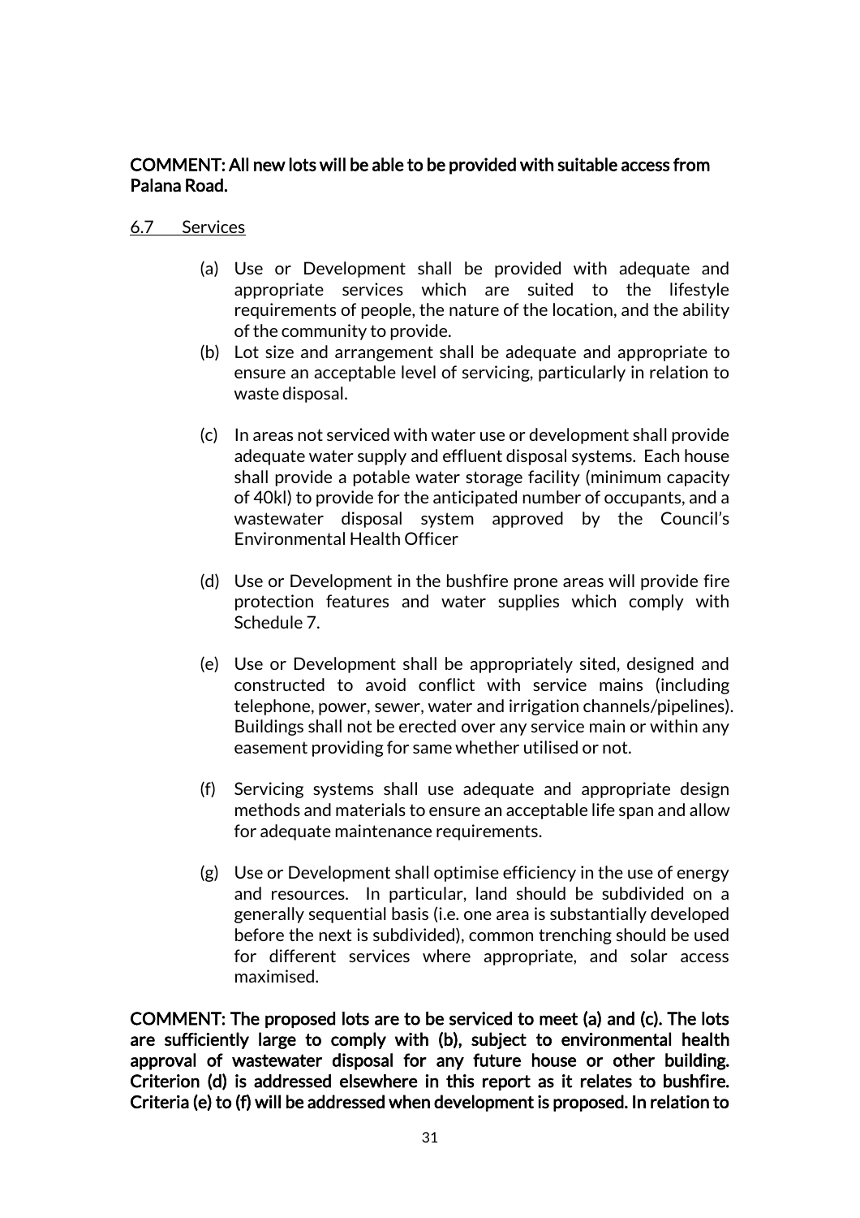**COMMENT: All new lots will be able to be provided with suitable access from Palana Road.**

<u>6.7 Services</u>

(a) Use or Development shall be provided with adequate and appropriate services which are suited to the lifestyle requirements of people, the nature of the location, and the ability of the community to provide.

(b) Lot size and arrangement shall be adequate and appropriate to ensure an acceptable level of servicing, particularly in relation to waste disposal.

(c) In areas not serviced with water use or development shall provide adequate water supply and effluent disposal systems. Each house shall provide a potable water storage facility (minimum capacity of 40kl) to provide for the anticipated number of occupants, and a wastewater disposal system approved by the Council's Environmental Health Officer

(d) Use or Development in the bushfire prone areas will provide fire protection features and water supplies which comply with Schedule 7.

(e) Use or Development shall be appropriately sited, designed and constructed to avoid conflict with service mains (including telephone, power, sewer, water and irrigation channels/pipelines). Buildings shall not be erected over any service main or within any easement providing for same whether utilised or not.

(f) Servicing systems shall use adequate and appropriate design methods and materials to ensure an acceptable life span and allow for adequate maintenance requirements.

(g) Use or Development shall optimise efficiency in the use of energy and resources. In particular, land should be subdivided on a generally sequential basis (i.e. one area is substantially developed before the next is subdivided), common trenching should be used for different services where appropriate, and solar access maximised.

**COMMENT: The proposed lots are to be serviced to meet (a) and (c). The lots are sufficiently large to comply with (b), subject to environmental health approval of wastewater disposal for any future house or other building. Criterion (d) is addressed elsewhere in this report as it relates to bushfire. Criteria (e) to (f) will be addressed when development is proposed. In relation to**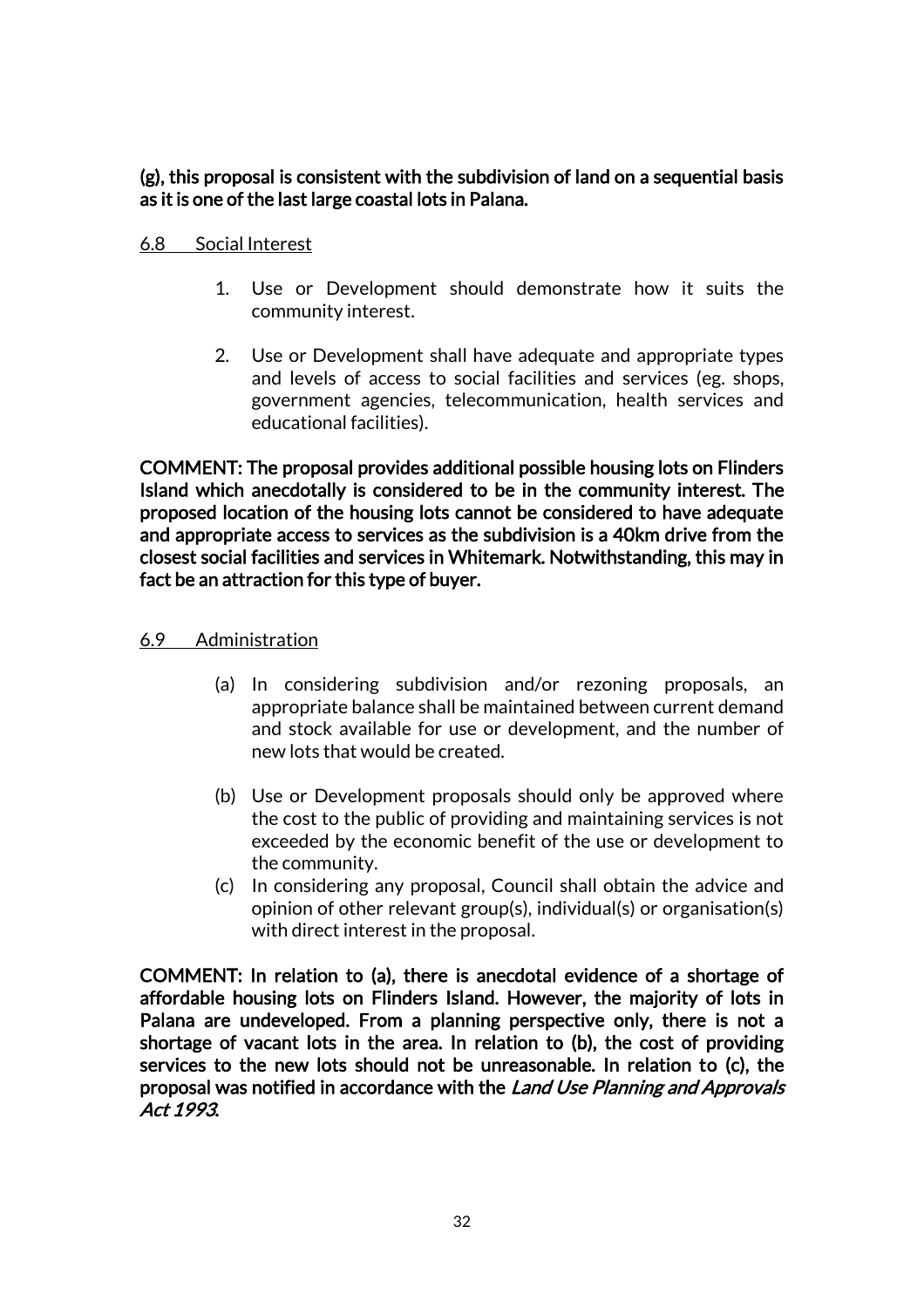**(g), this proposal is consistent with the subdivision of land on a sequential basis as it is one of the last large coastal lots in Palana.**

6.8 Social Interest

1. Use or Development should demonstrate how it suits the community interest.

2. Use or Development shall have adequate and appropriate types and levels of access to social facilities and services (eg. shops, government agencies, telecommunication, health services and educational facilities).

**COMMENT: The proposal provides additional possible housing lots on Flinders Island which anecdotally is considered to be in the community interest. The proposed location of the housing lots cannot be considered to have adequate and appropriate access to services as the subdivision is a 40km drive from the closest social facilities and services in Whitemark. Notwithstanding, this may in fact be an attraction for this type of buyer.**

6.9 Administration

(a) In considering subdivision and/or rezoning proposals, an appropriate balance shall be maintained between current demand and stock available for use or development, and the number of new lots that would be created.

(b) Use or Development proposals should only be approved where the cost to the public of providing and maintaining services is not exceeded by the economic benefit of the use or development to the community.

(c) In considering any proposal, Council shall obtain the advice and opinion of other relevant group(s), individual(s) or organisation(s) with direct interest in the proposal.

**COMMENT: In relation to (a), there is anecdotal evidence of a shortage of affordable housing lots on Flinders Island. However, the majority of lots in Palana are undeveloped. From a planning perspective only, there is not a shortage of vacant lots in the area. In relation to (b), the cost of providing services to the new lots should not be unreasonable. In relation to (c), the proposal was notified in accordance with the *Land Use Planning and Approvals Act 1993*.**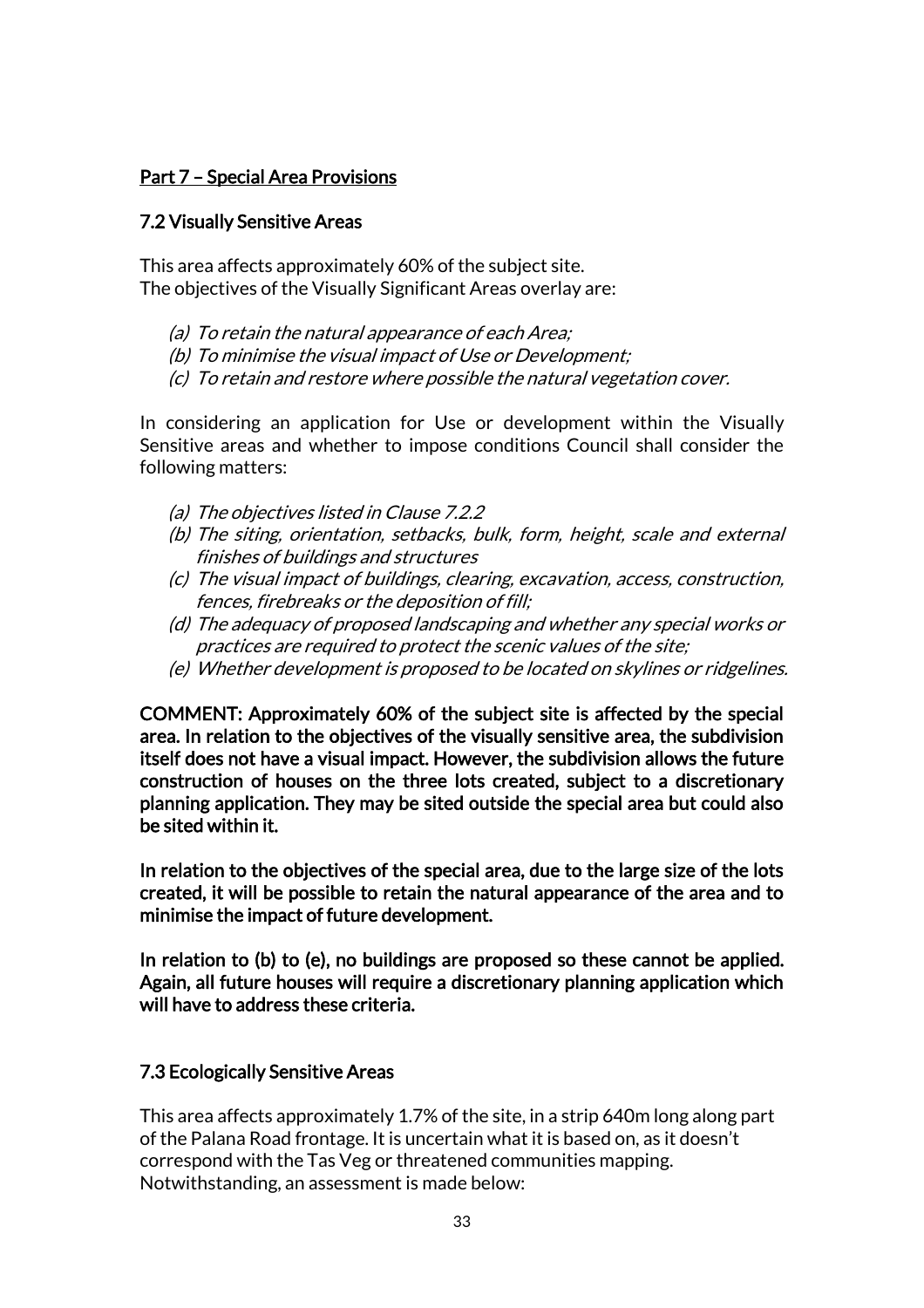<u>Part 7 – Special Area Provisions</u>

<u>7.2 Visually Sensitive Areas</u>

This area affects approximately 60% of the subject site.
The objectives of the Visually Significant Areas overlay are:

(a) *To retain the natural appearance of each Area;*
(b) *To minimise the visual impact of Use or Development;*
(c) *To retain and restore where possible the natural vegetation cover.*

In considering an application for Use or development within the Visually Sensitive areas and whether to impose conditions Council shall consider the following matters:

(a) *The objectives listed in Clause 7.2.2*
(b) *The siting, orientation, setbacks, bulk, form, height, scale and external finishes of buildings and structures*
(c) *The visual impact of buildings, clearing, excavation, access, construction, fences, firebreaks or the deposition of fill;*
(d) *The adequacy of proposed landscaping and whether any special works or practices are required to protect the scenic values of the site;*
(e) *Whether development is proposed to be located on skylines or ridgelines.*

**COMMENT: Approximately 60% of the subject site is affected by the special area. In relation to the objectives of the visually sensitive area, the subdivision itself does not have a visual impact. However, the subdivision allows the future construction of houses on the three lots created, subject to a discretionary planning application. They may be sited outside the special area but could also be sited within it.**

**In relation to the objectives of the special area, due to the large size of the lots created, it will be possible to retain the natural appearance of the area and to minimise the impact of future development.**

**In relation to (b) to (e), no buildings are proposed so these cannot be applied. Again, all future houses will require a discretionary planning application which will have to address these criteria.**

<u>7.3 Ecologically Sensitive Areas</u>

This area affects approximately 1.7% of the site, in a strip 640m long along part of the Palana Road frontage. It is uncertain what it is based on, as it doesn't correspond with the Tas Veg or threatened communities mapping. Notwithstanding, an assessment is made below: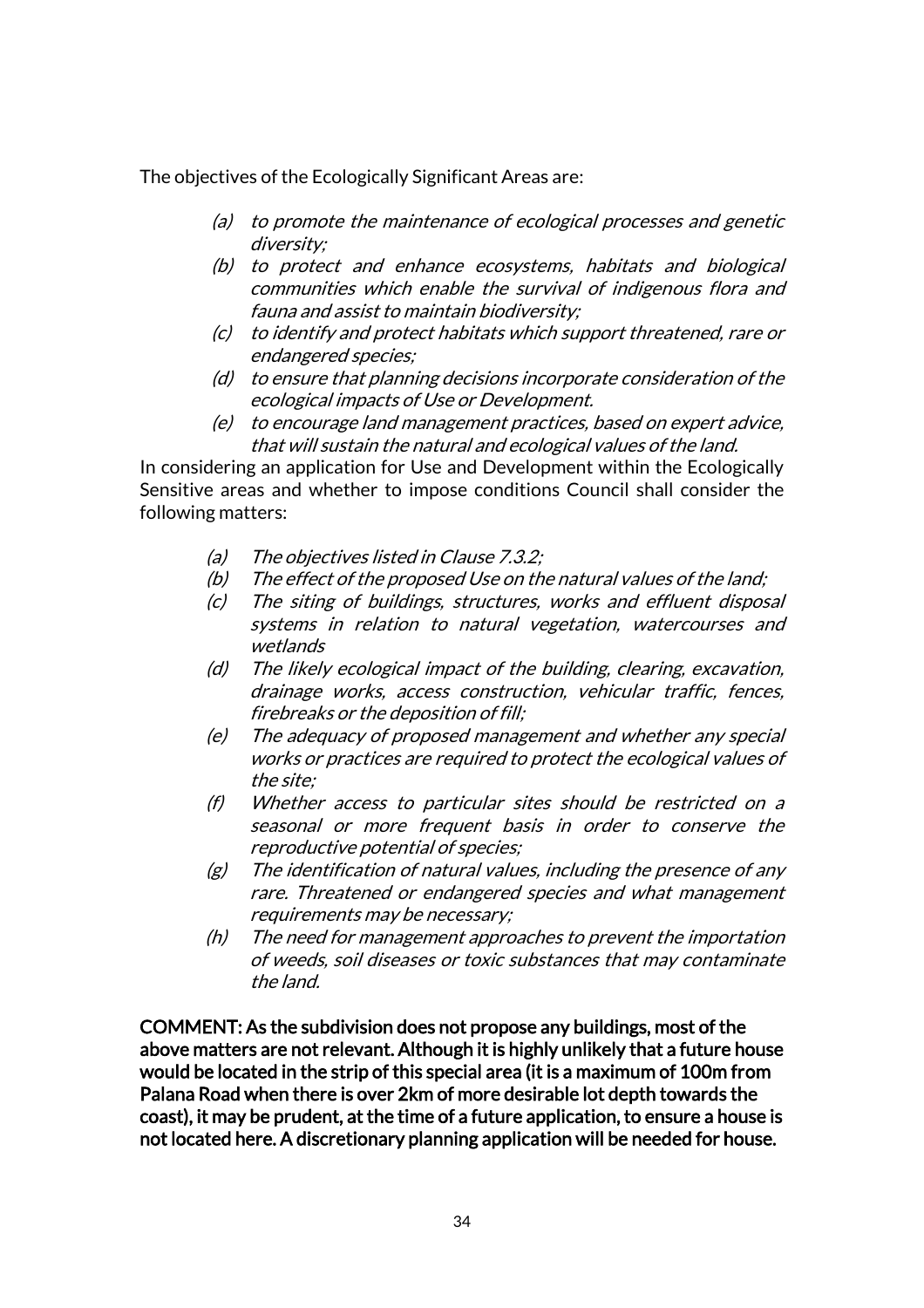The objectives of the Ecologically Significant Areas are:

- *(a) to promote the maintenance of ecological processes and genetic diversity;*
- *(b) to protect and enhance ecosystems, habitats and biological communities which enable the survival of indigenous flora and fauna and assist to maintain biodiversity;*
- *(c) to identify and protect habitats which support threatened, rare or endangered species;*
- *(d) to ensure that planning decisions incorporate consideration of the ecological impacts of Use or Development.*
- *(e) to encourage land management practices, based on expert advice, that will sustain the natural and ecological values of the land.*

In considering an application for Use and Development within the Ecologically Sensitive areas and whether to impose conditions Council shall consider the following matters:

- *(a) The objectives listed in Clause 7.3.2;*
- *(b) The effect of the proposed Use on the natural values of the land;*
- *(c) The siting of buildings, structures, works and effluent disposal systems in relation to natural vegetation, watercourses and wetlands*
- *(d) The likely ecological impact of the building, clearing, excavation, drainage works, access construction, vehicular traffic, fences, firebreaks or the deposition of fill;*
- *(e) The adequacy of proposed management and whether any special works or practices are required to protect the ecological values of the site;*
- *(f) Whether access to particular sites should be restricted on a seasonal or more frequent basis in order to conserve the reproductive potential of species;*
- *(g) The identification of natural values, including the presence of any rare. Threatened or endangered species and what management requirements may be necessary;*
- *(h) The need for management approaches to prevent the importation of weeds, soil diseases or toxic substances that may contaminate the land.*

**COMMENT: As the subdivision does not propose any buildings, most of the above matters are not relevant. Although it is highly unlikely that a future house would be located in the strip of this special area (it is a maximum of 100m from Palana Road when there is over 2km of more desirable lot depth towards the coast), it may be prudent, at the time of a future application, to ensure a house is not located here. A discretionary planning application will be needed for house.**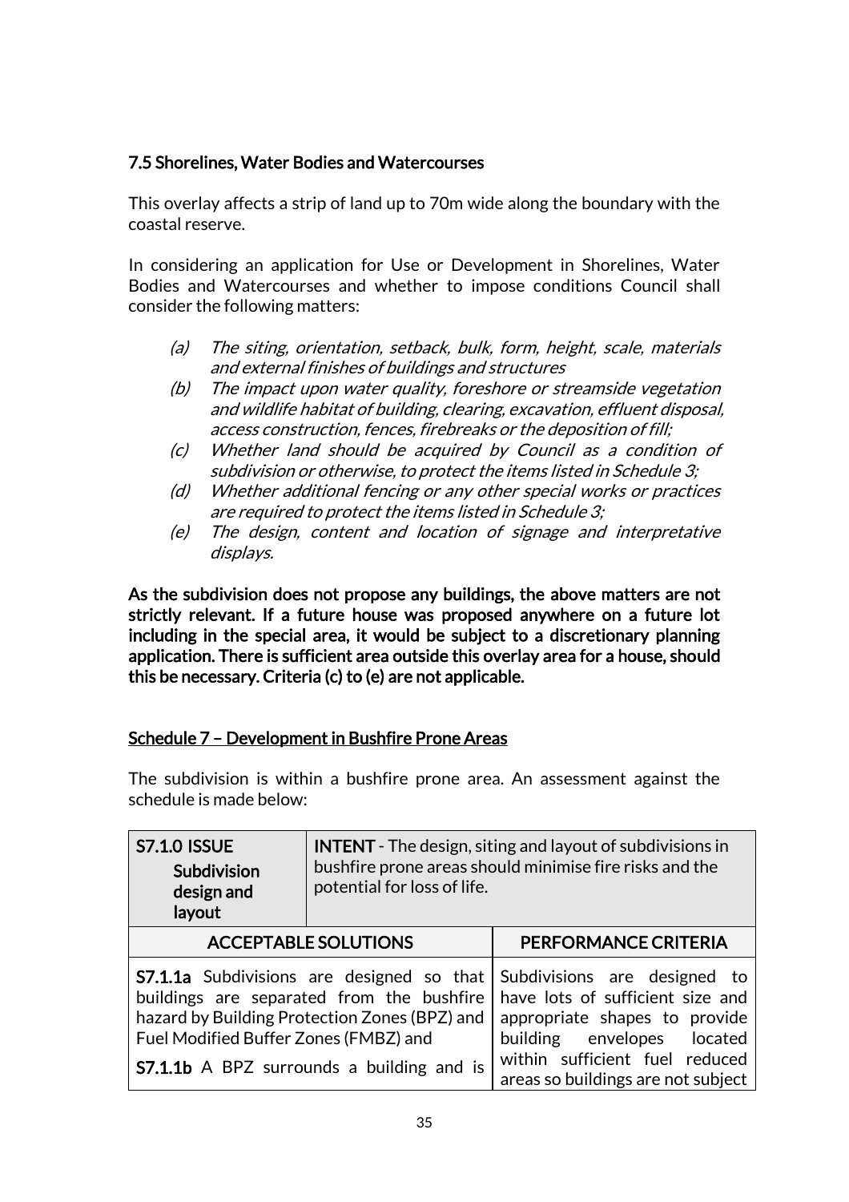## 7.5 Shorelines, Water Bodies and Watercourses

This overlay affects a strip of land up to 70m wide along the boundary with the coastal reserve.

In considering an application for Use or Development in Shorelines, Water Bodies and Watercourses and whether to impose conditions Council shall consider the following matters:

- *(a) The siting, orientation, setback, bulk, form, height, scale, materials and external finishes of buildings and structures*
- *(b) The impact upon water quality, foreshore or streamside vegetation and wildlife habitat of building, clearing, excavation, effluent disposal, access construction, fences, firebreaks or the deposition of fill;*
- *(c) Whether land should be acquired by Council as a condition of subdivision or otherwise, to protect the items listed in Schedule 3;*
- *(d) Whether additional fencing or any other special works or practices are required to protect the items listed in Schedule 3;*
- *(e) The design, content and location of signage and interpretative displays.*

**As the subdivision does not propose any buildings, the above matters are not strictly relevant. If a future house was proposed anywhere on a future lot including in the special area, it would be subject to a discretionary planning application. There is sufficient area outside this overlay area for a house, should this be necessary. Criteria (c) to (e) are not applicable.**

## Schedule 7 – Development in Bushfire Prone Areas

The subdivision is within a bushfire prone area. An assessment against the schedule is made below:

| **S7.1.0 ISSUE** **Subdivision design and layout** | **INTENT** - The design, siting and layout of subdivisions in bushfire prone areas should minimise fire risks and the potential for loss of life. |
|---|---|
| **ACCEPTABLE SOLUTIONS** | **PERFORMANCE CRITERIA** |
| **S7.1.1a** Subdivisions are designed so that buildings are separated from the bushfire hazard by Building Protection Zones (BPZ) and Fuel Modified Buffer Zones (FMBZ) and<br><br>**S7.1.1b** A BPZ surrounds a building and is | Subdivisions are designed to have lots of sufficient size and appropriate shapes to provide building envelopes located within sufficient fuel reduced areas so buildings are not subject |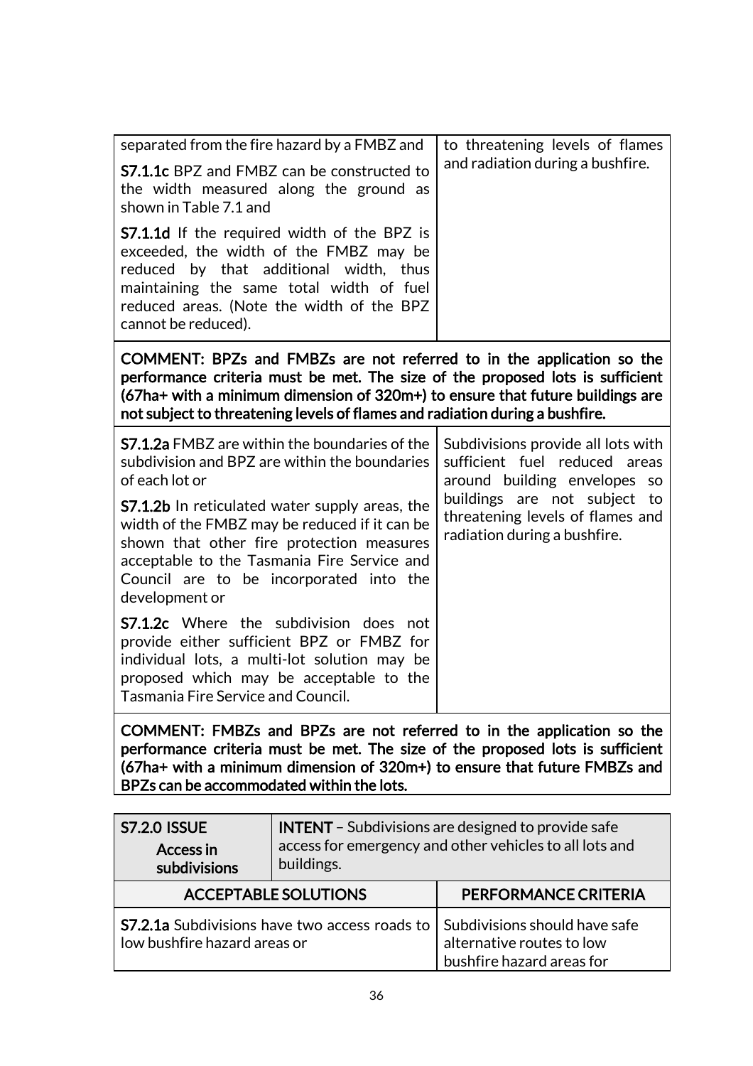| | |
|---|---|
| separated from the fire hazard by a FMBZ and<br><br>**S7.1.1c** BPZ and FMBZ can be constructed to the width measured along the ground as shown in Table 7.1 and<br><br>**S7.1.1d** If the required width of the BPZ is exceeded, the width of the FMBZ may be reduced by that additional width, thus maintaining the same total width of fuel reduced areas. (Note the width of the BPZ cannot be reduced). | to threatening levels of flames and radiation during a bushfire. |
| **COMMENT: BPZs and FMBZs are not referred to in the application so the performance criteria must be met. The size of the proposed lots is sufficient (67ha+ with a minimum dimension of 320m+) to ensure that future buildings are not subject to threatening levels of flames and radiation during a bushfire.** | |
| **S7.1.2a** FMBZ are within the boundaries of the subdivision and BPZ are within the boundaries of each lot or<br><br>**S7.1.2b** In reticulated water supply areas, the width of the FMBZ may be reduced if it can be shown that other fire protection measures acceptable to the Tasmania Fire Service and Council are to be incorporated into the development or<br><br>**S7.1.2c** Where the subdivision does not provide either sufficient BPZ or FMBZ for individual lots, a multi-lot solution may be proposed which may be acceptable to the Tasmania Fire Service and Council. | Subdivisions provide all lots with sufficient fuel reduced areas around building envelopes so buildings are not subject to threatening levels of flames and radiation during a bushfire. |
| **COMMENT: FMBZs and BPZs are not referred to in the application so the performance criteria must be met. The size of the proposed lots is sufficient (67ha+ with a minimum dimension of 320m+) to ensure that future FMBZs and BPZs can be accommodated within the lots.** | |

| **S7.2.0 ISSUE**<br>**Access in subdivisions** | **INTENT** – Subdivisions are designed to provide safe access for emergency and other vehicles to all lots and buildings. |
|---|---|
| **ACCEPTABLE SOLUTIONS** | **PERFORMANCE CRITERIA** |
| **S7.2.1a** Subdivisions have two access roads to low bushfire hazard areas or | Subdivisions should have safe alternative routes to low bushfire hazard areas for |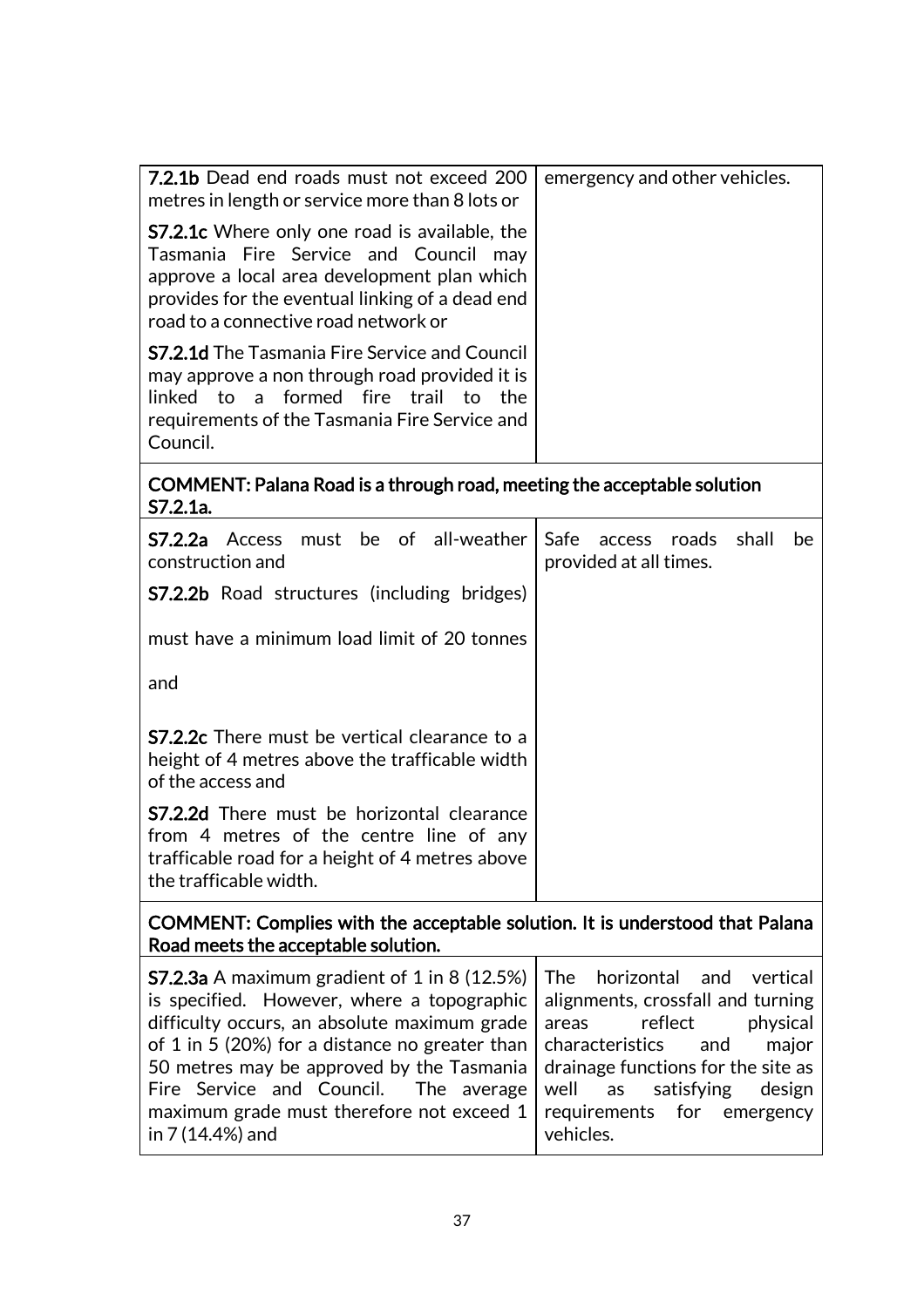| | |
|---|---|
| **7.2.1b** Dead end roads must not exceed 200 metres in length or service more than 8 lots or<br><br>**S7.2.1c** Where only one road is available, the Tasmania Fire Service and Council may approve a local area development plan which provides for the eventual linking of a dead end road to a connective road network or<br><br>**S7.2.1d** The Tasmania Fire Service and Council may approve a non through road provided it is linked to a formed fire trail to the requirements of the Tasmania Fire Service and Council. | emergency and other vehicles. |
| **COMMENT: Palana Road is a through road, meeting the acceptable solution S7.2.1a.** | |
| **S7.2.2a** Access must be of all-weather construction and<br><br>**S7.2.2b** Road structures (including bridges) must have a minimum load limit of 20 tonnes and<br><br>**S7.2.2c** There must be vertical clearance to a height of 4 metres above the trafficable width of the access and<br><br>**S7.2.2d** There must be horizontal clearance from 4 metres of the centre line of any trafficable road for a height of 4 metres above the trafficable width. | Safe access roads shall be provided at all times. |
| **COMMENT: Complies with the acceptable solution. It is understood that Palana Road meets the acceptable solution.** | |
| **S7.2.3a** A maximum gradient of 1 in 8 (12.5%) is specified. However, where a topographic difficulty occurs, an absolute maximum grade of 1 in 5 (20%) for a distance no greater than 50 metres may be approved by the Tasmania Fire Service and Council. The average maximum grade must therefore not exceed 1 in 7 (14.4%) and | The horizontal and vertical alignments, crossfall and turning areas reflect physical characteristics and major drainage functions for the site as well as satisfying design requirements for emergency vehicles. |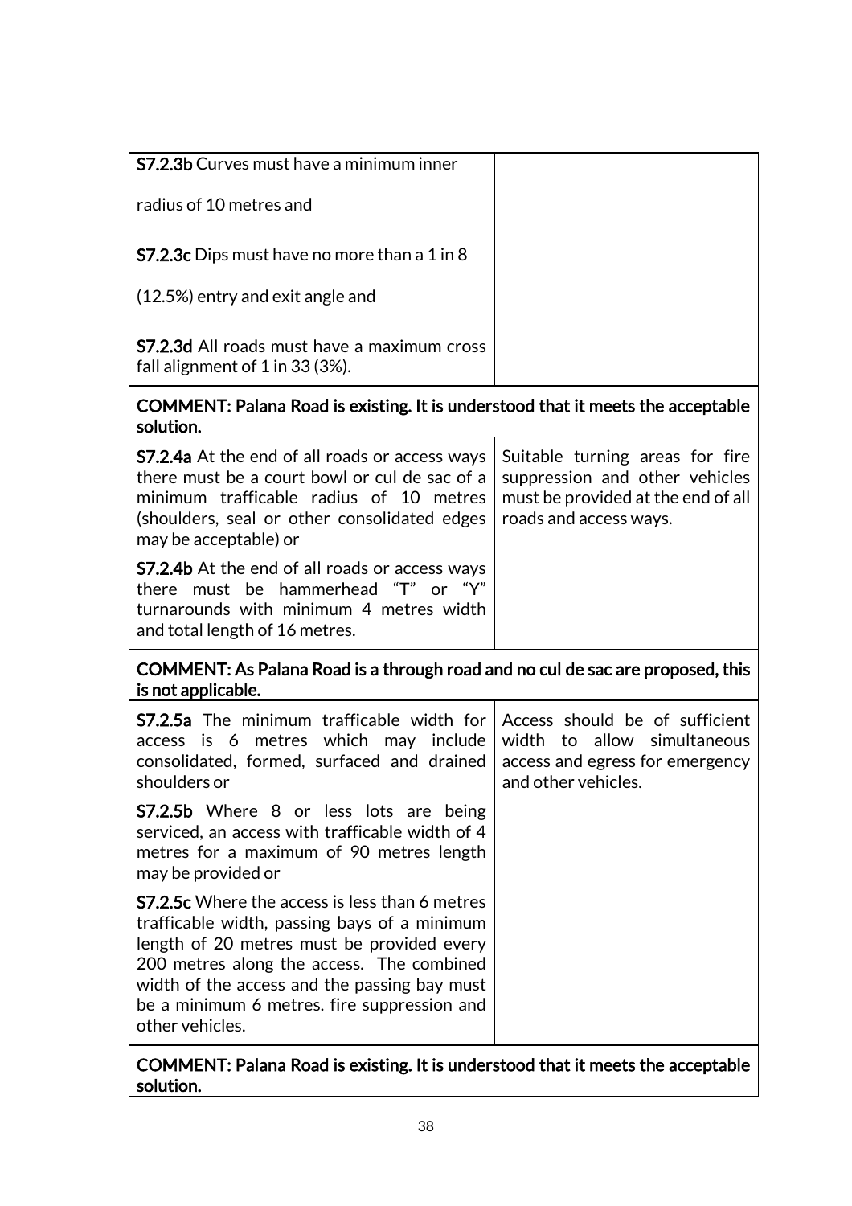| | |
|---|---|
| **S7.2.3b** Curves must have a minimum inner radius of 10 metres and<br><br>**S7.2.3c** Dips must have no more than a 1 in 8 (12.5%) entry and exit angle and<br><br>**S7.2.3d** All roads must have a maximum cross fall alignment of 1 in 33 (3%). | |
| **COMMENT: Palana Road is existing. It is understood that it meets the acceptable solution.** | |
| **S7.2.4a** At the end of all roads or access ways there must be a court bowl or cul de sac of a minimum trafficable radius of 10 metres (shoulders, seal or other consolidated edges may be acceptable) or<br><br>**S7.2.4b** At the end of all roads or access ways there must be hammerhead "T" or "Y" turnarounds with minimum 4 metres width and total length of 16 metres. | Suitable turning areas for fire suppression and other vehicles must be provided at the end of all roads and access ways. |
| **COMMENT: As Palana Road is a through road and no cul de sac are proposed, this is not applicable.** | |
| **S7.2.5a** The minimum trafficable width for access is 6 metres which may include consolidated, formed, surfaced and drained shoulders or<br><br>**S7.2.5b** Where 8 or less lots are being serviced, an access with trafficable width of 4 metres for a maximum of 90 metres length may be provided or<br><br>**S7.2.5c** Where the access is less than 6 metres trafficable width, passing bays of a minimum length of 20 metres must be provided every 200 metres along the access. The combined width of the access and the passing bay must be a minimum 6 metres. fire suppression and other vehicles. | Access should be of sufficient width to allow simultaneous access and egress for emergency and other vehicles. |
| **COMMENT: Palana Road is existing. It is understood that it meets the acceptable solution.** | |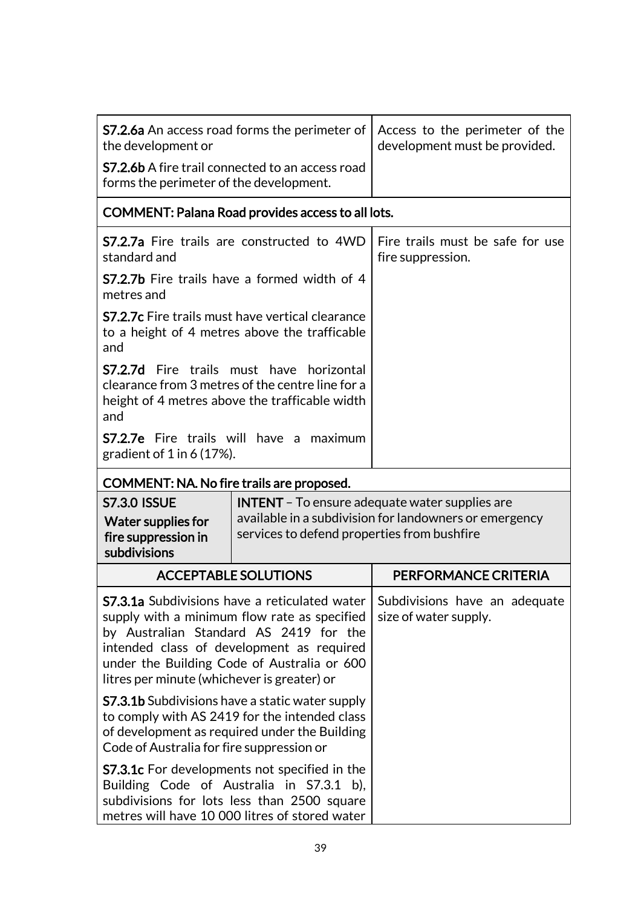| | |
|---|---|
| **S7.2.6a** An access road forms the perimeter of the development or<br><br>**S7.2.6b** A fire trail connected to an access road forms the perimeter of the development. | Access to the perimeter of the development must be provided. |
| **COMMENT: Palana Road provides access to all lots.** | |
| **S7.2.7a** Fire trails are constructed to 4WD standard and<br><br>**S7.2.7b** Fire trails have a formed width of 4 metres and<br><br>**S7.2.7c** Fire trails must have vertical clearance to a height of 4 metres above the trafficable and<br><br>**S7.2.7d** Fire trails must have horizontal clearance from 3 metres of the centre line for a height of 4 metres above the trafficable width and<br><br>**S7.2.7e** Fire trails will have a maximum gradient of 1 in 6 (17%). | Fire trails must be safe for use fire suppression. |
| **COMMENT: NA. No fire trails are proposed.** | |

| **S7.3.0 ISSUE**<br>**Water supplies for fire suppression in subdivisions** | **INTENT** – To ensure adequate water supplies are available in a subdivision for landowners or emergency services to defend properties from bushfire |
|---|---|

| ACCEPTABLE SOLUTIONS | PERFORMANCE CRITERIA |
|---|---|
| **S7.3.1a** Subdivisions have a reticulated water supply with a minimum flow rate as specified by Australian Standard AS 2419 for the intended class of development as required under the Building Code of Australia or 600 litres per minute (whichever is greater) or<br><br>**S7.3.1b** Subdivisions have a static water supply to comply with AS 2419 for the intended class of development as required under the Building Code of Australia for fire suppression or<br><br>**S7.3.1c** For developments not specified in the Building Code of Australia in S7.3.1 b), subdivisions for lots less than 2500 square metres will have 10 000 litres of stored water | Subdivisions have an adequate size of water supply. |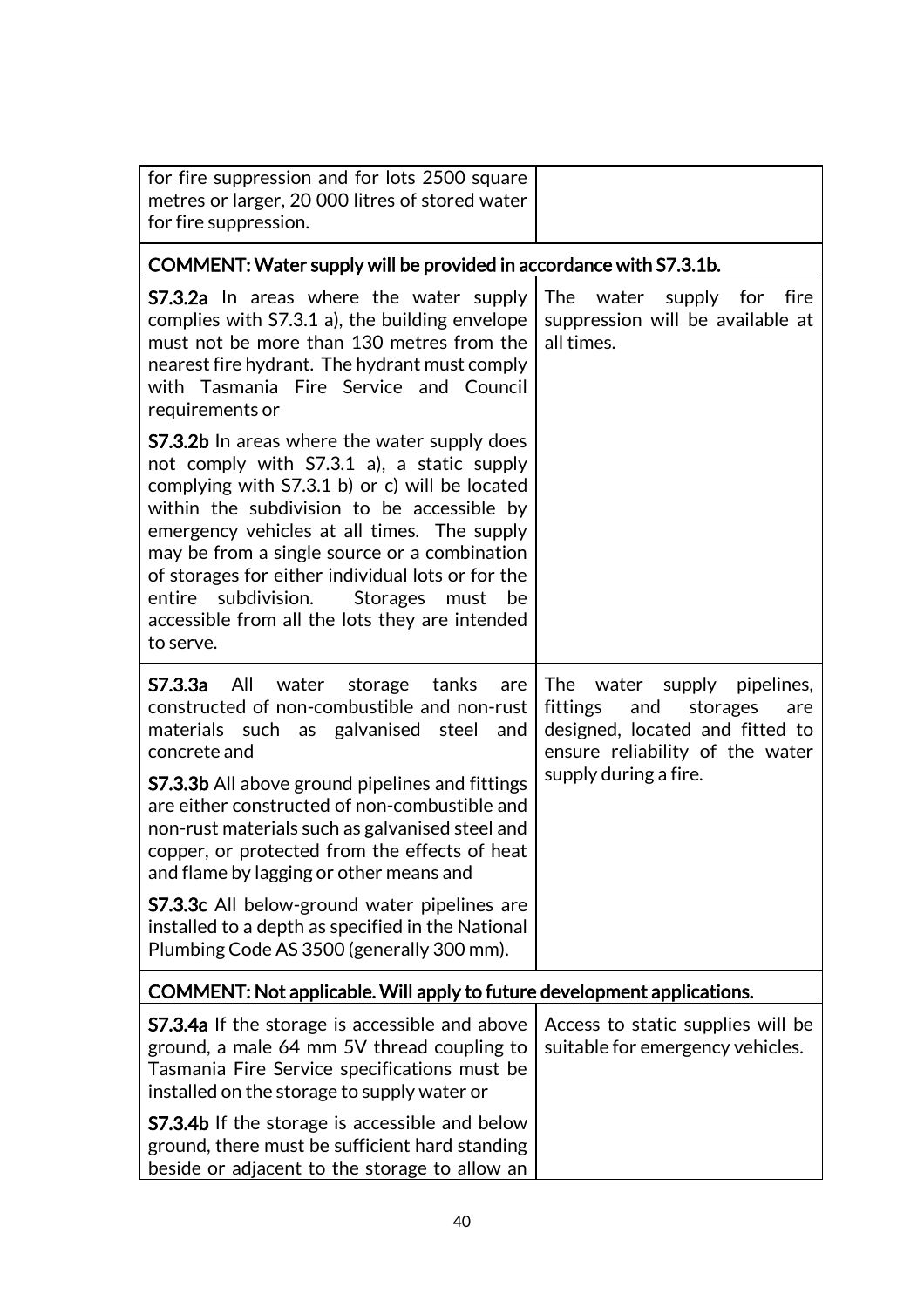| | |
|---|---|
| for fire suppression and for lots 2500 square metres or larger, 20 000 litres of stored water for fire suppression. | |
| **COMMENT: Water supply will be provided in accordance with S7.3.1b.** | |
| **S7.3.2a** In areas where the water supply complies with S7.3.1 a), the building envelope must not be more than 130 metres from the nearest fire hydrant. The hydrant must comply with Tasmania Fire Service and Council requirements or<br><br>**S7.3.2b** In areas where the water supply does not comply with S7.3.1 a), a static supply complying with S7.3.1 b) or c) will be located within the subdivision to be accessible by emergency vehicles at all times. The supply may be from a single source or a combination of storages for either individual lots or for the entire subdivision. Storages must be accessible from all the lots they are intended to serve. | The water supply for fire suppression will be available at all times. |
| **S7.3.3a** All water storage tanks are constructed of non-combustible and non-rust materials such as galvanised steel and concrete and<br><br>**S7.3.3b** All above ground pipelines and fittings are either constructed of non-combustible and non-rust materials such as galvanised steel and copper, or protected from the effects of heat and flame by lagging or other means and<br><br>**S7.3.3c** All below-ground water pipelines are installed to a depth as specified in the National Plumbing Code AS 3500 (generally 300 mm). | The water supply pipelines, fittings and storages are designed, located and fitted to ensure reliability of the water supply during a fire. |
| **COMMENT: Not applicable. Will apply to future development applications.** | |
| **S7.3.4a** If the storage is accessible and above ground, a male 64 mm 5V thread coupling to Tasmania Fire Service specifications must be installed on the storage to supply water or<br><br>**S7.3.4b** If the storage is accessible and below ground, there must be sufficient hard standing beside or adjacent to the storage to allow an | Access to static supplies will be suitable for emergency vehicles. |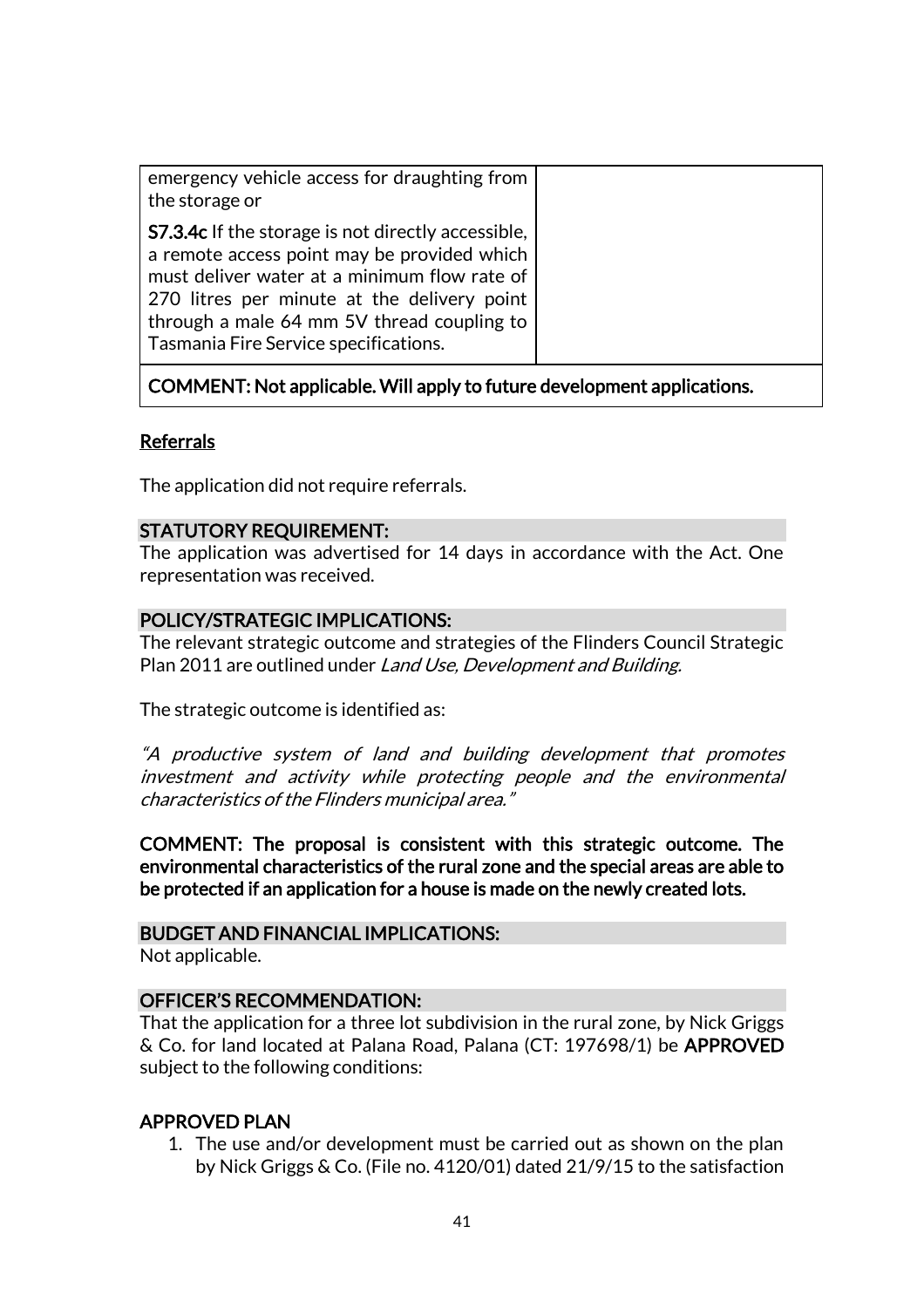| | |
|---|---|
| emergency vehicle access for draughting from the storage or<br><br>**S7.3.4c** If the storage is not directly accessible, a remote access point may be provided which must deliver water at a minimum flow rate of 270 litres per minute at the delivery point through a male 64 mm 5V thread coupling to Tasmania Fire Service specifications. | |
| COMMENT: Not applicable. Will apply to future development applications. | |

## Referrals

The application did not require referrals.

### STATUTORY REQUIREMENT:

The application was advertised for 14 days in accordance with the Act. One representation was received.

### POLICY/STRATEGIC IMPLICATIONS:

The relevant strategic outcome and strategies of the Flinders Council Strategic Plan 2011 are outlined under *Land Use, Development and Building*.

The strategic outcome is identified as:

*"A productive system of land and building development that promotes investment and activity while protecting people and the environmental characteristics of the Flinders municipal area."*

**COMMENT: The proposal is consistent with this strategic outcome. The environmental characteristics of the rural zone and the special areas are able to be protected if an application for a house is made on the newly created lots.**

### BUDGET AND FINANCIAL IMPLICATIONS:

Not applicable.

### OFFICER'S RECOMMENDATION:

That the application for a three lot subdivision in the rural zone, by Nick Griggs & Co. for land located at Palana Road, Palana (CT: 197698/1) be **APPROVED** subject to the following conditions:

### APPROVED PLAN

1. The use and/or development must be carried out as shown on the plan by Nick Griggs & Co. (File no. 4120/01) dated 21/9/15 to the satisfaction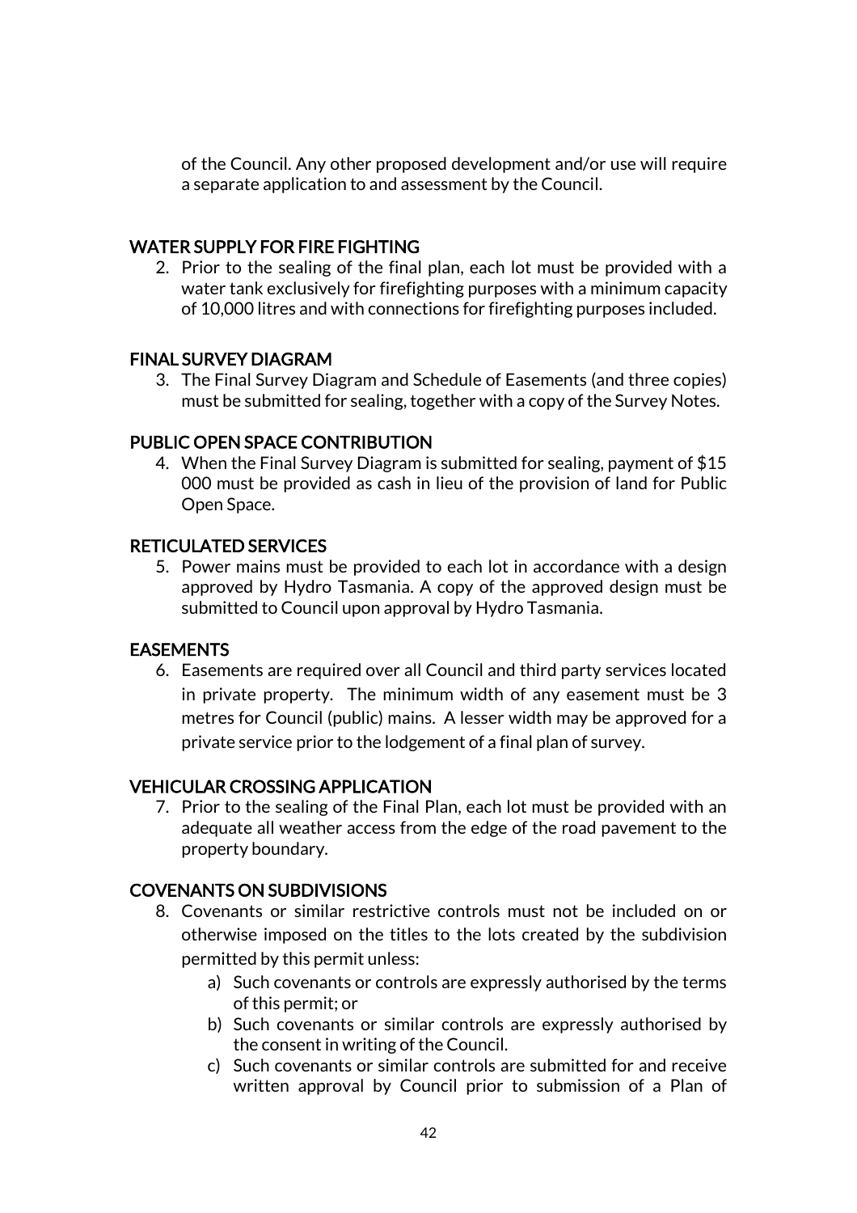of the Council. Any other proposed development and/or use will require a separate application to and assessment by the Council.

### WATER SUPPLY FOR FIRE FIGHTING

2. Prior to the sealing of the final plan, each lot must be provided with a water tank exclusively for firefighting purposes with a minimum capacity of 10,000 litres and with connections for firefighting purposes included.

### FINAL SURVEY DIAGRAM

3. The Final Survey Diagram and Schedule of Easements (and three copies) must be submitted for sealing, together with a copy of the Survey Notes.

### PUBLIC OPEN SPACE CONTRIBUTION

4. When the Final Survey Diagram is submitted for sealing, payment of $15 000 must be provided as cash in lieu of the provision of land for Public Open Space.

### RETICULATED SERVICES

5. Power mains must be provided to each lot in accordance with a design approved by Hydro Tasmania. A copy of the approved design must be submitted to Council upon approval by Hydro Tasmania.

### EASEMENTS

6. Easements are required over all Council and third party services located in private property. The minimum width of any easement must be 3 metres for Council (public) mains. A lesser width may be approved for a private service prior to the lodgement of a final plan of survey.

### VEHICULAR CROSSING APPLICATION

7. Prior to the sealing of the Final Plan, each lot must be provided with an adequate all weather access from the edge of the road pavement to the property boundary.

### COVENANTS ON SUBDIVISIONS

8. Covenants or similar restrictive controls must not be included on or otherwise imposed on the titles to the lots created by the subdivision permitted by this permit unless:
    a) Such covenants or controls are expressly authorised by the terms of this permit; or
    b) Such covenants or similar controls are expressly authorised by the consent in writing of the Council.
    c) Such covenants or similar controls are submitted for and receive written approval by Council prior to submission of a Plan of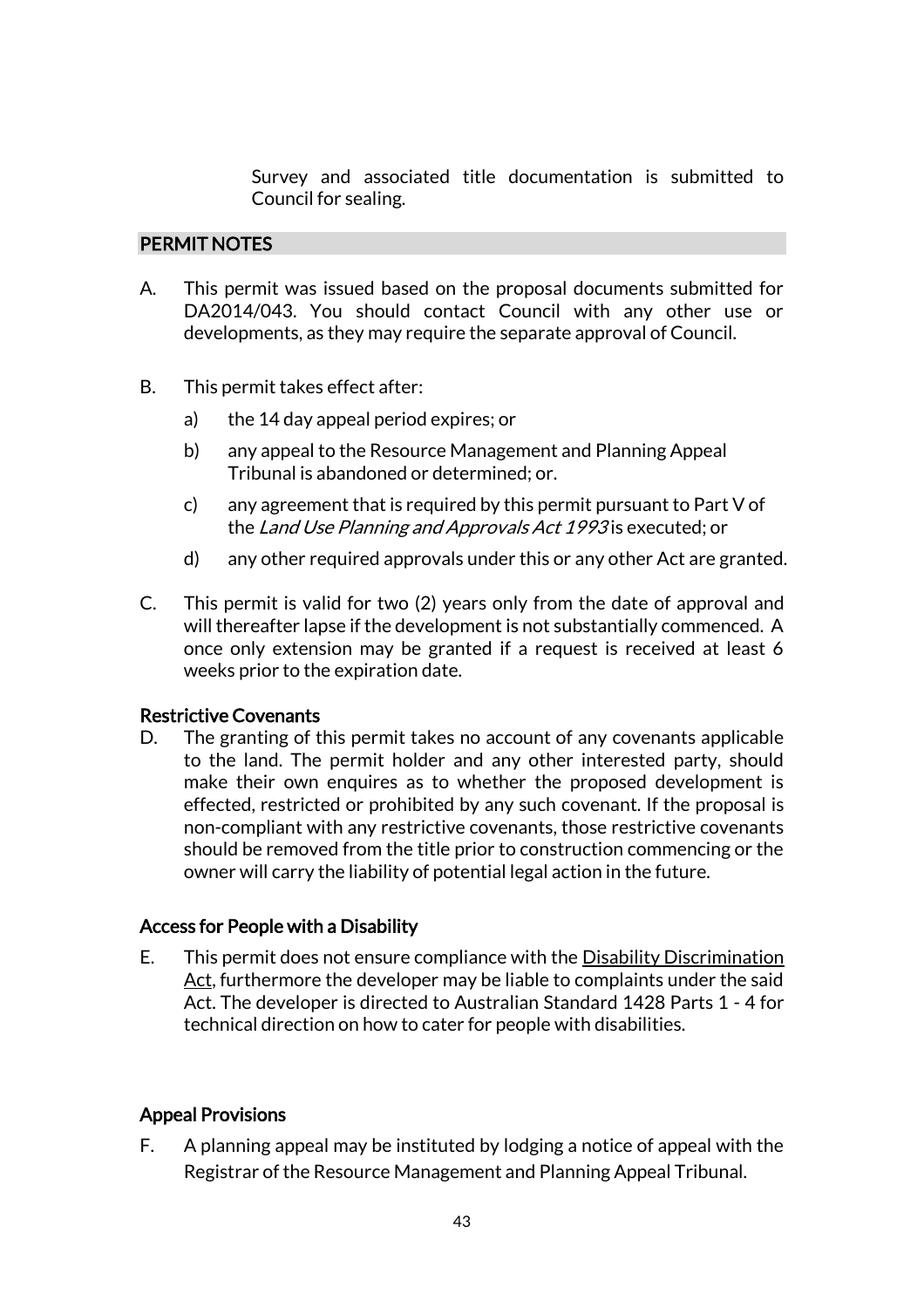Survey and associated title documentation is submitted to Council for sealing.

## PERMIT NOTES

A. This permit was issued based on the proposal documents submitted for DA2014/043. You should contact Council with any other use or developments, as they may require the separate approval of Council.

B. This permit takes effect after:

   a) the 14 day appeal period expires; or

   b) any appeal to the Resource Management and Planning Appeal Tribunal is abandoned or determined; or.

   c) any agreement that is required by this permit pursuant to Part V of the *Land Use Planning and Approvals Act 1993* is executed; or

   d) any other required approvals under this or any other Act are granted.

C. This permit is valid for two (2) years only from the date of approval and will thereafter lapse if the development is not substantially commenced. A once only extension may be granted if a request is received at least 6 weeks prior to the expiration date.

### Restrictive Covenants

D. The granting of this permit takes no account of any covenants applicable to the land. The permit holder and any other interested party, should make their own enquires as to whether the proposed development is effected, restricted or prohibited by any such covenant. If the proposal is non-compliant with any restrictive covenants, those restrictive covenants should be removed from the title prior to construction commencing or the owner will carry the liability of potential legal action in the future.

### Access for People with a Disability

E. This permit does not ensure compliance with the Disability Discrimination Act, furthermore the developer may be liable to complaints under the said Act. The developer is directed to Australian Standard 1428 Parts 1 - 4 for technical direction on how to cater for people with disabilities.

### Appeal Provisions

F. A planning appeal may be instituted by lodging a notice of appeal with the Registrar of the Resource Management and Planning Appeal Tribunal.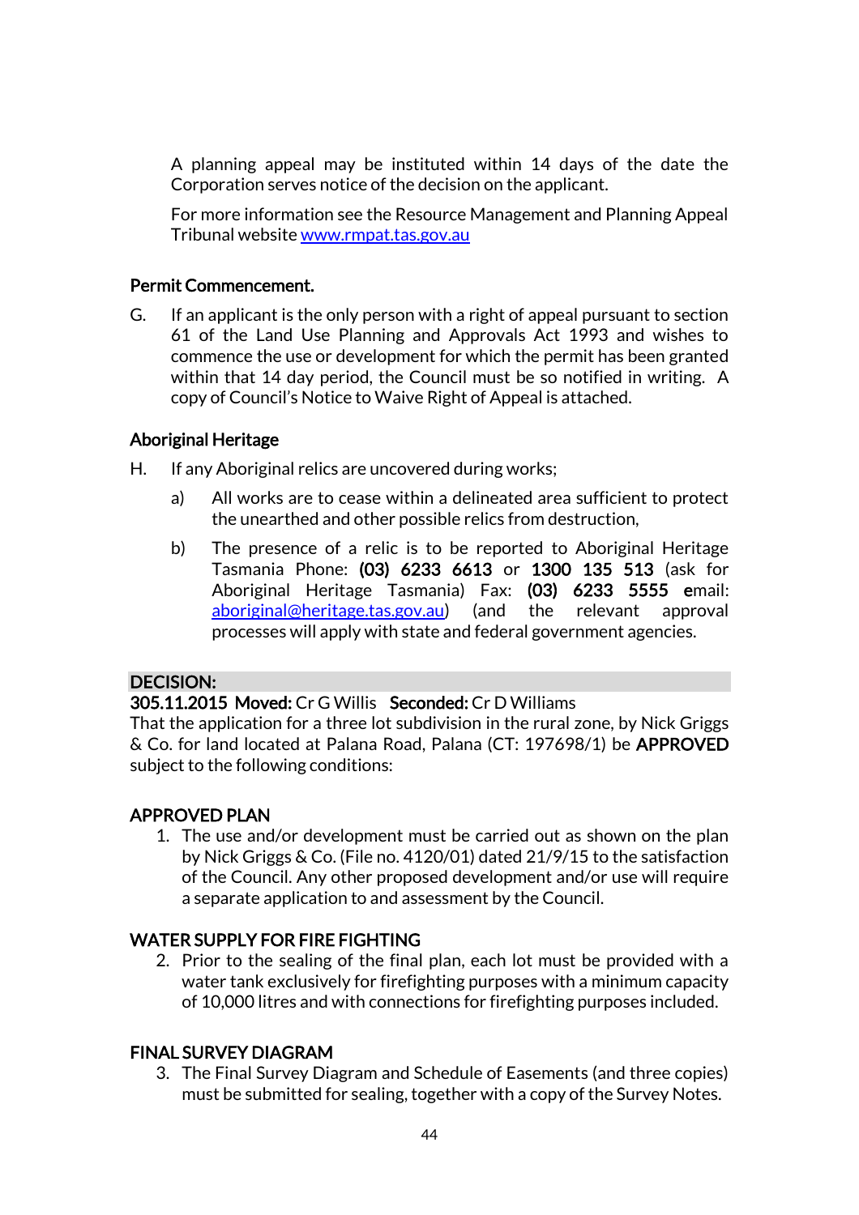A planning appeal may be instituted within 14 days of the date the Corporation serves notice of the decision on the applicant.

For more information see the Resource Management and Planning Appeal Tribunal website [www.rmpat.tas.gov.au](http://www.rmpat.tas.gov.au)

**Permit Commencement.**

G. If an applicant is the only person with a right of appeal pursuant to section 61 of the Land Use Planning and Approvals Act 1993 and wishes to commence the use or development for which the permit has been granted within that 14 day period, the Council must be so notified in writing. A copy of Council's Notice to Waive Right of Appeal is attached.

**Aboriginal Heritage**

H. If any Aboriginal relics are uncovered during works;

a) All works are to cease within a delineated area sufficient to protect the unearthed and other possible relics from destruction,

b) The presence of a relic is to be reported to Aboriginal Heritage Tasmania Phone: **(03) 6233 6613** or **1300 135 513** (ask for Aboriginal Heritage Tasmania) Fax: **(03) 6233 5555** **e**mail: [aboriginal@heritage.tas.gov.au](mailto:aboriginal@heritage.tas.gov.au)) (and the relevant approval processes will apply with state and federal government agencies.

**DECISION:**

**305.11.2015 Moved:** Cr G Willis **Seconded:** Cr D Williams

That the application for a three lot subdivision in the rural zone, by Nick Griggs & Co. for land located at Palana Road, Palana (CT: 197698/1) be **APPROVED** subject to the following conditions:

**APPROVED PLAN**

1. The use and/or development must be carried out as shown on the plan by Nick Griggs & Co. (File no. 4120/01) dated 21/9/15 to the satisfaction of the Council. Any other proposed development and/or use will require a separate application to and assessment by the Council.

**WATER SUPPLY FOR FIRE FIGHTING**

2. Prior to the sealing of the final plan, each lot must be provided with a water tank exclusively for firefighting purposes with a minimum capacity of 10,000 litres and with connections for firefighting purposes included.

**FINAL SURVEY DIAGRAM**

3. The Final Survey Diagram and Schedule of Easements (and three copies) must be submitted for sealing, together with a copy of the Survey Notes.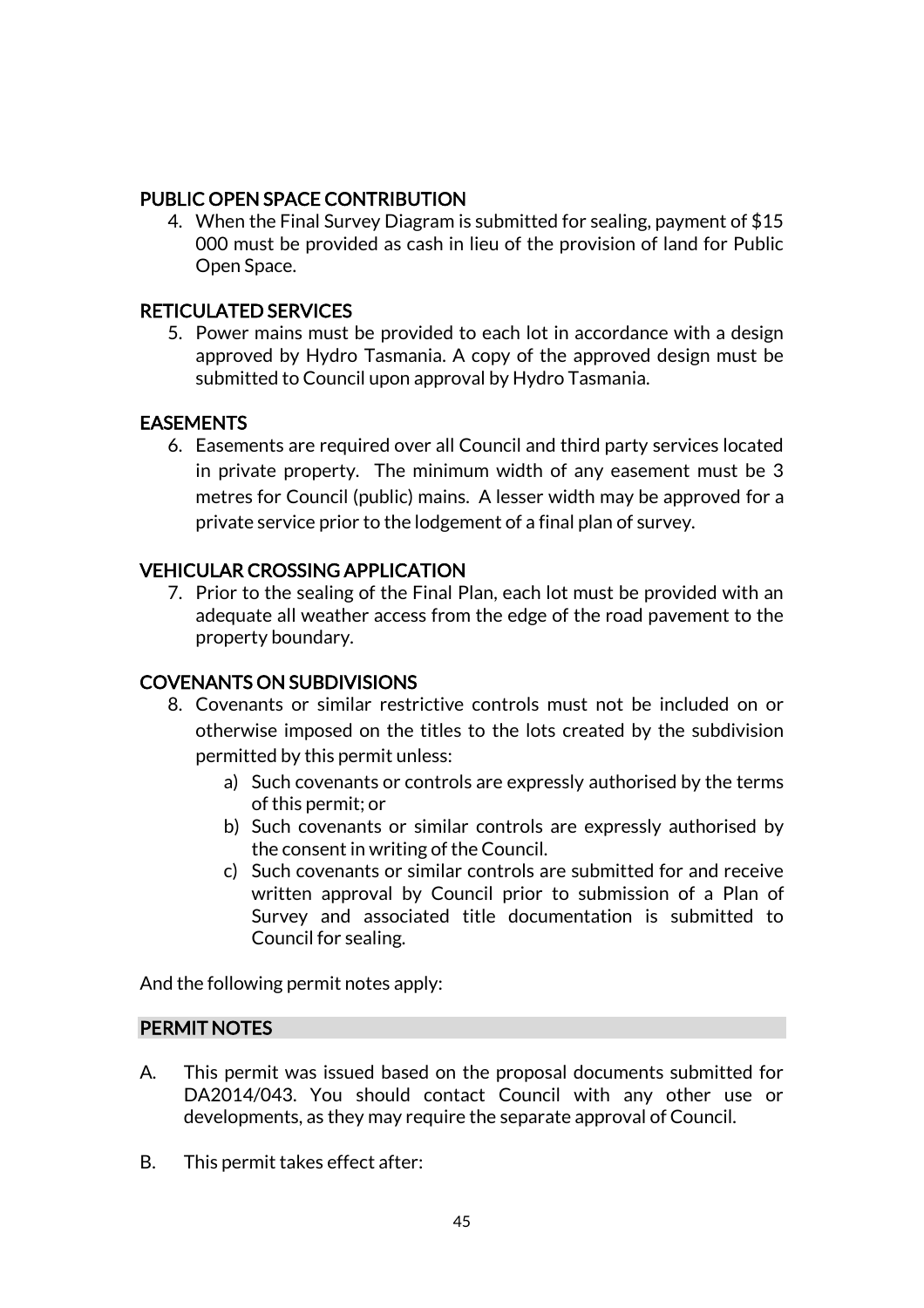### PUBLIC OPEN SPACE CONTRIBUTION

4. When the Final Survey Diagram is submitted for sealing, payment of $15 000 must be provided as cash in lieu of the provision of land for Public Open Space.

### RETICULATED SERVICES

5. Power mains must be provided to each lot in accordance with a design approved by Hydro Tasmania. A copy of the approved design must be submitted to Council upon approval by Hydro Tasmania.

### EASEMENTS

6. Easements are required over all Council and third party services located in private property. The minimum width of any easement must be 3 metres for Council (public) mains. A lesser width may be approved for a private service prior to the lodgement of a final plan of survey.

### VEHICULAR CROSSING APPLICATION

7. Prior to the sealing of the Final Plan, each lot must be provided with an adequate all weather access from the edge of the road pavement to the property boundary.

### COVENANTS ON SUBDIVISIONS

8. Covenants or similar restrictive controls must not be included on or otherwise imposed on the titles to the lots created by the subdivision permitted by this permit unless:
   a) Such covenants or controls are expressly authorised by the terms of this permit; or
   b) Such covenants or similar controls are expressly authorised by the consent in writing of the Council.
   c) Such covenants or similar controls are submitted for and receive written approval by Council prior to submission of a Plan of Survey and associated title documentation is submitted to Council for sealing.

And the following permit notes apply:

### PERMIT NOTES

A. This permit was issued based on the proposal documents submitted for DA2014/043. You should contact Council with any other use or developments, as they may require the separate approval of Council.

B. This permit takes effect after: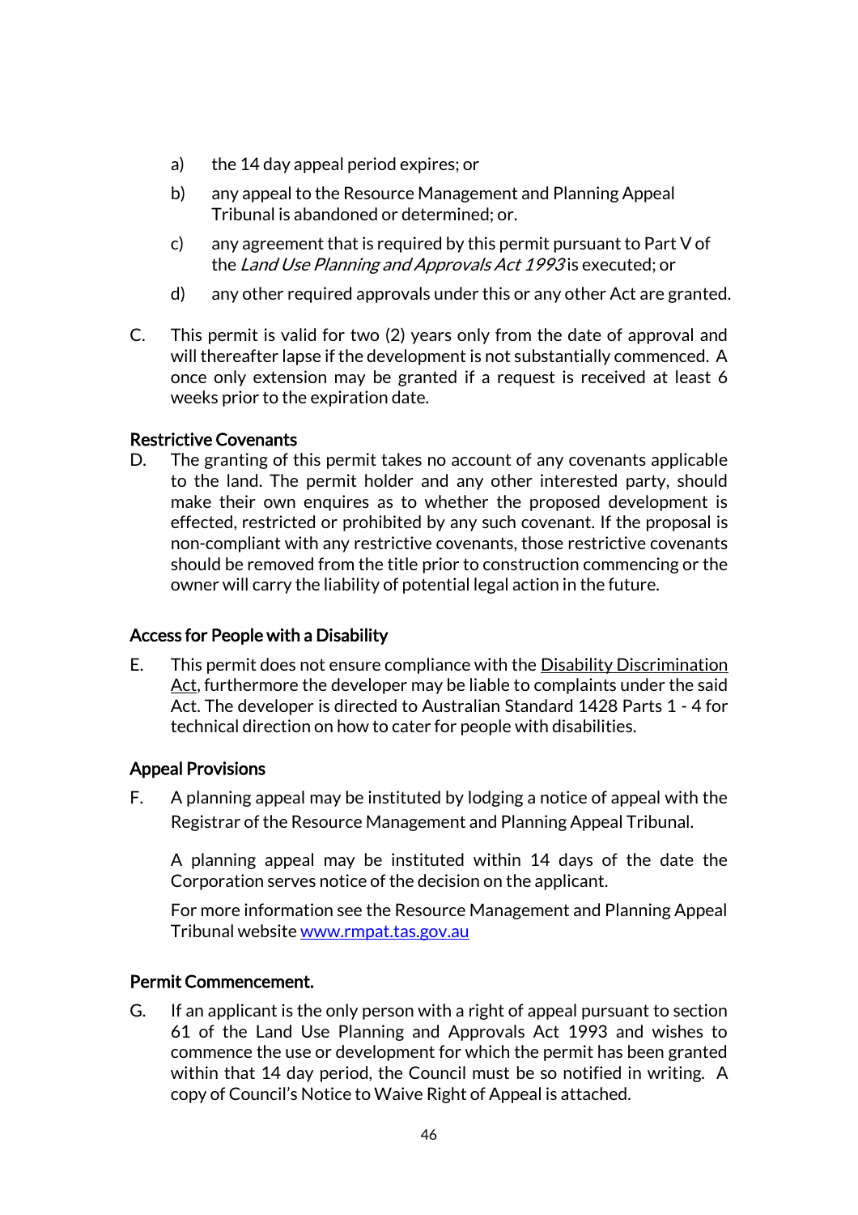a) the 14 day appeal period expires; or

b) any appeal to the Resource Management and Planning Appeal Tribunal is abandoned or determined; or.

c) any agreement that is required by this permit pursuant to Part V of the *Land Use Planning and Approvals Act 1993* is executed; or

d) any other required approvals under this or any other Act are granted.

C. This permit is valid for two (2) years only from the date of approval and will thereafter lapse if the development is not substantially commenced. A once only extension may be granted if a request is received at least 6 weeks prior to the expiration date.

**Restrictive Covenants**

D. The granting of this permit takes no account of any covenants applicable to the land. The permit holder and any other interested party, should make their own enquires as to whether the proposed development is effected, restricted or prohibited by any such covenant. If the proposal is non-compliant with any restrictive covenants, those restrictive covenants should be removed from the title prior to construction commencing or the owner will carry the liability of potential legal action in the future.

**Access for People with a Disability**

E. This permit does not ensure compliance with the Disability Discrimination Act, furthermore the developer may be liable to complaints under the said Act. The developer is directed to Australian Standard 1428 Parts 1 - 4 for technical direction on how to cater for people with disabilities.

**Appeal Provisions**

F. A planning appeal may be instituted by lodging a notice of appeal with the Registrar of the Resource Management and Planning Appeal Tribunal.

A planning appeal may be instituted within 14 days of the date the Corporation serves notice of the decision on the applicant.

For more information see the Resource Management and Planning Appeal Tribunal website [www.rmpat.tas.gov.au](http://www.rmpat.tas.gov.au)

**Permit Commencement.**

G. If an applicant is the only person with a right of appeal pursuant to section 61 of the Land Use Planning and Approvals Act 1993 and wishes to commence the use or development for which the permit has been granted within that 14 day period, the Council must be so notified in writing. A copy of Council's Notice to Waive Right of Appeal is attached.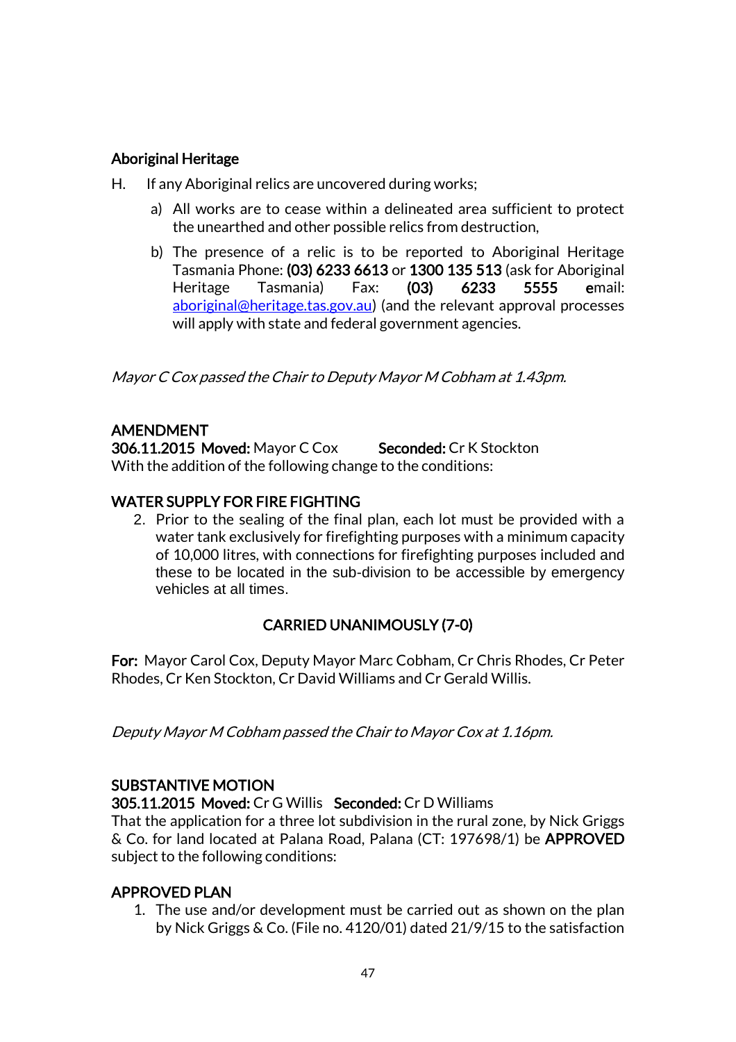**Aboriginal Heritage**

H. If any Aboriginal relics are uncovered during works;

a) All works are to cease within a delineated area sufficient to protect the unearthed and other possible relics from destruction,

b) The presence of a relic is to be reported to Aboriginal Heritage Tasmania Phone: **(03) 6233 6613** or **1300 135 513** (ask for Aboriginal Heritage Tasmania) Fax: **(03) 6233 5555** **e**mail: aboriginal@heritage.tas.gov.au) (and the relevant approval processes will apply with state and federal government agencies.

*Mayor C Cox passed the Chair to Deputy Mayor M Cobham at 1.43pm.*

**AMENDMENT**
**306.11.2015 Moved:** Mayor C Cox **Seconded:** Cr K Stockton
With the addition of the following change to the conditions:

**WATER SUPPLY FOR FIRE FIGHTING**

2. Prior to the sealing of the final plan, each lot must be provided with a water tank exclusively for firefighting purposes with a minimum capacity of 10,000 litres, with connections for firefighting purposes included and these to be located in the sub-division to be accessible by emergency vehicles at all times.

**CARRIED UNANIMOUSLY (7-0)**

**For:** Mayor Carol Cox, Deputy Mayor Marc Cobham, Cr Chris Rhodes, Cr Peter Rhodes, Cr Ken Stockton, Cr David Williams and Cr Gerald Willis.

*Deputy Mayor M Cobham passed the Chair to Mayor Cox at 1.16pm.*

**SUBSTANTIVE MOTION**
**305.11.2015 Moved:** Cr G Willis **Seconded:** Cr D Williams
That the application for a three lot subdivision in the rural zone, by Nick Griggs & Co. for land located at Palana Road, Palana (CT: 197698/1) be **APPROVED** subject to the following conditions:

**APPROVED PLAN**

1. The use and/or development must be carried out as shown on the plan by Nick Griggs & Co. (File no. 4120/01) dated 21/9/15 to the satisfaction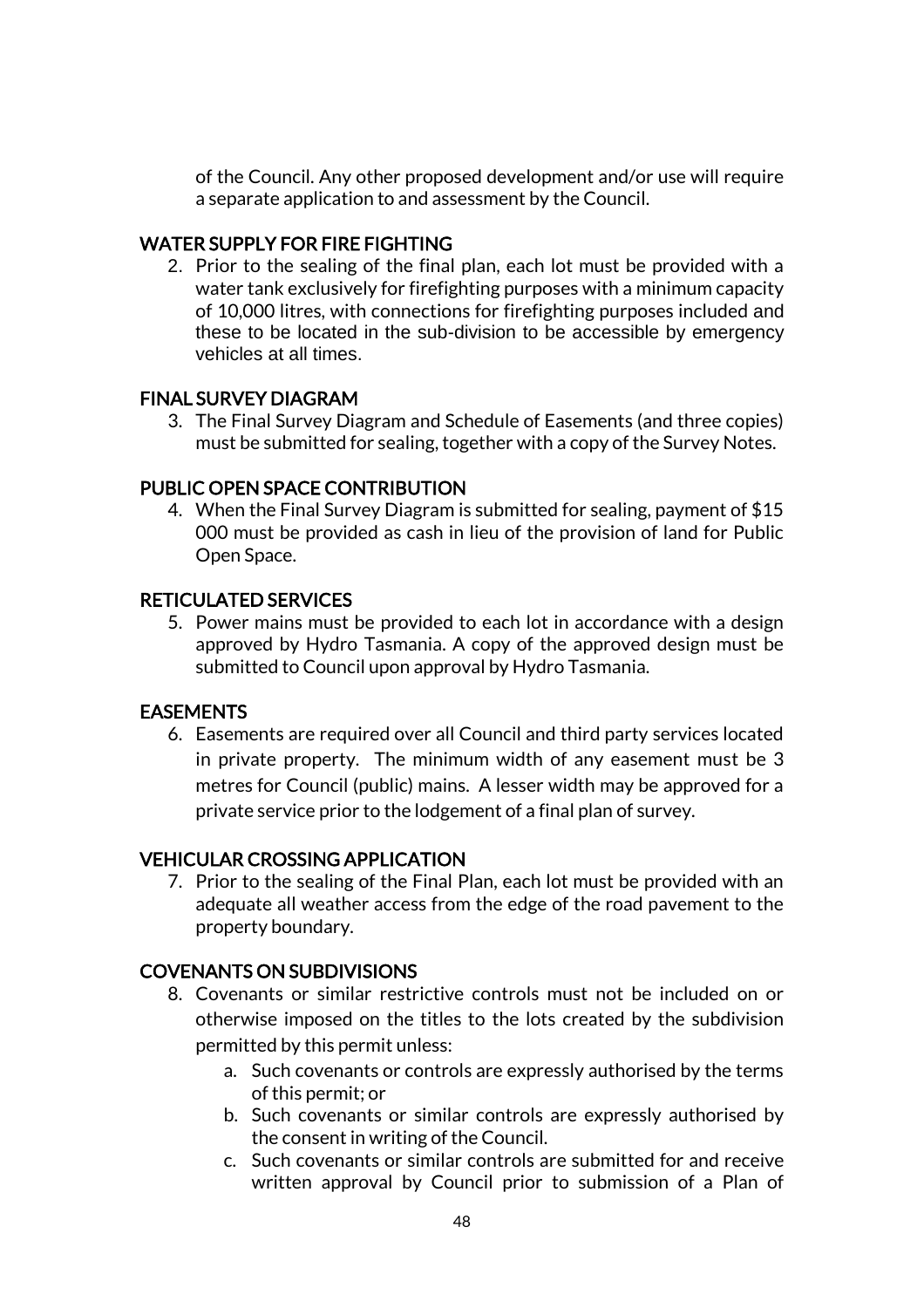of the Council. Any other proposed development and/or use will require a separate application to and assessment by the Council.

### WATER SUPPLY FOR FIRE FIGHTING

2. Prior to the sealing of the final plan, each lot must be provided with a water tank exclusively for firefighting purposes with a minimum capacity of 10,000 litres, with connections for firefighting purposes included and these to be located in the sub-division to be accessible by emergency vehicles at all times.

### FINAL SURVEY DIAGRAM

3. The Final Survey Diagram and Schedule of Easements (and three copies) must be submitted for sealing, together with a copy of the Survey Notes.

### PUBLIC OPEN SPACE CONTRIBUTION

4. When the Final Survey Diagram is submitted for sealing, payment of $15 000 must be provided as cash in lieu of the provision of land for Public Open Space.

### RETICULATED SERVICES

5. Power mains must be provided to each lot in accordance with a design approved by Hydro Tasmania. A copy of the approved design must be submitted to Council upon approval by Hydro Tasmania.

### EASEMENTS

6. Easements are required over all Council and third party services located in private property. The minimum width of any easement must be 3 metres for Council (public) mains. A lesser width may be approved for a private service prior to the lodgement of a final plan of survey.

### VEHICULAR CROSSING APPLICATION

7. Prior to the sealing of the Final Plan, each lot must be provided with an adequate all weather access from the edge of the road pavement to the property boundary.

### COVENANTS ON SUBDIVISIONS

8. Covenants or similar restrictive controls must not be included on or otherwise imposed on the titles to the lots created by the subdivision permitted by this permit unless:
   a. Such covenants or controls are expressly authorised by the terms of this permit; or
   b. Such covenants or similar controls are expressly authorised by the consent in writing of the Council.
   c. Such covenants or similar controls are submitted for and receive written approval by Council prior to submission of a Plan of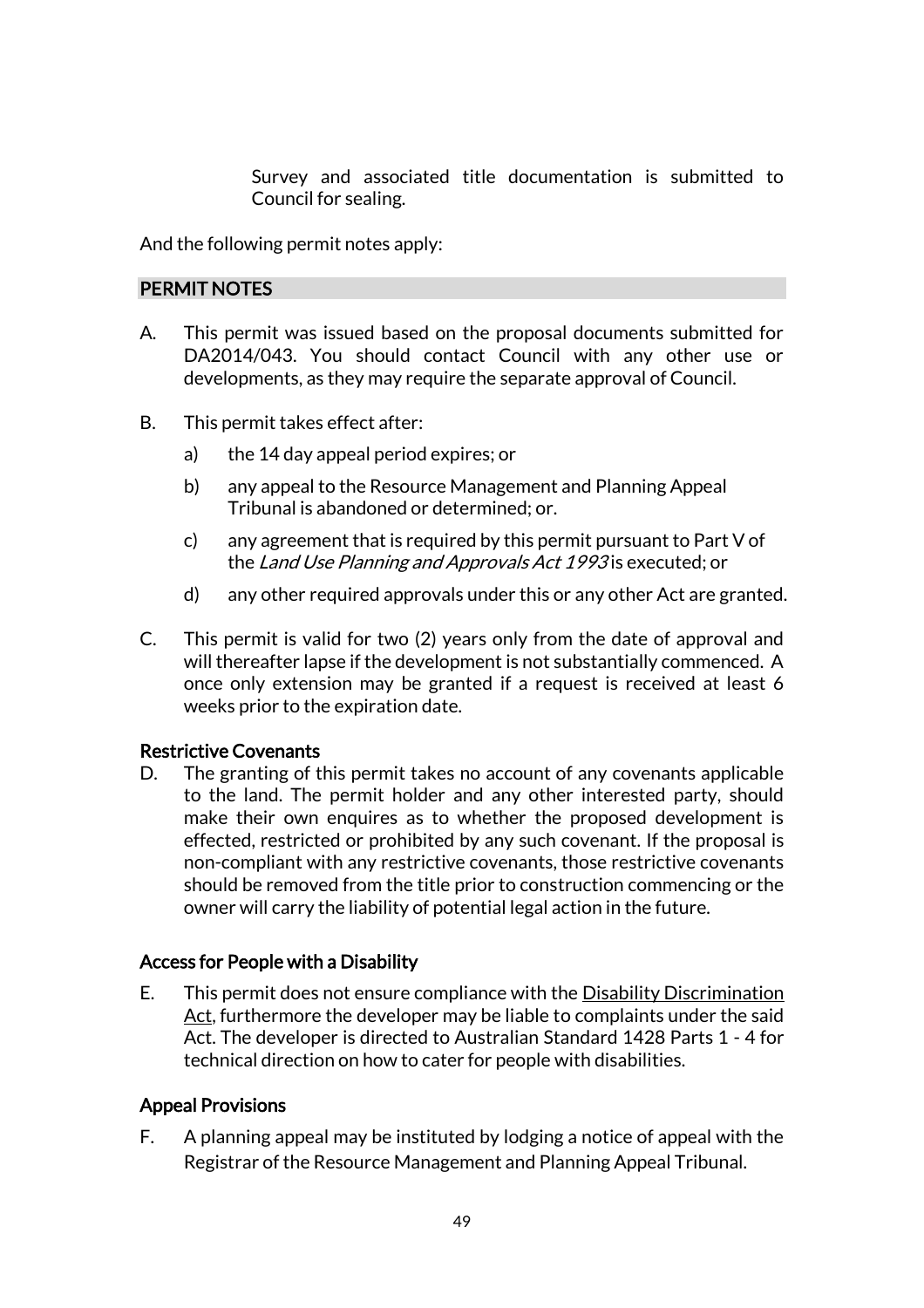Survey and associated title documentation is submitted to Council for sealing.

And the following permit notes apply:

## PERMIT NOTES

A. This permit was issued based on the proposal documents submitted for DA2014/043. You should contact Council with any other use or developments, as they may require the separate approval of Council.

B. This permit takes effect after:

   a) the 14 day appeal period expires; or

   b) any appeal to the Resource Management and Planning Appeal Tribunal is abandoned or determined; or.

   c) any agreement that is required by this permit pursuant to Part V of the *Land Use Planning and Approvals Act 1993* is executed; or

   d) any other required approvals under this or any other Act are granted.

C. This permit is valid for two (2) years only from the date of approval and will thereafter lapse if the development is not substantially commenced. A once only extension may be granted if a request is received at least 6 weeks prior to the expiration date.

**Restrictive Covenants**

D. The granting of this permit takes no account of any covenants applicable to the land. The permit holder and any other interested party, should make their own enquires as to whether the proposed development is effected, restricted or prohibited by any such covenant. If the proposal is non-compliant with any restrictive covenants, those restrictive covenants should be removed from the title prior to construction commencing or the owner will carry the liability of potential legal action in the future.

**Access for People with a Disability**

E. This permit does not ensure compliance with the Disability Discrimination Act, furthermore the developer may be liable to complaints under the said Act. The developer is directed to Australian Standard 1428 Parts 1 - 4 for technical direction on how to cater for people with disabilities.

**Appeal Provisions**

F. A planning appeal may be instituted by lodging a notice of appeal with the Registrar of the Resource Management and Planning Appeal Tribunal.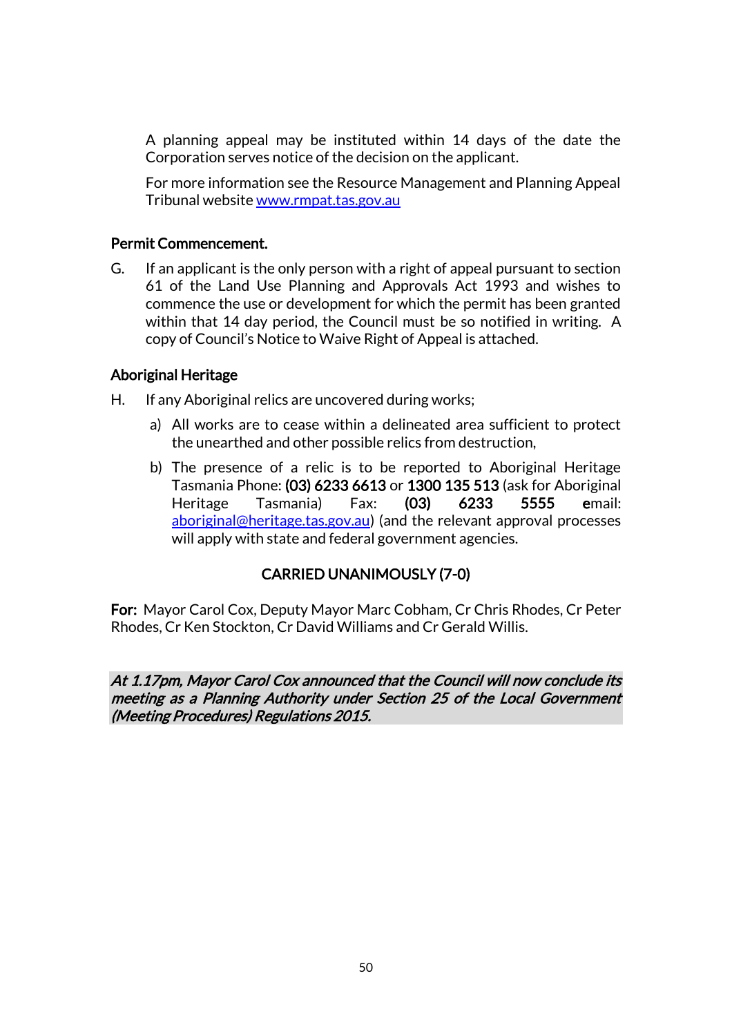A planning appeal may be instituted within 14 days of the date the Corporation serves notice of the decision on the applicant.

For more information see the Resource Management and Planning Appeal Tribunal website [www.rmpat.tas.gov.au](http://www.rmpat.tas.gov.au)

**Permit Commencement.**

G. If an applicant is the only person with a right of appeal pursuant to section 61 of the Land Use Planning and Approvals Act 1993 and wishes to commence the use or development for which the permit has been granted within that 14 day period, the Council must be so notified in writing. A copy of Council's Notice to Waive Right of Appeal is attached.

**Aboriginal Heritage**

H. If any Aboriginal relics are uncovered during works;

   a) All works are to cease within a delineated area sufficient to protect the unearthed and other possible relics from destruction,

   b) The presence of a relic is to be reported to Aboriginal Heritage Tasmania Phone: **(03) 6233 6613** or **1300 135 513** (ask for Aboriginal Heritage Tasmania) Fax: **(03) 6233 5555** **e**mail: [aboriginal@heritage.tas.gov.au](mailto:aboriginal@heritage.tas.gov.au)) (and the relevant approval processes will apply with state and federal government agencies.

**CARRIED UNANIMOUSLY (7-0)**

**For:** Mayor Carol Cox, Deputy Mayor Marc Cobham, Cr Chris Rhodes, Cr Peter Rhodes, Cr Ken Stockton, Cr David Williams and Cr Gerald Willis.

***At 1.17pm, Mayor Carol Cox announced that the Council will now conclude its meeting as a Planning Authority under Section 25 of the Local Government (Meeting Procedures) Regulations 2015.***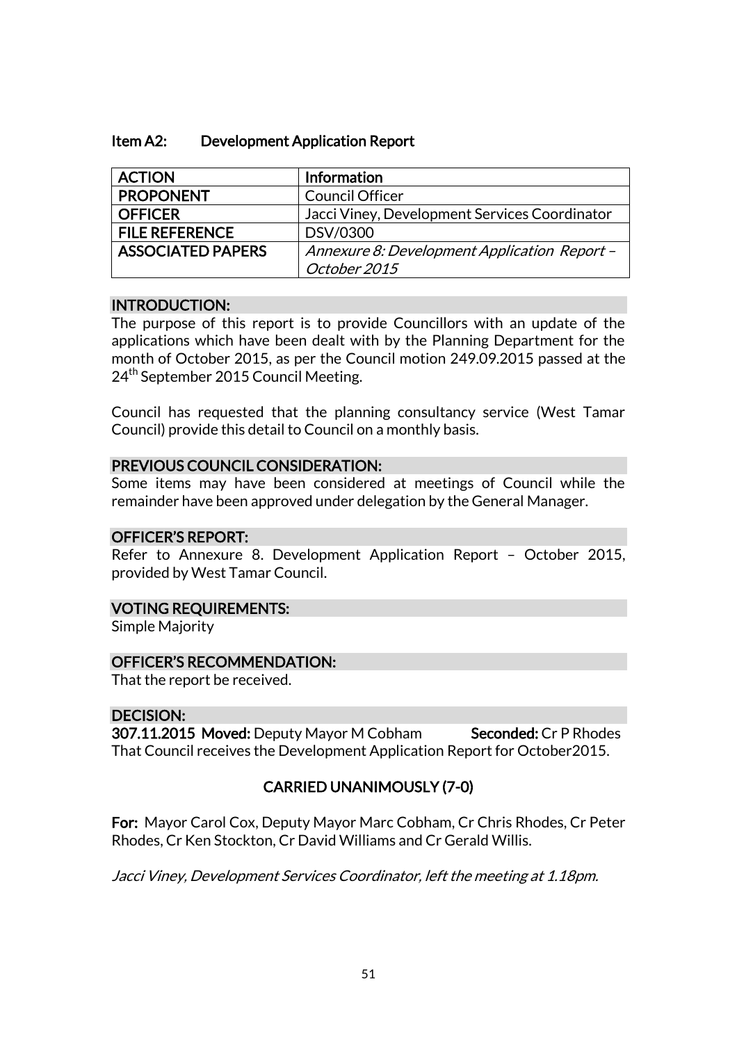## Item A2: Development Application Report

| ACTION | Information |
|---|---|
| PROPONENT | Council Officer |
| OFFICER | Jacci Viney, Development Services Coordinator |
| FILE REFERENCE | DSV/0300 |
| ASSOCIATED PAPERS | *Annexure 8: Development Application Report – October 2015* |

### INTRODUCTION:

The purpose of this report is to provide Councillors with an update of the applications which have been dealt with by the Planning Department for the month of October 2015, as per the Council motion 249.09.2015 passed at the 24th September 2015 Council Meeting.

Council has requested that the planning consultancy service (West Tamar Council) provide this detail to Council on a monthly basis.

### PREVIOUS COUNCIL CONSIDERATION:

Some items may have been considered at meetings of Council while the remainder have been approved under delegation by the General Manager.

### OFFICER'S REPORT:

Refer to Annexure 8. Development Application Report – October 2015, provided by West Tamar Council.

### VOTING REQUIREMENTS:

Simple Majority

### OFFICER'S RECOMMENDATION:

That the report be received.

### DECISION:

**307.11.2015 Moved:** Deputy Mayor M Cobham **Seconded:** Cr P Rhodes

That Council receives the Development Application Report for October2015.

**CARRIED UNANIMOUSLY (7-0)**

**For:** Mayor Carol Cox, Deputy Mayor Marc Cobham, Cr Chris Rhodes, Cr Peter Rhodes, Cr Ken Stockton, Cr David Williams and Cr Gerald Willis.

*Jacci Viney, Development Services Coordinator, left the meeting at 1.18pm.*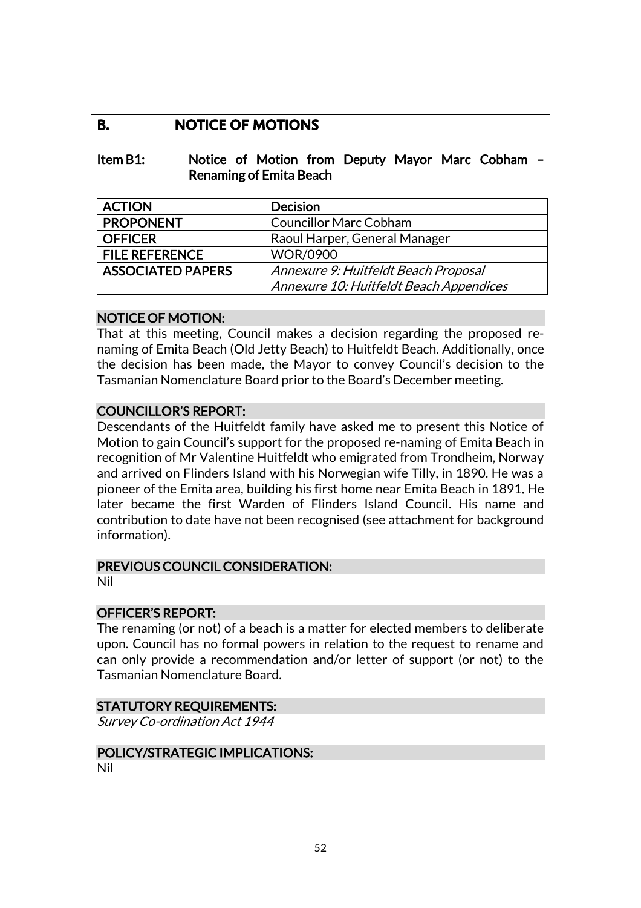## B. NOTICE OF MOTIONS

### Item B1: Notice of Motion from Deputy Mayor Marc Cobham – Renaming of Emita Beach

| ACTION | Decision |
|---|---|
| PROPONENT | Councillor Marc Cobham |
| OFFICER | Raoul Harper, General Manager |
| FILE REFERENCE | WOR/0900 |
| ASSOCIATED PAPERS | *Annexure 9: Huitfeldt Beach Proposal*<br>*Annexure 10: Huitfeldt Beach Appendices* |

#### NOTICE OF MOTION:

That at this meeting, Council makes a decision regarding the proposed re-naming of Emita Beach (Old Jetty Beach) to Huitfeldt Beach. Additionally, once the decision has been made, the Mayor to convey Council's decision to the Tasmanian Nomenclature Board prior to the Board's December meeting.

#### COUNCILLOR'S REPORT:

Descendants of the Huitfeldt family have asked me to present this Notice of Motion to gain Council's support for the proposed re-naming of Emita Beach in recognition of Mr Valentine Huitfeldt who emigrated from Trondheim, Norway and arrived on Flinders Island with his Norwegian wife Tilly, in 1890. He was a pioneer of the Emita area, building his first home near Emita Beach in 1891**.** He later became the first Warden of Flinders Island Council. His name and contribution to date have not been recognised (see attachment for background information).

#### PREVIOUS COUNCIL CONSIDERATION:

Nil

#### OFFICER'S REPORT:

The renaming (or not) of a beach is a matter for elected members to deliberate upon. Council has no formal powers in relation to the request to rename and can only provide a recommendation and/or letter of support (or not) to the Tasmanian Nomenclature Board.

#### STATUTORY REQUIREMENTS:

*Survey Co-ordination Act 1944*

#### POLICY/STRATEGIC IMPLICATIONS:

Nil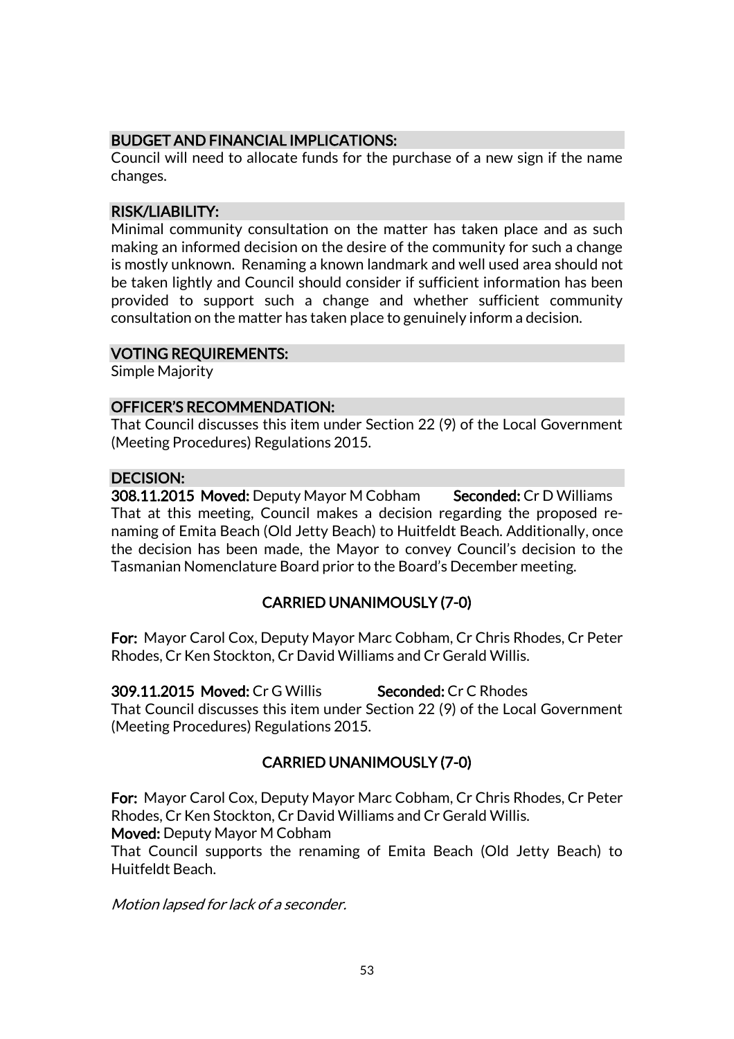### BUDGET AND FINANCIAL IMPLICATIONS:

Council will need to allocate funds for the purchase of a new sign if the name changes.

### RISK/LIABILITY:

Minimal community consultation on the matter has taken place and as such making an informed decision on the desire of the community for such a change is mostly unknown. Renaming a known landmark and well used area should not be taken lightly and Council should consider if sufficient information has been provided to support such a change and whether sufficient community consultation on the matter has taken place to genuinely inform a decision.

### VOTING REQUIREMENTS:

Simple Majority

### OFFICER'S RECOMMENDATION:

That Council discusses this item under Section 22 (9) of the Local Government (Meeting Procedures) Regulations 2015.

### DECISION:

**308.11.2015 Moved:** Deputy Mayor M Cobham **Seconded:** Cr D Williams

That at this meeting, Council makes a decision regarding the proposed re-naming of Emita Beach (Old Jetty Beach) to Huitfeldt Beach. Additionally, once the decision has been made, the Mayor to convey Council's decision to the Tasmanian Nomenclature Board prior to the Board's December meeting.

**CARRIED UNANIMOUSLY (7-0)**

**For:** Mayor Carol Cox, Deputy Mayor Marc Cobham, Cr Chris Rhodes, Cr Peter Rhodes, Cr Ken Stockton, Cr David Williams and Cr Gerald Willis.

**309.11.2015 Moved:** Cr G Willis **Seconded:** Cr C Rhodes

That Council discusses this item under Section 22 (9) of the Local Government (Meeting Procedures) Regulations 2015.

**CARRIED UNANIMOUSLY (7-0)**

**For:** Mayor Carol Cox, Deputy Mayor Marc Cobham, Cr Chris Rhodes, Cr Peter Rhodes, Cr Ken Stockton, Cr David Williams and Cr Gerald Willis.

**Moved:** Deputy Mayor M Cobham

That Council supports the renaming of Emita Beach (Old Jetty Beach) to Huitfeldt Beach.

*Motion lapsed for lack of a seconder.*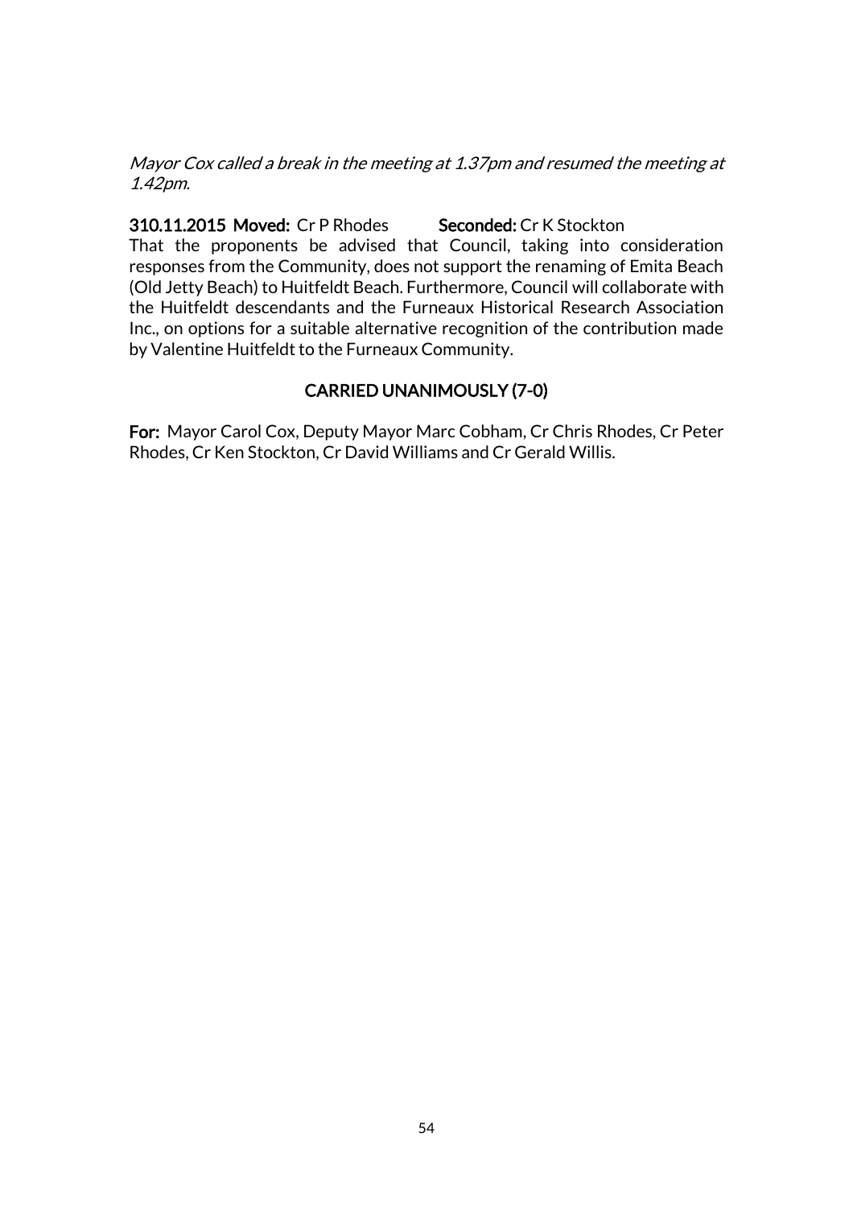*Mayor Cox called a break in the meeting at 1.37pm and resumed the meeting at 1.42pm.*

**310.11.2015 Moved:** Cr P Rhodes **Seconded:** Cr K Stockton

That the proponents be advised that Council, taking into consideration responses from the Community, does not support the renaming of Emita Beach (Old Jetty Beach) to Huitfeldt Beach. Furthermore, Council will collaborate with the Huitfeldt descendants and the Furneaux Historical Research Association Inc., on options for a suitable alternative recognition of the contribution made by Valentine Huitfeldt to the Furneaux Community.

**CARRIED UNANIMOUSLY (7-0)**

**For:** Mayor Carol Cox, Deputy Mayor Marc Cobham, Cr Chris Rhodes, Cr Peter Rhodes, Cr Ken Stockton, Cr David Williams and Cr Gerald Willis.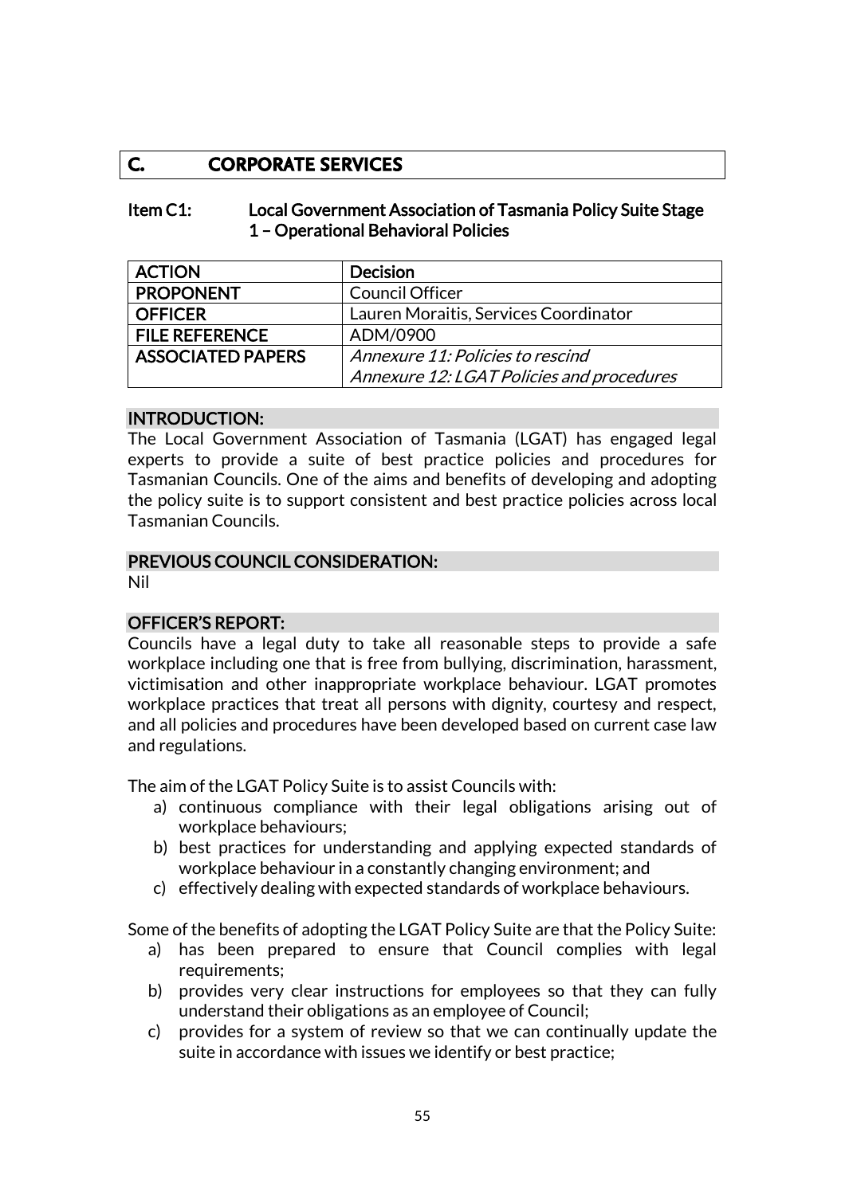## C. CORPORATE SERVICES

### Item C1: Local Government Association of Tasmania Policy Suite Stage 1 – Operational Behavioral Policies

| ACTION | Decision |
|---|---|
| PROPONENT | Council Officer |
| OFFICER | Lauren Moraitis, Services Coordinator |
| FILE REFERENCE | ADM/0900 |
| ASSOCIATED PAPERS | *Annexure 11: Policies to rescind*<br>*Annexure 12: LGAT Policies and procedures* |

#### INTRODUCTION:

The Local Government Association of Tasmania (LGAT) has engaged legal experts to provide a suite of best practice policies and procedures for Tasmanian Councils. One of the aims and benefits of developing and adopting the policy suite is to support consistent and best practice policies across local Tasmanian Councils.

#### PREVIOUS COUNCIL CONSIDERATION:

Nil

#### OFFICER'S REPORT:

Councils have a legal duty to take all reasonable steps to provide a safe workplace including one that is free from bullying, discrimination, harassment, victimisation and other inappropriate workplace behaviour. LGAT promotes workplace practices that treat all persons with dignity, courtesy and respect, and all policies and procedures have been developed based on current case law and regulations.

The aim of the LGAT Policy Suite is to assist Councils with:

a) continuous compliance with their legal obligations arising out of workplace behaviours;
b) best practices for understanding and applying expected standards of workplace behaviour in a constantly changing environment; and
c) effectively dealing with expected standards of workplace behaviours.

Some of the benefits of adopting the LGAT Policy Suite are that the Policy Suite:

a) has been prepared to ensure that Council complies with legal requirements;
b) provides very clear instructions for employees so that they can fully understand their obligations as an employee of Council;
c) provides for a system of review so that we can continually update the suite in accordance with issues we identify or best practice;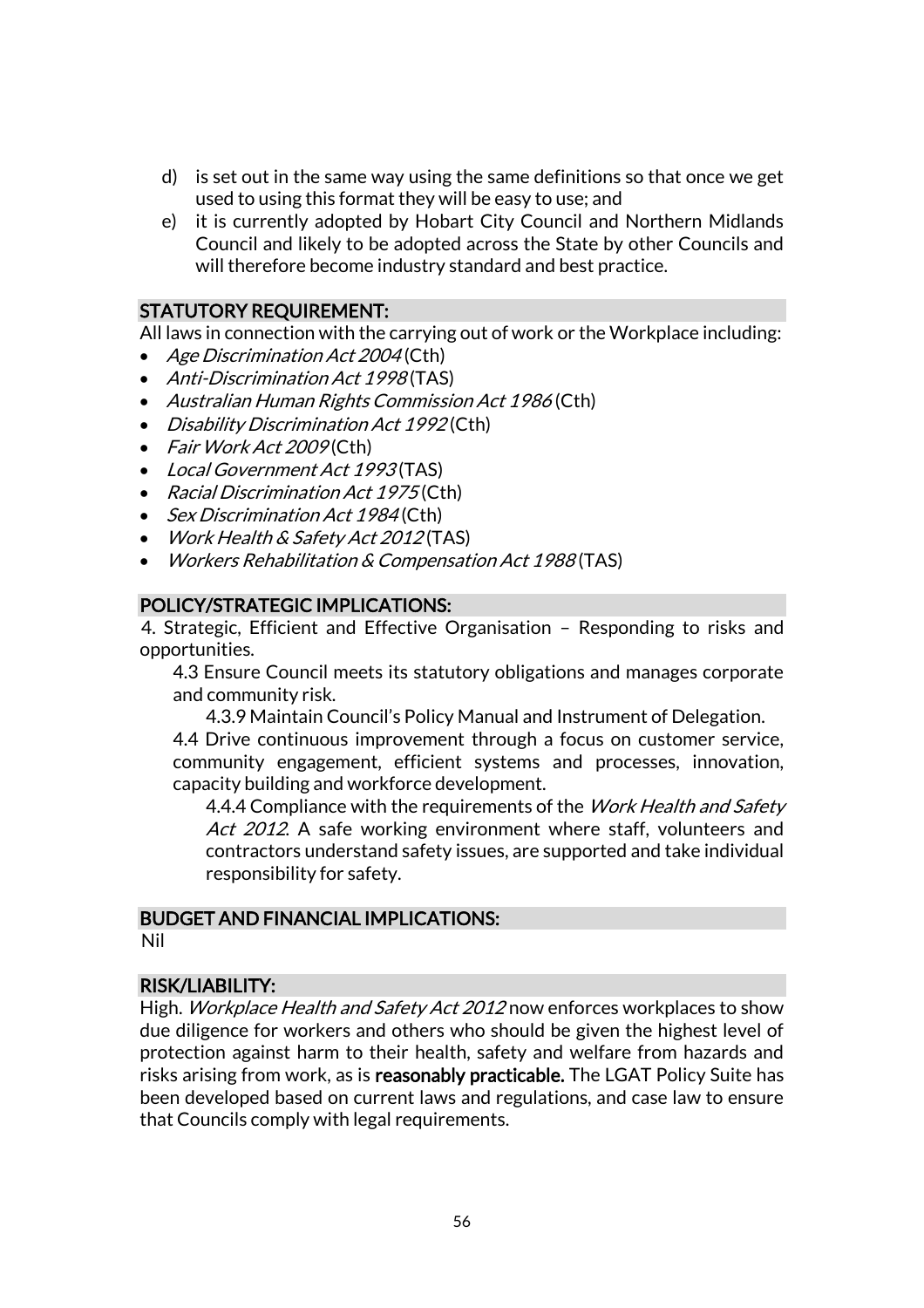d) is set out in the same way using the same definitions so that once we get used to using this format they will be easy to use; and
e) it is currently adopted by Hobart City Council and Northern Midlands Council and likely to be adopted across the State by other Councils and will therefore become industry standard and best practice.

## STATUTORY REQUIREMENT:

All laws in connection with the carrying out of work or the Workplace including:

- *Age Discrimination Act 2004* (Cth)
- *Anti-Discrimination Act 1998* (TAS)
- *Australian Human Rights Commission Act 1986* (Cth)
- *Disability Discrimination Act 1992* (Cth)
- *Fair Work Act 2009* (Cth)
- *Local Government Act 1993* (TAS)
- *Racial Discrimination Act 1975* (Cth)
- *Sex Discrimination Act 1984* (Cth)
- *Work Health & Safety Act 2012* (TAS)
- *Workers Rehabilitation & Compensation Act 1988* (TAS)

## POLICY/STRATEGIC IMPLICATIONS:

4. Strategic, Efficient and Effective Organisation – Responding to risks and opportunities.

4.3 Ensure Council meets its statutory obligations and manages corporate and community risk.

4.3.9 Maintain Council's Policy Manual and Instrument of Delegation.

4.4 Drive continuous improvement through a focus on customer service, community engagement, efficient systems and processes, innovation, capacity building and workforce development.

4.4.4 Compliance with the requirements of the *Work Health and Safety Act 2012*. A safe working environment where staff, volunteers and contractors understand safety issues, are supported and take individual responsibility for safety.

## BUDGET AND FINANCIAL IMPLICATIONS:

Nil

## RISK/LIABILITY:

High. *Workplace Health and Safety Act 2012* now enforces workplaces to show due diligence for workers and others who should be given the highest level of protection against harm to their health, safety and welfare from hazards and risks arising from work, as is **reasonably practicable.** The LGAT Policy Suite has been developed based on current laws and regulations, and case law to ensure that Councils comply with legal requirements.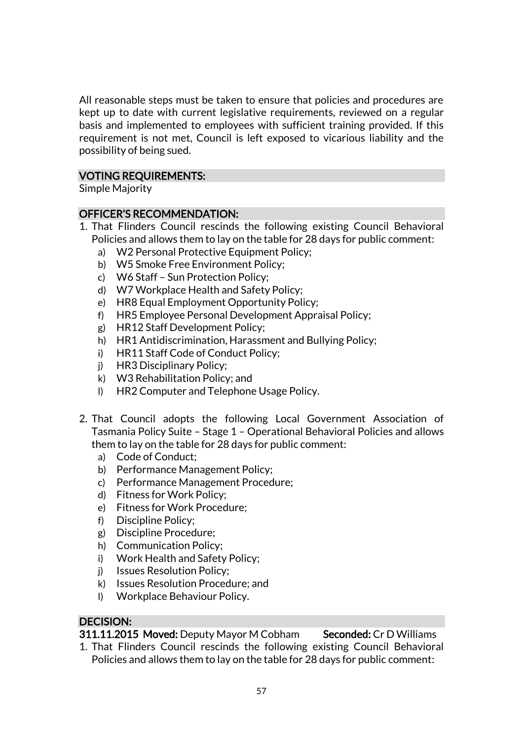All reasonable steps must be taken to ensure that policies and procedures are kept up to date with current legislative requirements, reviewed on a regular basis and implemented to employees with sufficient training provided. If this requirement is not met, Council is left exposed to vicarious liability and the possibility of being sued.

## VOTING REQUIREMENTS:

Simple Majority

## OFFICER'S RECOMMENDATION:

1. That Flinders Council rescinds the following existing Council Behavioral Policies and allows them to lay on the table for 28 days for public comment:
   a) W2 Personal Protective Equipment Policy;
   b) W5 Smoke Free Environment Policy;
   c) W6 Staff – Sun Protection Policy;
   d) W7 Workplace Health and Safety Policy;
   e) HR8 Equal Employment Opportunity Policy;
   f) HR5 Employee Personal Development Appraisal Policy;
   g) HR12 Staff Development Policy;
   h) HR1 Antidiscrimination, Harassment and Bullying Policy;
   i) HR11 Staff Code of Conduct Policy;
   j) HR3 Disciplinary Policy;
   k) W3 Rehabilitation Policy; and
   l) HR2 Computer and Telephone Usage Policy.

2. That Council adopts the following Local Government Association of Tasmania Policy Suite – Stage 1 – Operational Behavioral Policies and allows them to lay on the table for 28 days for public comment:
   a) Code of Conduct;
   b) Performance Management Policy;
   c) Performance Management Procedure;
   d) Fitness for Work Policy;
   e) Fitness for Work Procedure;
   f) Discipline Policy;
   g) Discipline Procedure;
   h) Communication Policy;
   i) Work Health and Safety Policy;
   j) Issues Resolution Policy;
   k) Issues Resolution Procedure; and
   l) Workplace Behaviour Policy.

## DECISION:

**311.11.2015 Moved:** Deputy Mayor M Cobham **Seconded:** Cr D Williams

1. That Flinders Council rescinds the following existing Council Behavioral Policies and allows them to lay on the table for 28 days for public comment: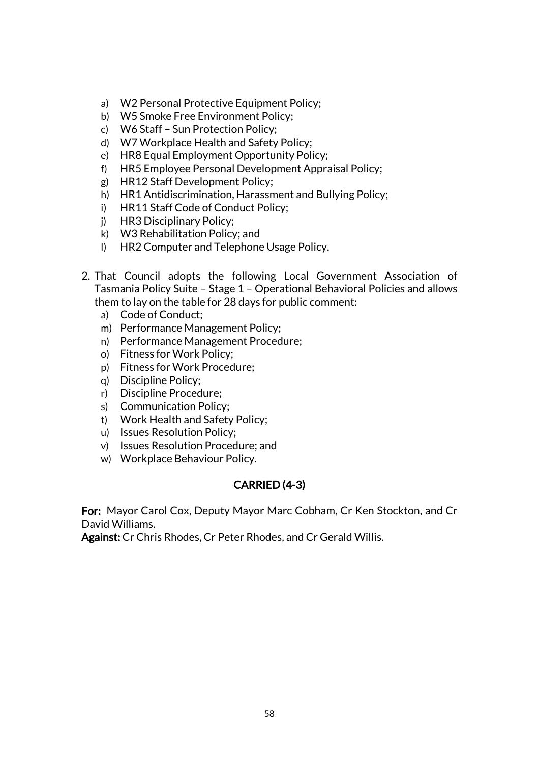a) W2 Personal Protective Equipment Policy;
b) W5 Smoke Free Environment Policy;
c) W6 Staff – Sun Protection Policy;
d) W7 Workplace Health and Safety Policy;
e) HR8 Equal Employment Opportunity Policy;
f) HR5 Employee Personal Development Appraisal Policy;
g) HR12 Staff Development Policy;
h) HR1 Antidiscrimination, Harassment and Bullying Policy;
i) HR11 Staff Code of Conduct Policy;
j) HR3 Disciplinary Policy;
k) W3 Rehabilitation Policy; and
l) HR2 Computer and Telephone Usage Policy.

2. That Council adopts the following Local Government Association of Tasmania Policy Suite – Stage 1 – Operational Behavioral Policies and allows them to lay on the table for 28 days for public comment:
   a) Code of Conduct;
   m) Performance Management Policy;
   n) Performance Management Procedure;
   o) Fitness for Work Policy;
   p) Fitness for Work Procedure;
   q) Discipline Policy;
   r) Discipline Procedure;
   s) Communication Policy;
   t) Work Health and Safety Policy;
   u) Issues Resolution Policy;
   v) Issues Resolution Procedure; and
   w) Workplace Behaviour Policy.

**CARRIED (4-3)**

**For:** Mayor Carol Cox, Deputy Mayor Marc Cobham, Cr Ken Stockton, and Cr David Williams.
**Against:** Cr Chris Rhodes, Cr Peter Rhodes, and Cr Gerald Willis.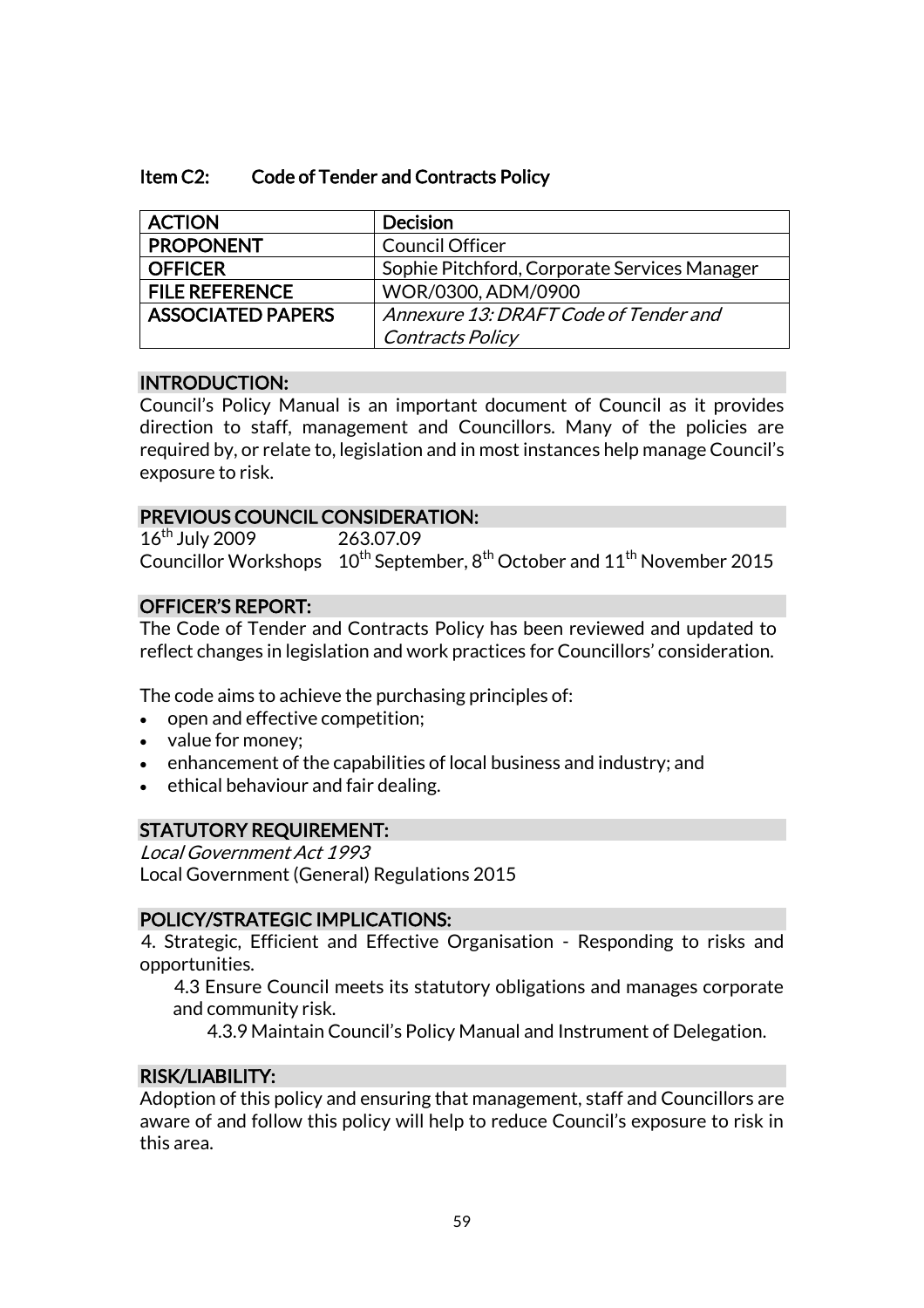## Item C2: Code of Tender and Contracts Policy

| ACTION | Decision |
|---|---|
| PROPONENT | Council Officer |
| OFFICER | Sophie Pitchford, Corporate Services Manager |
| FILE REFERENCE | WOR/0300, ADM/0900 |
| ASSOCIATED PAPERS | *Annexure 13: DRAFT Code of Tender and Contracts Policy* |

### INTRODUCTION:

Council's Policy Manual is an important document of Council as it provides direction to staff, management and Councillors. Many of the policies are required by, or relate to, legislation and in most instances help manage Council's exposure to risk.

### PREVIOUS COUNCIL CONSIDERATION:

16th July 2009 263.07.09
Councillor Workshops 10th September, 8th October and 11th November 2015

### OFFICER'S REPORT:

The Code of Tender and Contracts Policy has been reviewed and updated to reflect changes in legislation and work practices for Councillors' consideration.

The code aims to achieve the purchasing principles of:

- open and effective competition;
- value for money;
- enhancement of the capabilities of local business and industry; and
- ethical behaviour and fair dealing.

### STATUTORY REQUIREMENT:

*Local Government Act 1993*
Local Government (General) Regulations 2015

### POLICY/STRATEGIC IMPLICATIONS:

4. Strategic, Efficient and Effective Organisation - Responding to risks and opportunities.

4.3 Ensure Council meets its statutory obligations and manages corporate and community risk.

4.3.9 Maintain Council's Policy Manual and Instrument of Delegation.

### RISK/LIABILITY:

Adoption of this policy and ensuring that management, staff and Councillors are aware of and follow this policy will help to reduce Council's exposure to risk in this area.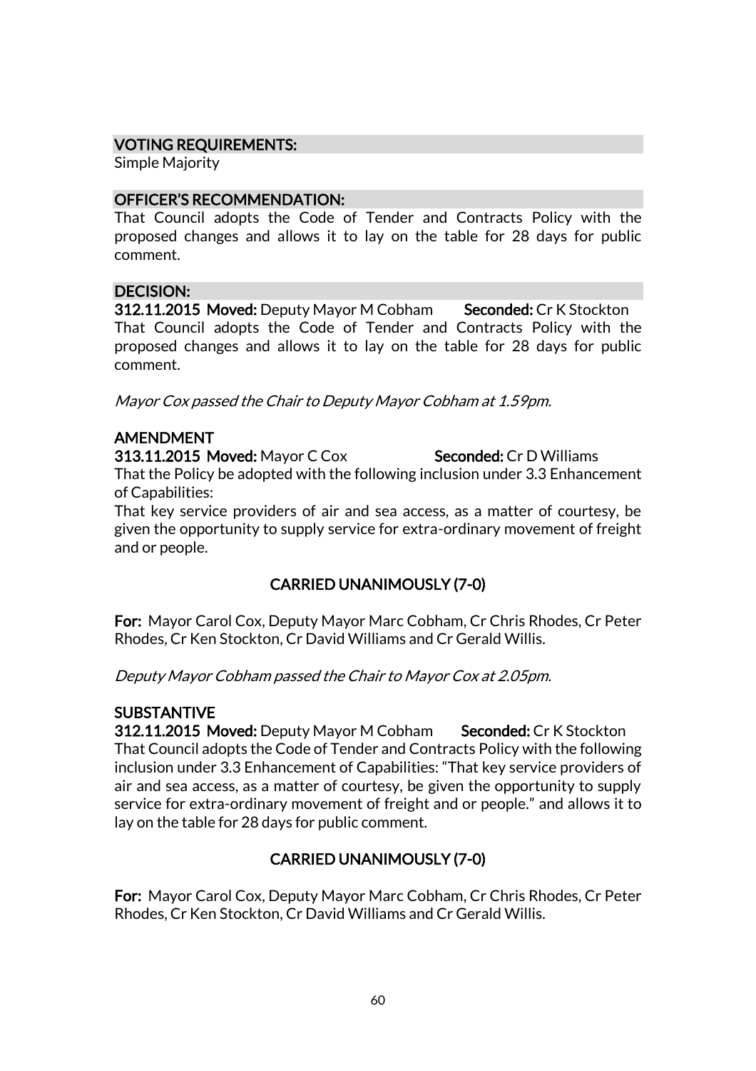#### VOTING REQUIREMENTS:

Simple Majority

#### OFFICER'S RECOMMENDATION:

That Council adopts the Code of Tender and Contracts Policy with the proposed changes and allows it to lay on the table for 28 days for public comment.

#### DECISION:

**312.11.2015 Moved:** Deputy Mayor M Cobham **Seconded:** Cr K Stockton
That Council adopts the Code of Tender and Contracts Policy with the proposed changes and allows it to lay on the table for 28 days for public comment.

*Mayor Cox passed the Chair to Deputy Mayor Cobham at 1.59pm.*

**AMENDMENT**

**313.11.2015 Moved:** Mayor C Cox **Seconded:** Cr D Williams
That the Policy be adopted with the following inclusion under 3.3 Enhancement of Capabilities:
That key service providers of air and sea access, as a matter of courtesy, be given the opportunity to supply service for extra-ordinary movement of freight and or people.

**CARRIED UNANIMOUSLY (7-0)**

**For:** Mayor Carol Cox, Deputy Mayor Marc Cobham, Cr Chris Rhodes, Cr Peter Rhodes, Cr Ken Stockton, Cr David Williams and Cr Gerald Willis.

*Deputy Mayor Cobham passed the Chair to Mayor Cox at 2.05pm.*

**SUBSTANTIVE**

**312.11.2015 Moved:** Deputy Mayor M Cobham **Seconded:** Cr K Stockton
That Council adopts the Code of Tender and Contracts Policy with the following inclusion under 3.3 Enhancement of Capabilities: "That key service providers of air and sea access, as a matter of courtesy, be given the opportunity to supply service for extra-ordinary movement of freight and or people." and allows it to lay on the table for 28 days for public comment.

**CARRIED UNANIMOUSLY (7-0)**

**For:** Mayor Carol Cox, Deputy Mayor Marc Cobham, Cr Chris Rhodes, Cr Peter Rhodes, Cr Ken Stockton, Cr David Williams and Cr Gerald Willis.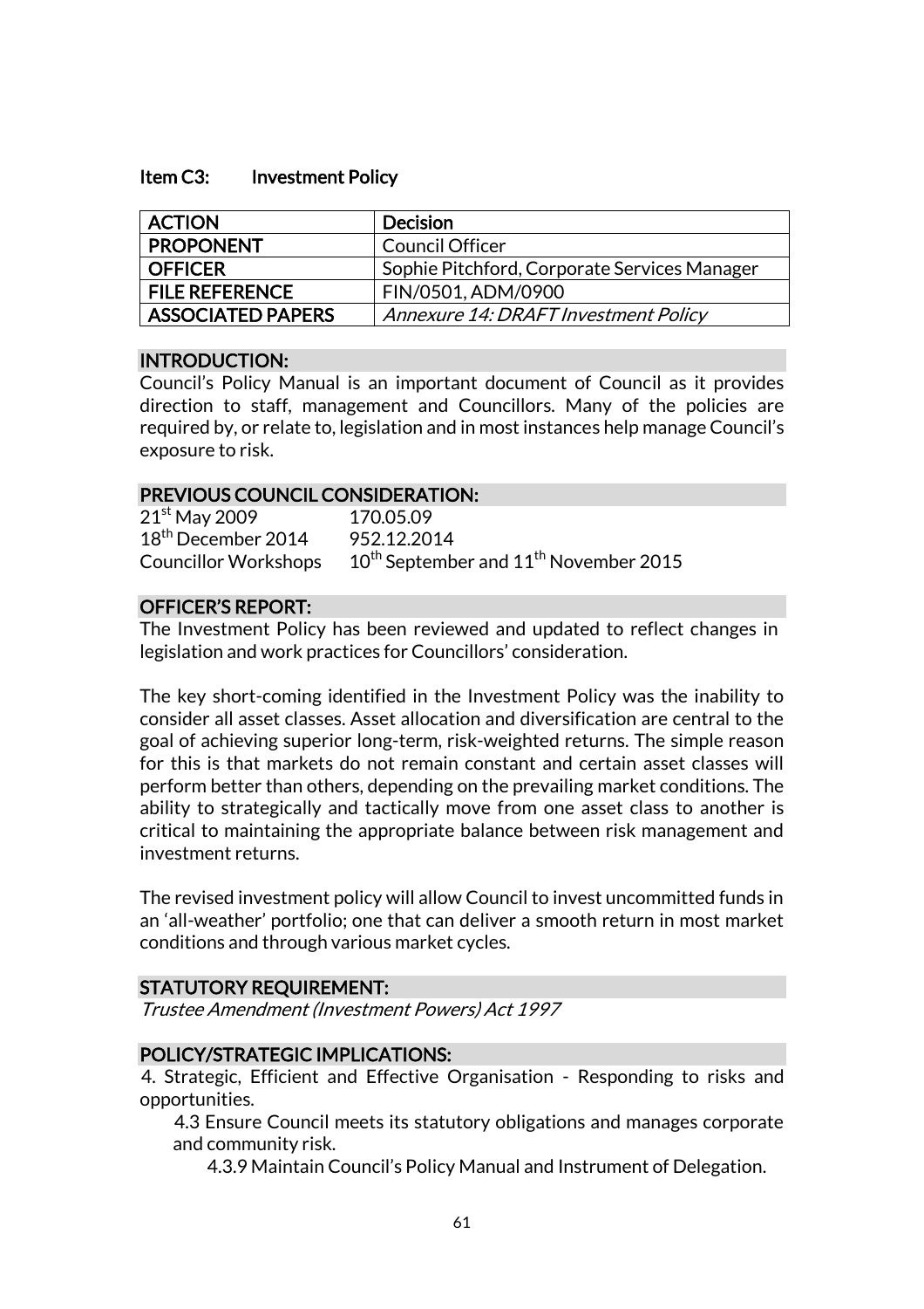### Item C3: Investment Policy

| ACTION | Decision |
|---|---|
| PROPONENT | Council Officer |
| OFFICER | Sophie Pitchford, Corporate Services Manager |
| FILE REFERENCE | FIN/0501, ADM/0900 |
| ASSOCIATED PAPERS | *Annexure 14: DRAFT Investment Policy* |

#### INTRODUCTION:

Council's Policy Manual is an important document of Council as it provides direction to staff, management and Councillors. Many of the policies are required by, or relate to, legislation and in most instances help manage Council's exposure to risk.

#### PREVIOUS COUNCIL CONSIDERATION:

| | |
|---|---|
| 21st May 2009 | 170.05.09 |
| 18th December 2014 | 952.12.2014 |
| Councillor Workshops | 10th September and 11th November 2015 |

#### OFFICER'S REPORT:

The Investment Policy has been reviewed and updated to reflect changes in legislation and work practices for Councillors' consideration.

The key short-coming identified in the Investment Policy was the inability to consider all asset classes. Asset allocation and diversification are central to the goal of achieving superior long-term, risk-weighted returns. The simple reason for this is that markets do not remain constant and certain asset classes will perform better than others, depending on the prevailing market conditions. The ability to strategically and tactically move from one asset class to another is critical to maintaining the appropriate balance between risk management and investment returns.

The revised investment policy will allow Council to invest uncommitted funds in an 'all-weather' portfolio; one that can deliver a smooth return in most market conditions and through various market cycles.

#### STATUTORY REQUIREMENT:

*Trustee Amendment (Investment Powers) Act 1997*

#### POLICY/STRATEGIC IMPLICATIONS:

4. Strategic, Efficient and Effective Organisation - Responding to risks and opportunities.
   - 4.3 Ensure Council meets its statutory obligations and manages corporate and community risk.
     - 4.3.9 Maintain Council's Policy Manual and Instrument of Delegation.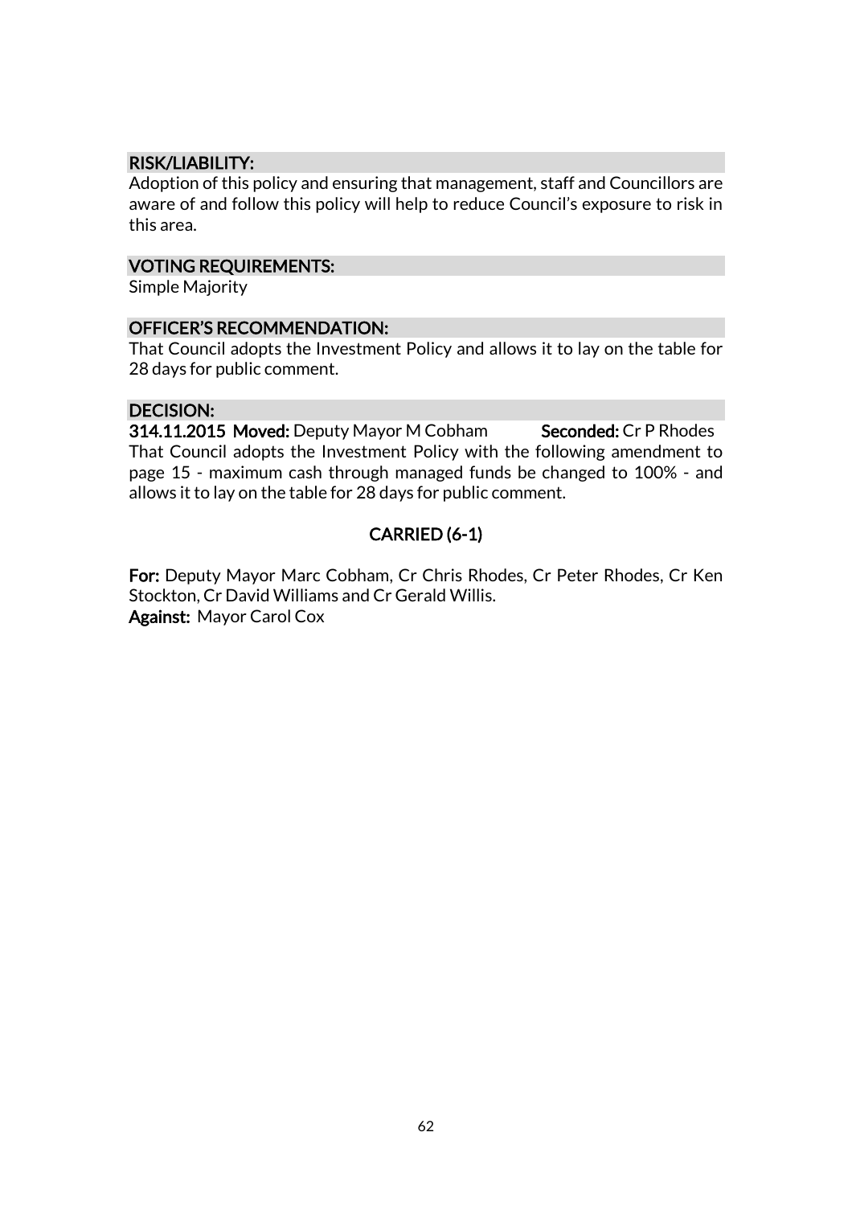### RISK/LIABILITY:

Adoption of this policy and ensuring that management, staff and Councillors are aware of and follow this policy will help to reduce Council's exposure to risk in this area.

### VOTING REQUIREMENTS:

Simple Majority

### OFFICER'S RECOMMENDATION:

That Council adopts the Investment Policy and allows it to lay on the table for 28 days for public comment.

### DECISION:

**314.11.2015 Moved:** Deputy Mayor M Cobham **Seconded:** Cr P Rhodes

That Council adopts the Investment Policy with the following amendment to page 15 - maximum cash through managed funds be changed to 100% - and allows it to lay on the table for 28 days for public comment.

**CARRIED (6-1)**

**For:** Deputy Mayor Marc Cobham, Cr Chris Rhodes, Cr Peter Rhodes, Cr Ken Stockton, Cr David Williams and Cr Gerald Willis.
**Against:** Mayor Carol Cox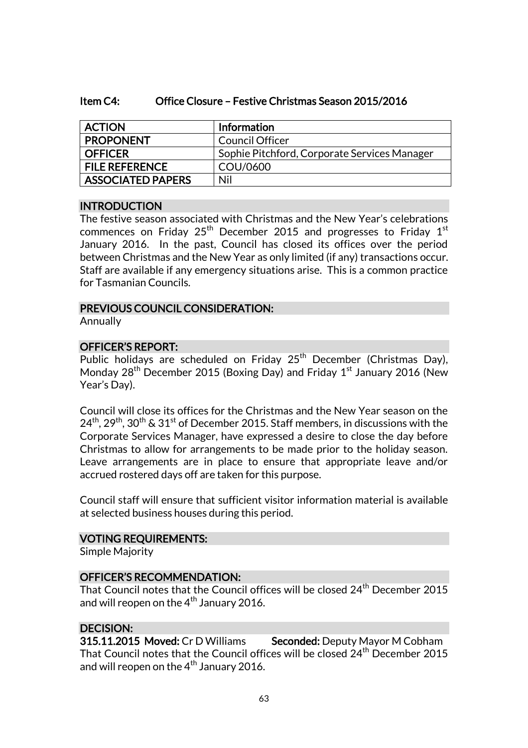### Item C4: Office Closure – Festive Christmas Season 2015/2016

| ACTION | Information |
| --- | --- |
| PROPONENT | Council Officer |
| OFFICER | Sophie Pitchford, Corporate Services Manager |
| FILE REFERENCE | COU/0600 |
| ASSOCIATED PAPERS | Nil |

#### INTRODUCTION

The festive season associated with Christmas and the New Year's celebrations commences on Friday 25th December 2015 and progresses to Friday 1st January 2016. In the past, Council has closed its offices over the period between Christmas and the New Year as only limited (if any) transactions occur. Staff are available if any emergency situations arise. This is a common practice for Tasmanian Councils.

#### PREVIOUS COUNCIL CONSIDERATION:

Annually

#### OFFICER'S REPORT:

Public holidays are scheduled on Friday 25th December (Christmas Day), Monday 28th December 2015 (Boxing Day) and Friday 1st January 2016 (New Year's Day).

Council will close its offices for the Christmas and the New Year season on the 24th, 29th, 30th & 31st of December 2015. Staff members, in discussions with the Corporate Services Manager, have expressed a desire to close the day before Christmas to allow for arrangements to be made prior to the holiday season. Leave arrangements are in place to ensure that appropriate leave and/or accrued rostered days off are taken for this purpose.

Council staff will ensure that sufficient visitor information material is available at selected business houses during this period.

#### VOTING REQUIREMENTS:

Simple Majority

#### OFFICER'S RECOMMENDATION:

That Council notes that the Council offices will be closed 24th December 2015 and will reopen on the 4th January 2016.

#### DECISION:

**315.11.2015 Moved:** Cr D Williams **Seconded:** Deputy Mayor M Cobham

That Council notes that the Council offices will be closed 24th December 2015 and will reopen on the 4th January 2016.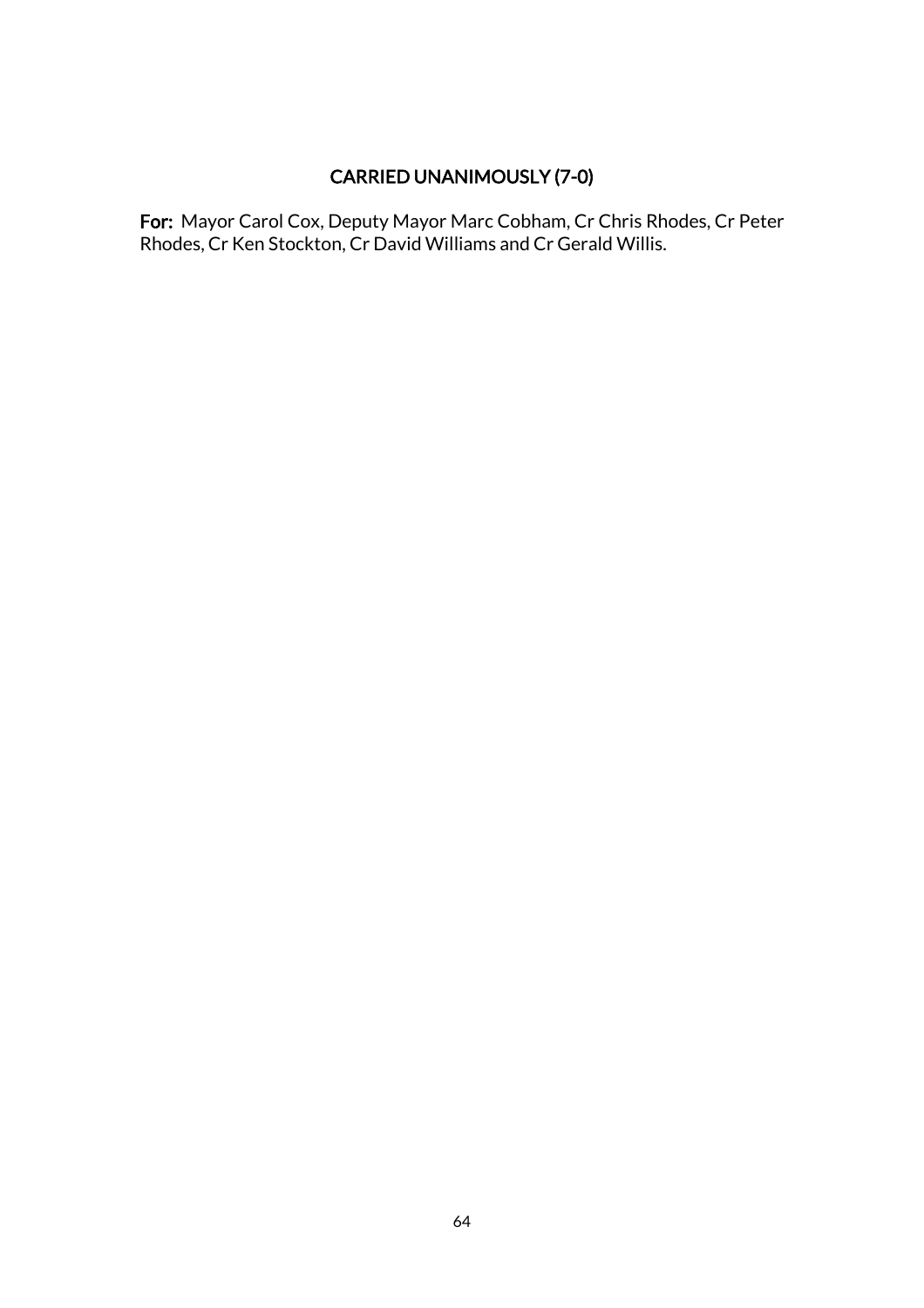**CARRIED UNANIMOUSLY (7-0)**

**For:** Mayor Carol Cox, Deputy Mayor Marc Cobham, Cr Chris Rhodes, Cr Peter Rhodes, Cr Ken Stockton, Cr David Williams and Cr Gerald Willis.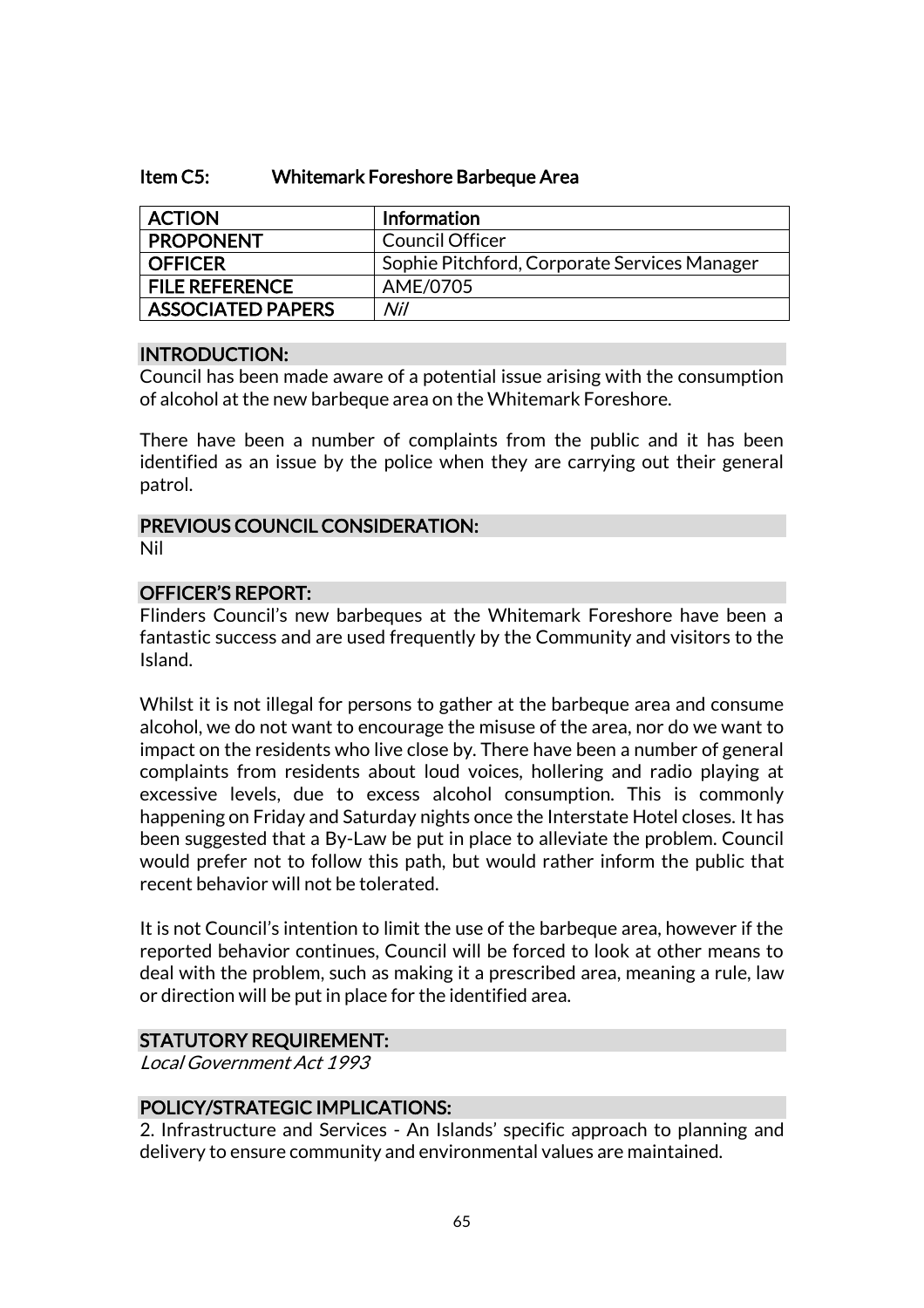### Item C5: Whitemark Foreshore Barbeque Area

| ACTION | Information |
|---|---|
| PROPONENT | Council Officer |
| OFFICER | Sophie Pitchford, Corporate Services Manager |
| FILE REFERENCE | AME/0705 |
| ASSOCIATED PAPERS | *Nil* |

#### INTRODUCTION:

Council has been made aware of a potential issue arising with the consumption of alcohol at the new barbeque area on the Whitemark Foreshore.

There have been a number of complaints from the public and it has been identified as an issue by the police when they are carrying out their general patrol.

#### PREVIOUS COUNCIL CONSIDERATION:

Nil

#### OFFICER'S REPORT:

Flinders Council's new barbeques at the Whitemark Foreshore have been a fantastic success and are used frequently by the Community and visitors to the Island.

Whilst it is not illegal for persons to gather at the barbeque area and consume alcohol, we do not want to encourage the misuse of the area, nor do we want to impact on the residents who live close by. There have been a number of general complaints from residents about loud voices, hollering and radio playing at excessive levels, due to excess alcohol consumption. This is commonly happening on Friday and Saturday nights once the Interstate Hotel closes. It has been suggested that a By-Law be put in place to alleviate the problem. Council would prefer not to follow this path, but would rather inform the public that recent behavior will not be tolerated.

It is not Council's intention to limit the use of the barbeque area, however if the reported behavior continues, Council will be forced to look at other means to deal with the problem, such as making it a prescribed area, meaning a rule, law or direction will be put in place for the identified area.

#### STATUTORY REQUIREMENT:

*Local Government Act 1993*

#### POLICY/STRATEGIC IMPLICATIONS:

2. Infrastructure and Services - An Islands' specific approach to planning and delivery to ensure community and environmental values are maintained.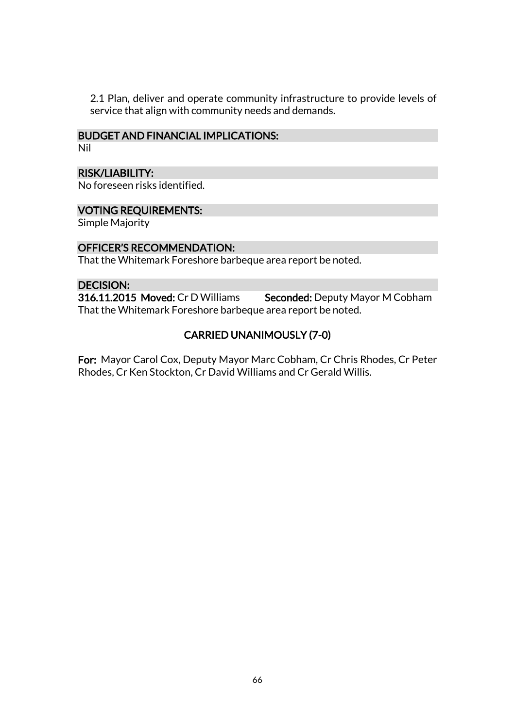2.1 Plan, deliver and operate community infrastructure to provide levels of service that align with community needs and demands.

### BUDGET AND FINANCIAL IMPLICATIONS:

Nil

### RISK/LIABILITY:

No foreseen risks identified.

### VOTING REQUIREMENTS:

Simple Majority

### OFFICER'S RECOMMENDATION:

That the Whitemark Foreshore barbeque area report be noted.

### DECISION:

**316.11.2015 Moved:** Cr D Williams **Seconded:** Deputy Mayor M Cobham
That the Whitemark Foreshore barbeque area report be noted.

**CARRIED UNANIMOUSLY (7-0)**

**For:** Mayor Carol Cox, Deputy Mayor Marc Cobham, Cr Chris Rhodes, Cr Peter Rhodes, Cr Ken Stockton, Cr David Williams and Cr Gerald Willis.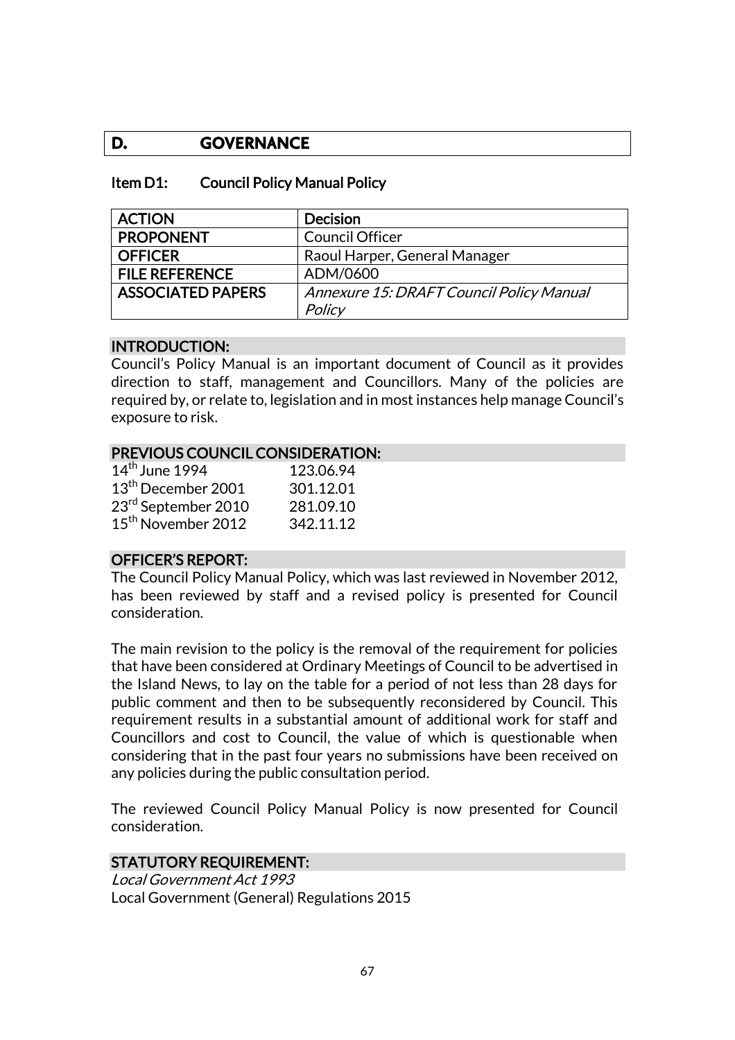## D. GOVERNANCE

### Item D1: Council Policy Manual Policy

| ACTION | Decision |
|---|---|
| PROPONENT | Council Officer |
| OFFICER | Raoul Harper, General Manager |
| FILE REFERENCE | ADM/0600 |
| ASSOCIATED PAPERS | *Annexure 15: DRAFT Council Policy Manual Policy* |

#### INTRODUCTION:

Council's Policy Manual is an important document of Council as it provides direction to staff, management and Councillors. Many of the policies are required by, or relate to, legislation and in most instances help manage Council's exposure to risk.

#### PREVIOUS COUNCIL CONSIDERATION:

| | |
|---|---|
| 14th June 1994 | 123.06.94 |
| 13th December 2001 | 301.12.01 |
| 23rd September 2010 | 281.09.10 |
| 15th November 2012 | 342.11.12 |

#### OFFICER'S REPORT:

The Council Policy Manual Policy, which was last reviewed in November 2012, has been reviewed by staff and a revised policy is presented for Council consideration.

The main revision to the policy is the removal of the requirement for policies that have been considered at Ordinary Meetings of Council to be advertised in the Island News, to lay on the table for a period of not less than 28 days for public comment and then to be subsequently reconsidered by Council. This requirement results in a substantial amount of additional work for staff and Councillors and cost to Council, the value of which is questionable when considering that in the past four years no submissions have been received on any policies during the public consultation period.

The reviewed Council Policy Manual Policy is now presented for Council consideration.

#### STATUTORY REQUIREMENT:

*Local Government Act 1993*
Local Government (General) Regulations 2015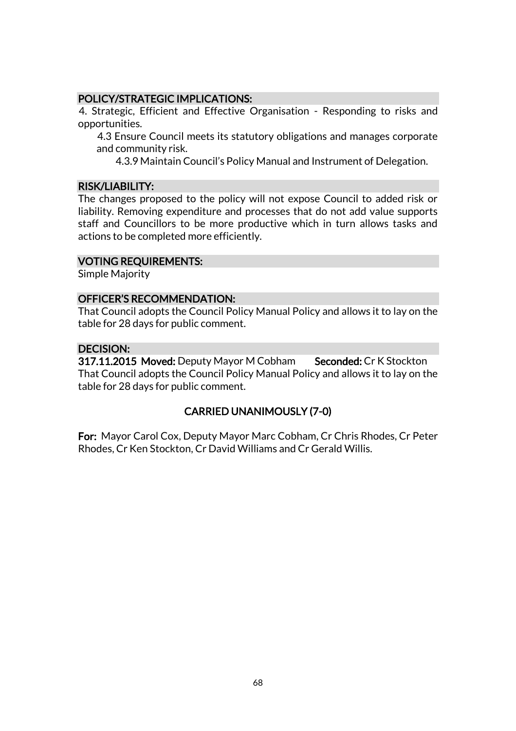### POLICY/STRATEGIC IMPLICATIONS:

4. Strategic, Efficient and Effective Organisation - Responding to risks and opportunities.

  4.3 Ensure Council meets its statutory obligations and manages corporate and community risk.

    4.3.9 Maintain Council's Policy Manual and Instrument of Delegation.

### RISK/LIABILITY:

The changes proposed to the policy will not expose Council to added risk or liability. Removing expenditure and processes that do not add value supports staff and Councillors to be more productive which in turn allows tasks and actions to be completed more efficiently.

### VOTING REQUIREMENTS:

Simple Majority

### OFFICER'S RECOMMENDATION:

That Council adopts the Council Policy Manual Policy and allows it to lay on the table for 28 days for public comment.

### DECISION:

**317.11.2015 Moved:** Deputy Mayor M Cobham **Seconded:** Cr K Stockton

That Council adopts the Council Policy Manual Policy and allows it to lay on the table for 28 days for public comment.

**CARRIED UNANIMOUSLY (7-0)**

**For:** Mayor Carol Cox, Deputy Mayor Marc Cobham, Cr Chris Rhodes, Cr Peter Rhodes, Cr Ken Stockton, Cr David Williams and Cr Gerald Willis.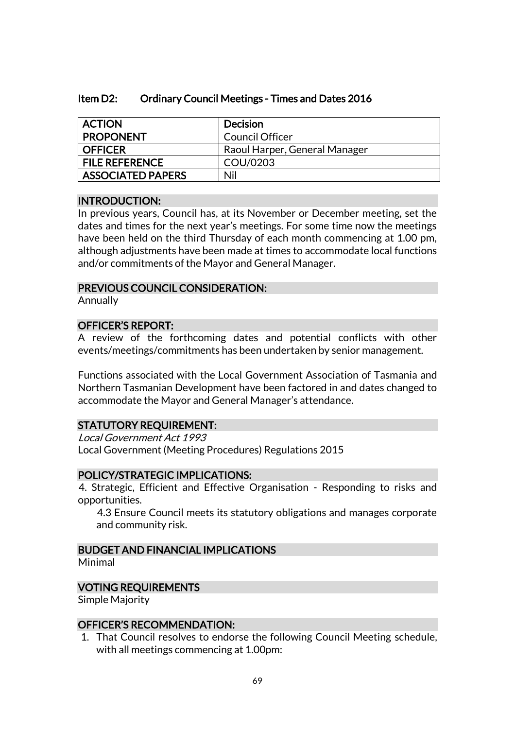## Item D2: Ordinary Council Meetings - Times and Dates 2016

| ACTION | Decision |
|---|---|
| PROPONENT | Council Officer |
| OFFICER | Raoul Harper, General Manager |
| FILE REFERENCE | COU/0203 |
| ASSOCIATED PAPERS | Nil |

### INTRODUCTION:

In previous years, Council has, at its November or December meeting, set the dates and times for the next year's meetings. For some time now the meetings have been held on the third Thursday of each month commencing at 1.00 pm, although adjustments have been made at times to accommodate local functions and/or commitments of the Mayor and General Manager.

### PREVIOUS COUNCIL CONSIDERATION:

Annually

### OFFICER'S REPORT:

A review of the forthcoming dates and potential conflicts with other events/meetings/commitments has been undertaken by senior management.

Functions associated with the Local Government Association of Tasmania and Northern Tasmanian Development have been factored in and dates changed to accommodate the Mayor and General Manager's attendance.

### STATUTORY REQUIREMENT:

*Local Government Act 1993*
Local Government (Meeting Procedures) Regulations 2015

### POLICY/STRATEGIC IMPLICATIONS:

4. Strategic, Efficient and Effective Organisation - Responding to risks and opportunities.

   4.3 Ensure Council meets its statutory obligations and manages corporate and community risk.

### BUDGET AND FINANCIAL IMPLICATIONS

Minimal

### VOTING REQUIREMENTS

Simple Majority

### OFFICER'S RECOMMENDATION:

1. That Council resolves to endorse the following Council Meeting schedule, with all meetings commencing at 1.00pm: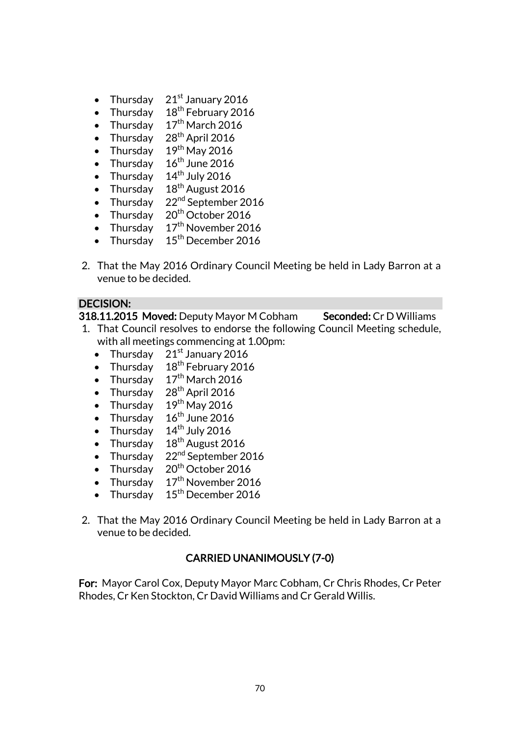- Thursday 21st January 2016
- Thursday 18th February 2016
- Thursday 17th March 2016
- Thursday 28th April 2016
- Thursday 19th May 2016
- Thursday 16th June 2016
- Thursday 14th July 2016
- Thursday 18th August 2016
- Thursday 22nd September 2016
- Thursday 20th October 2016
- Thursday 17th November 2016
- Thursday 15th December 2016

2. That the May 2016 Ordinary Council Meeting be held in Lady Barron at a venue to be decided.

**DECISION:**

**318.11.2015 Moved:** Deputy Mayor M Cobham **Seconded:** Cr D Williams

1. That Council resolves to endorse the following Council Meeting schedule, with all meetings commencing at 1.00pm:
   - Thursday 21st January 2016
   - Thursday 18th February 2016
   - Thursday 17th March 2016
   - Thursday 28th April 2016
   - Thursday 19th May 2016
   - Thursday 16th June 2016
   - Thursday 14th July 2016
   - Thursday 18th August 2016
   - Thursday 22nd September 2016
   - Thursday 20th October 2016
   - Thursday 17th November 2016
   - Thursday 15th December 2016

2. That the May 2016 Ordinary Council Meeting be held in Lady Barron at a venue to be decided.

**CARRIED UNANIMOUSLY (7-0)**

**For:** Mayor Carol Cox, Deputy Mayor Marc Cobham, Cr Chris Rhodes, Cr Peter Rhodes, Cr Ken Stockton, Cr David Williams and Cr Gerald Willis.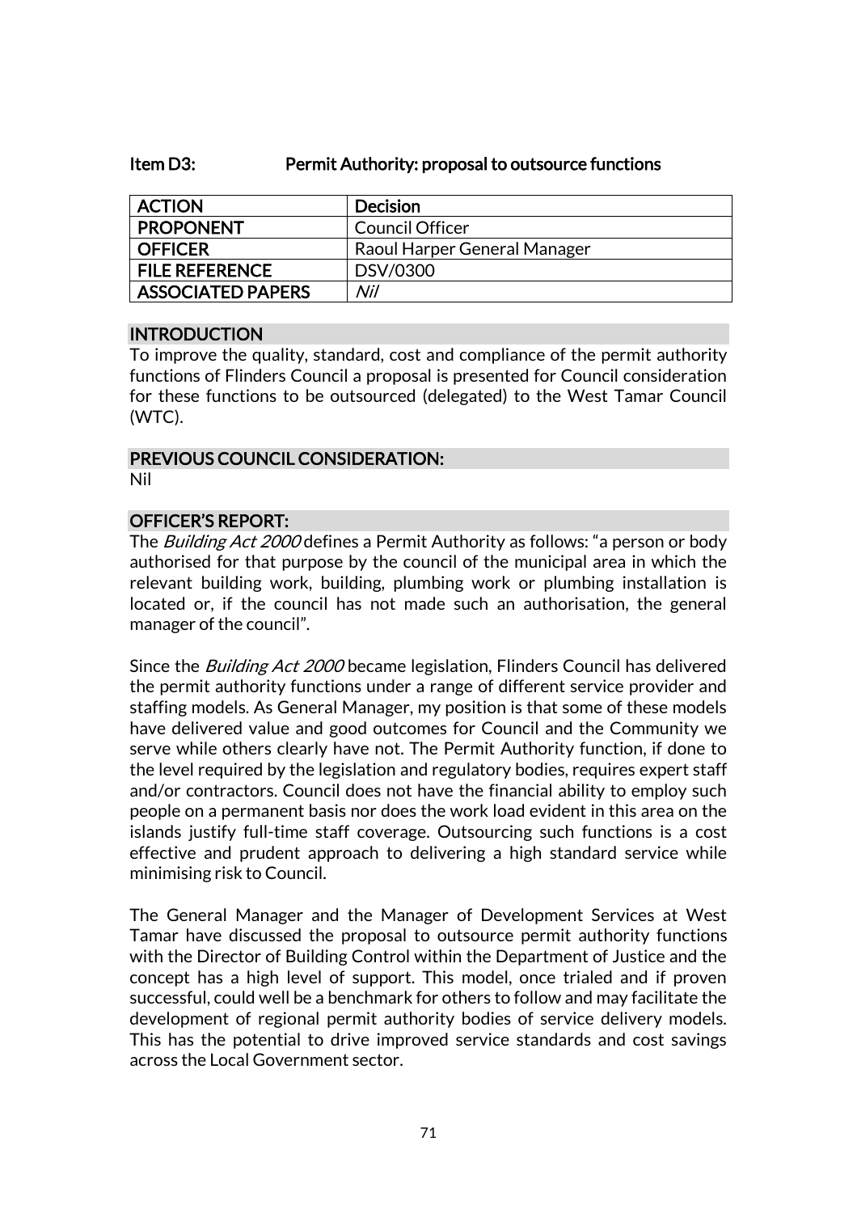## Item D3: Permit Authority: proposal to outsource functions

| ACTION | Decision |
|---|---|
| PROPONENT | Council Officer |
| OFFICER | Raoul Harper General Manager |
| FILE REFERENCE | DSV/0300 |
| ASSOCIATED PAPERS | *Nil* |

### INTRODUCTION

To improve the quality, standard, cost and compliance of the permit authority functions of Flinders Council a proposal is presented for Council consideration for these functions to be outsourced (delegated) to the West Tamar Council (WTC).

### PREVIOUS COUNCIL CONSIDERATION:

Nil

### OFFICER'S REPORT:

The *Building Act 2000* defines a Permit Authority as follows: "a person or body authorised for that purpose by the council of the municipal area in which the relevant building work, building, plumbing work or plumbing installation is located or, if the council has not made such an authorisation, the general manager of the council".

Since the *Building Act 2000* became legislation, Flinders Council has delivered the permit authority functions under a range of different service provider and staffing models. As General Manager, my position is that some of these models have delivered value and good outcomes for Council and the Community we serve while others clearly have not. The Permit Authority function, if done to the level required by the legislation and regulatory bodies, requires expert staff and/or contractors. Council does not have the financial ability to employ such people on a permanent basis nor does the work load evident in this area on the islands justify full-time staff coverage. Outsourcing such functions is a cost effective and prudent approach to delivering a high standard service while minimising risk to Council.

The General Manager and the Manager of Development Services at West Tamar have discussed the proposal to outsource permit authority functions with the Director of Building Control within the Department of Justice and the concept has a high level of support. This model, once trialed and if proven successful, could well be a benchmark for others to follow and may facilitate the development of regional permit authority bodies of service delivery models. This has the potential to drive improved service standards and cost savings across the Local Government sector.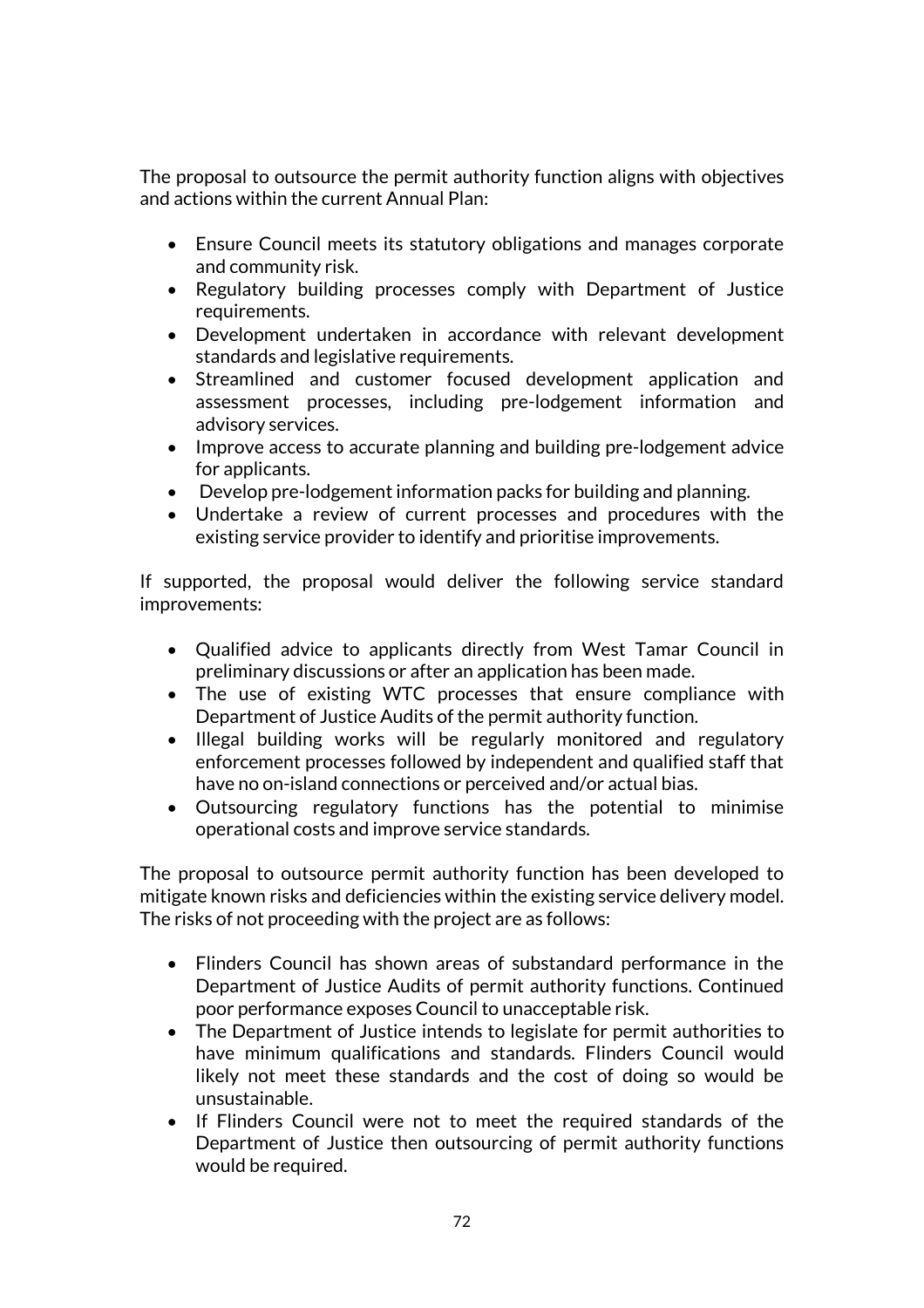The proposal to outsource the permit authority function aligns with objectives and actions within the current Annual Plan:

- Ensure Council meets its statutory obligations and manages corporate and community risk.
- Regulatory building processes comply with Department of Justice requirements.
- Development undertaken in accordance with relevant development standards and legislative requirements.
- Streamlined and customer focused development application and assessment processes, including pre-lodgement information and advisory services.
- Improve access to accurate planning and building pre-lodgement advice for applicants.
- Develop pre-lodgement information packs for building and planning.
- Undertake a review of current processes and procedures with the existing service provider to identify and prioritise improvements.

If supported, the proposal would deliver the following service standard improvements:

- Qualified advice to applicants directly from West Tamar Council in preliminary discussions or after an application has been made.
- The use of existing WTC processes that ensure compliance with Department of Justice Audits of the permit authority function.
- Illegal building works will be regularly monitored and regulatory enforcement processes followed by independent and qualified staff that have no on-island connections or perceived and/or actual bias.
- Outsourcing regulatory functions has the potential to minimise operational costs and improve service standards.

The proposal to outsource permit authority function has been developed to mitigate known risks and deficiencies within the existing service delivery model. The risks of not proceeding with the project are as follows:

- Flinders Council has shown areas of substandard performance in the Department of Justice Audits of permit authority functions. Continued poor performance exposes Council to unacceptable risk.
- The Department of Justice intends to legislate for permit authorities to have minimum qualifications and standards. Flinders Council would likely not meet these standards and the cost of doing so would be unsustainable.
- If Flinders Council were not to meet the required standards of the Department of Justice then outsourcing of permit authority functions would be required.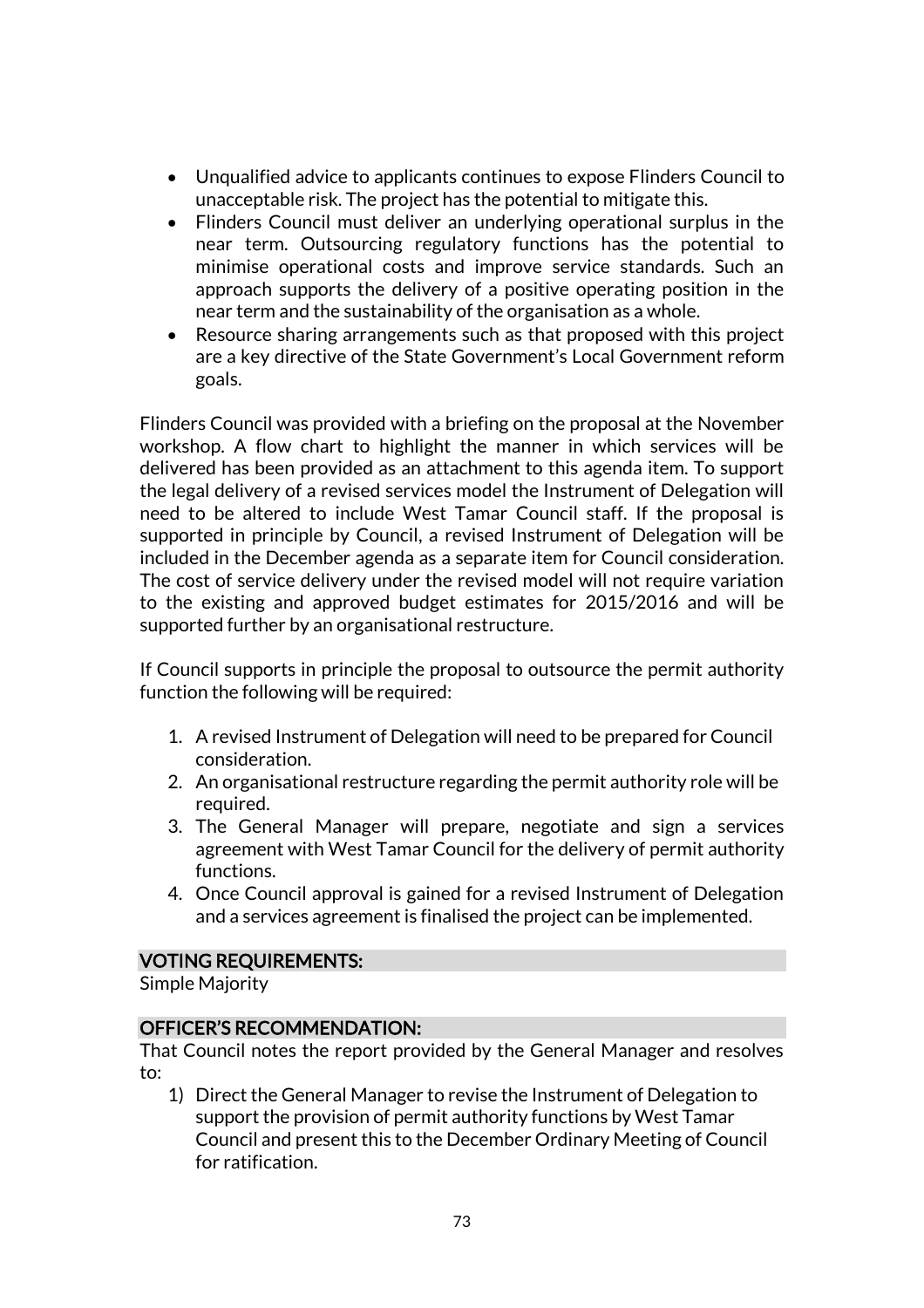- Unqualified advice to applicants continues to expose Flinders Council to unacceptable risk. The project has the potential to mitigate this.
- Flinders Council must deliver an underlying operational surplus in the near term. Outsourcing regulatory functions has the potential to minimise operational costs and improve service standards. Such an approach supports the delivery of a positive operating position in the near term and the sustainability of the organisation as a whole.
- Resource sharing arrangements such as that proposed with this project are a key directive of the State Government's Local Government reform goals.

Flinders Council was provided with a briefing on the proposal at the November workshop. A flow chart to highlight the manner in which services will be delivered has been provided as an attachment to this agenda item. To support the legal delivery of a revised services model the Instrument of Delegation will need to be altered to include West Tamar Council staff. If the proposal is supported in principle by Council, a revised Instrument of Delegation will be included in the December agenda as a separate item for Council consideration. The cost of service delivery under the revised model will not require variation to the existing and approved budget estimates for 2015/2016 and will be supported further by an organisational restructure.

If Council supports in principle the proposal to outsource the permit authority function the following will be required:

1. A revised Instrument of Delegation will need to be prepared for Council consideration.
2. An organisational restructure regarding the permit authority role will be required.
3. The General Manager will prepare, negotiate and sign a services agreement with West Tamar Council for the delivery of permit authority functions.
4. Once Council approval is gained for a revised Instrument of Delegation and a services agreement is finalised the project can be implemented.

## VOTING REQUIREMENTS:

Simple Majority

## OFFICER'S RECOMMENDATION:

That Council notes the report provided by the General Manager and resolves to:

1) Direct the General Manager to revise the Instrument of Delegation to support the provision of permit authority functions by West Tamar Council and present this to the December Ordinary Meeting of Council for ratification.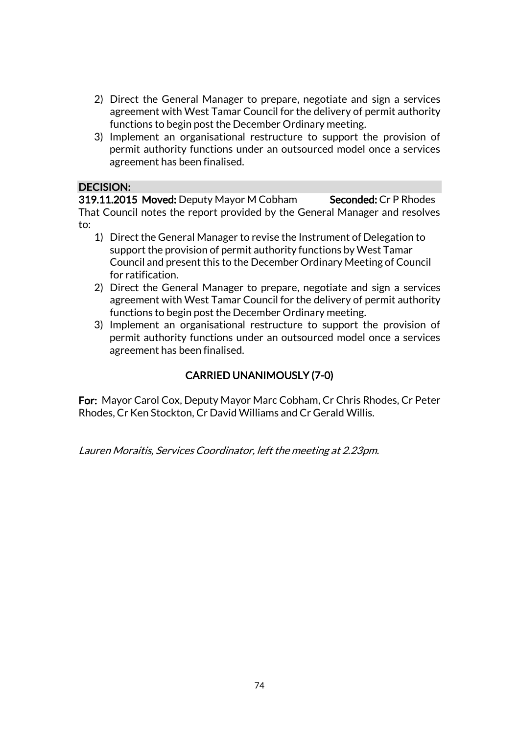2) Direct the General Manager to prepare, negotiate and sign a services agreement with West Tamar Council for the delivery of permit authority functions to begin post the December Ordinary meeting.
3) Implement an organisational restructure to support the provision of permit authority functions under an outsourced model once a services agreement has been finalised.

**DECISION:**

**319.11.2015 Moved:** Deputy Mayor M Cobham **Seconded:** Cr P Rhodes

That Council notes the report provided by the General Manager and resolves to:

1) Direct the General Manager to revise the Instrument of Delegation to support the provision of permit authority functions by West Tamar Council and present this to the December Ordinary Meeting of Council for ratification.
2) Direct the General Manager to prepare, negotiate and sign a services agreement with West Tamar Council for the delivery of permit authority functions to begin post the December Ordinary meeting.
3) Implement an organisational restructure to support the provision of permit authority functions under an outsourced model once a services agreement has been finalised.

**CARRIED UNANIMOUSLY (7-0)**

**For:** Mayor Carol Cox, Deputy Mayor Marc Cobham, Cr Chris Rhodes, Cr Peter Rhodes, Cr Ken Stockton, Cr David Williams and Cr Gerald Willis.

*Lauren Moraitis, Services Coordinator, left the meeting at 2.23pm.*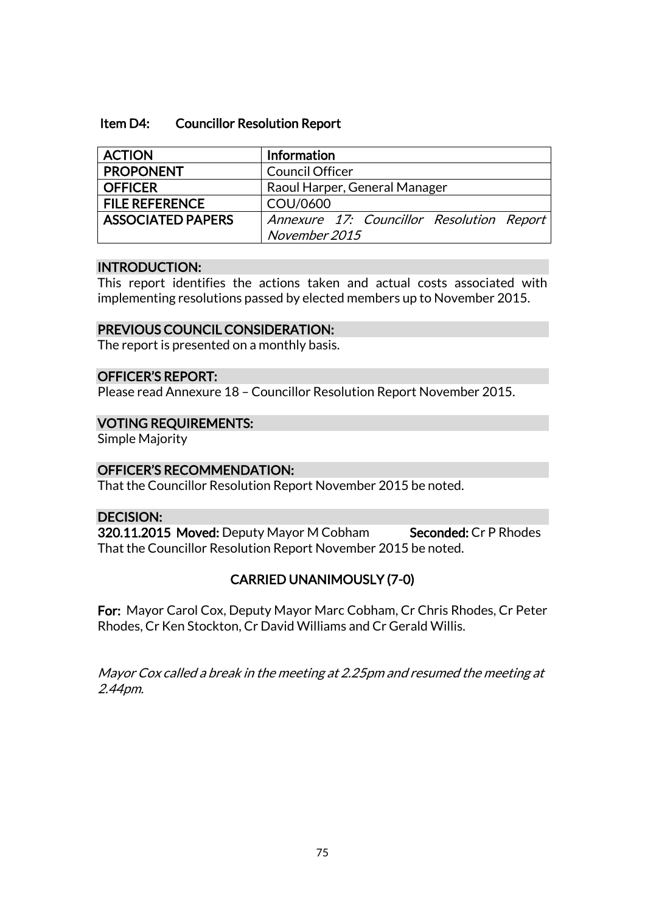## Item D4: Councillor Resolution Report

| ACTION | Information |
|---|---|
| PROPONENT | Council Officer |
| OFFICER | Raoul Harper, General Manager |
| FILE REFERENCE | COU/0600 |
| ASSOCIATED PAPERS | *Annexure 17: Councillor Resolution Report November 2015* |

### INTRODUCTION:

This report identifies the actions taken and actual costs associated with implementing resolutions passed by elected members up to November 2015.

### PREVIOUS COUNCIL CONSIDERATION:

The report is presented on a monthly basis.

### OFFICER'S REPORT:

Please read Annexure 18 – Councillor Resolution Report November 2015.

### VOTING REQUIREMENTS:

Simple Majority

### OFFICER'S RECOMMENDATION:

That the Councillor Resolution Report November 2015 be noted.

### DECISION:

**320.11.2015 Moved:** Deputy Mayor M Cobham **Seconded:** Cr P Rhodes

That the Councillor Resolution Report November 2015 be noted.

**CARRIED UNANIMOUSLY (7-0)**

**For:** Mayor Carol Cox, Deputy Mayor Marc Cobham, Cr Chris Rhodes, Cr Peter Rhodes, Cr Ken Stockton, Cr David Williams and Cr Gerald Willis.

*Mayor Cox called a break in the meeting at 2.25pm and resumed the meeting at 2.44pm.*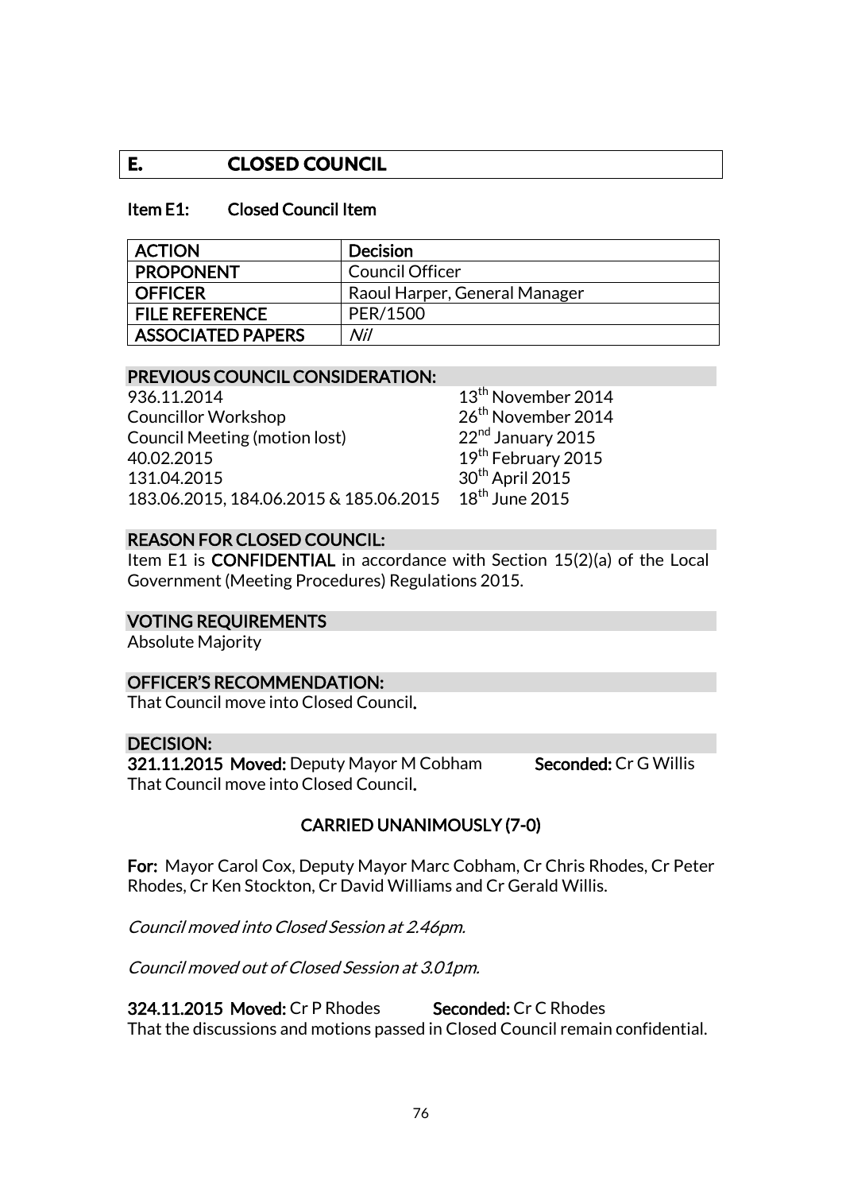## E. CLOSED COUNCIL

### Item E1: Closed Council Item

| ACTION | Decision |
|---|---|
| PROPONENT | Council Officer |
| OFFICER | Raoul Harper, General Manager |
| FILE REFERENCE | PER/1500 |
| ASSOCIATED PAPERS | *Nil* |

**PREVIOUS COUNCIL CONSIDERATION:**

| | |
|---|---|
| 936.11.2014 | 13th November 2014 |
| Councillor Workshop | 26th November 2014 |
| Council Meeting (motion lost) | 22nd January 2015 |
| 40.02.2015 | 19th February 2015 |
| 131.04.2015 | 30th April 2015 |
| 183.06.2015, 184.06.2015 & 185.06.2015 | 18th June 2015 |

**REASON FOR CLOSED COUNCIL:**

Item E1 is **CONFIDENTIAL** in accordance with Section 15(2)(a) of the Local Government (Meeting Procedures) Regulations 2015.

**VOTING REQUIREMENTS**

Absolute Majority

**OFFICER'S RECOMMENDATION:**

That Council move into Closed Council.

**DECISION:**

**321.11.2015 Moved:** Deputy Mayor M Cobham **Seconded:** Cr G Willis

That Council move into Closed Council.

**CARRIED UNANIMOUSLY (7-0)**

**For:** Mayor Carol Cox, Deputy Mayor Marc Cobham, Cr Chris Rhodes, Cr Peter Rhodes, Cr Ken Stockton, Cr David Williams and Cr Gerald Willis.

*Council moved into Closed Session at 2.46pm.*

*Council moved out of Closed Session at 3.01pm.*

**324.11.2015 Moved:** Cr P Rhodes **Seconded:** Cr C Rhodes

That the discussions and motions passed in Closed Council remain confidential.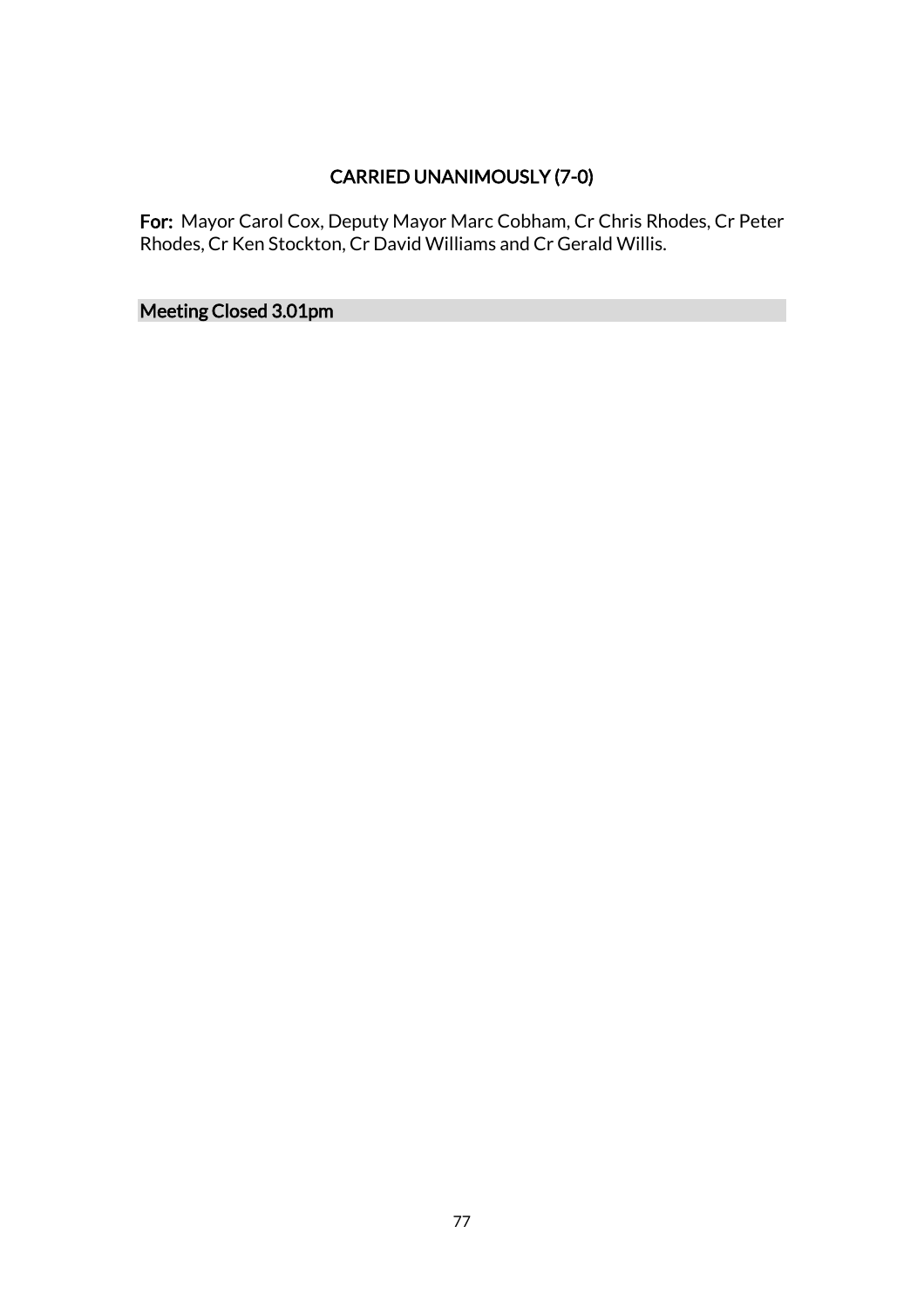**CARRIED UNANIMOUSLY (7-0)**

**For:** Mayor Carol Cox, Deputy Mayor Marc Cobham, Cr Chris Rhodes, Cr Peter Rhodes, Cr Ken Stockton, Cr David Williams and Cr Gerald Willis.

## Meeting Closed 3.01pm